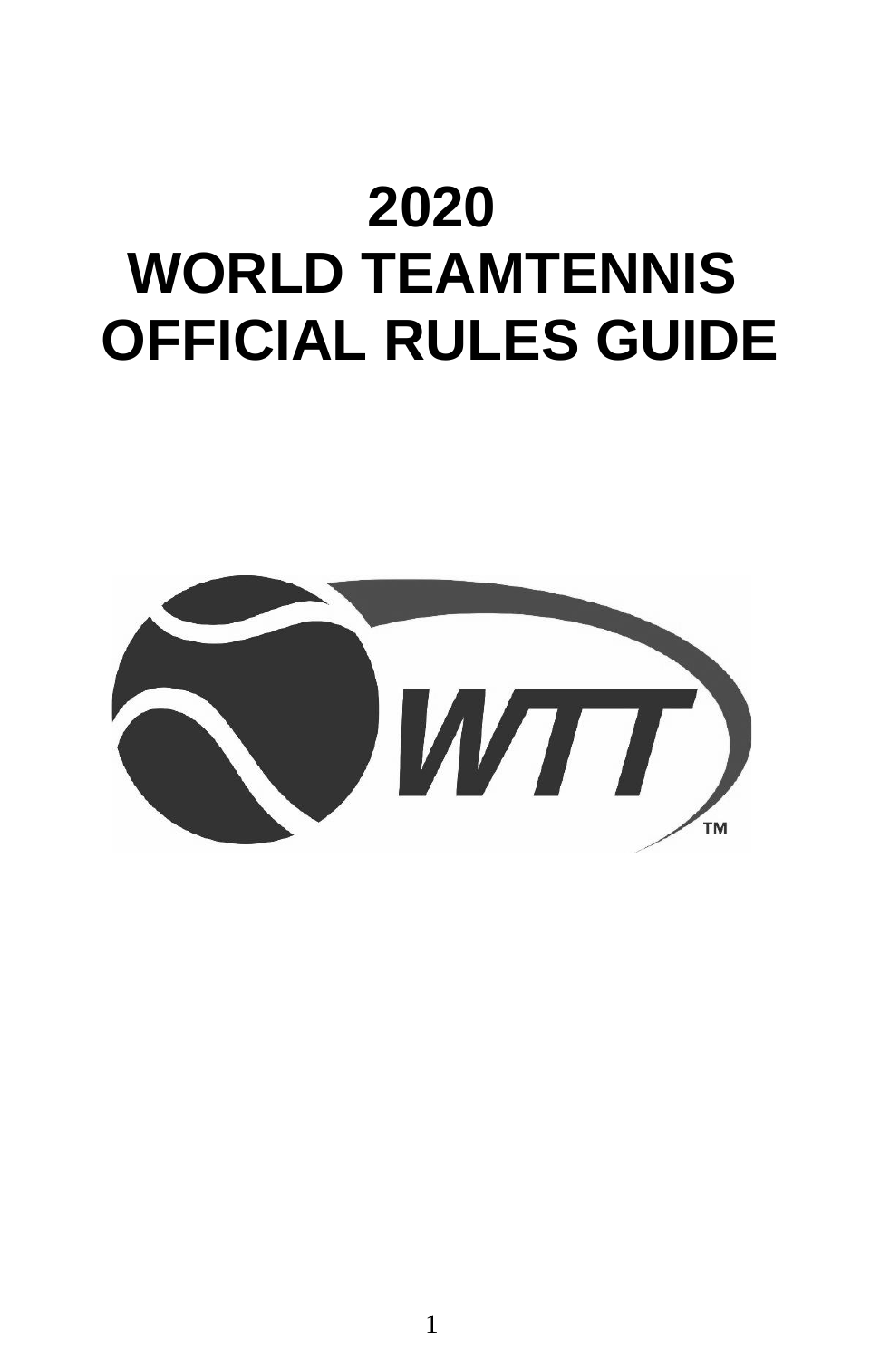# 2020
# WORLD TEAMTENNIS
# OFFICIAL RULES GUIDE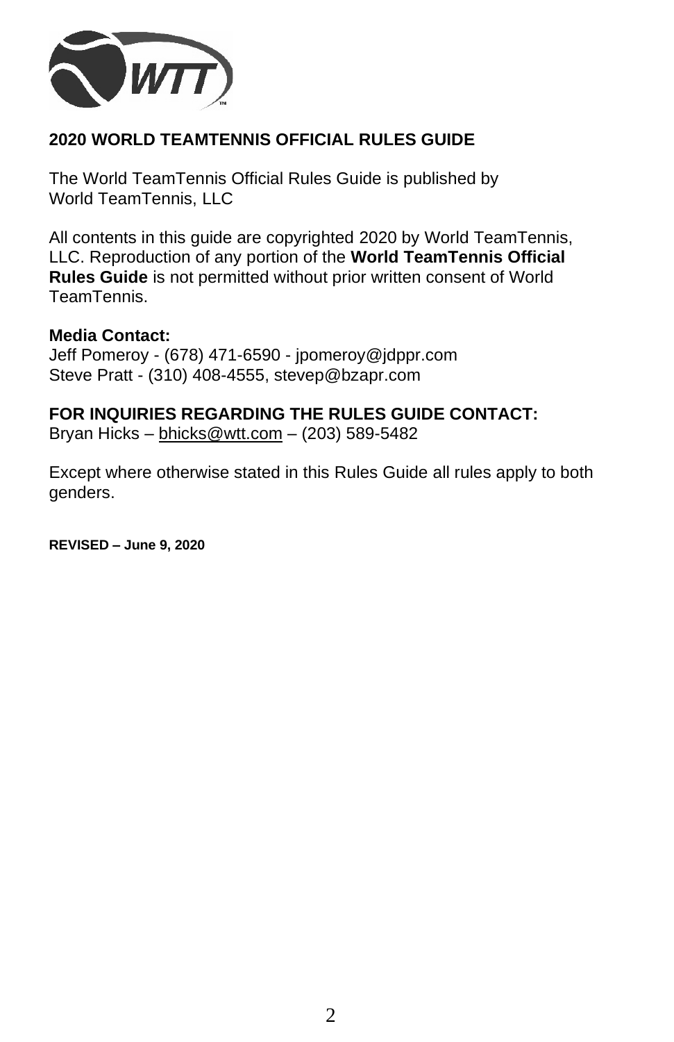## 2020 WORLD TEAMTENNIS OFFICIAL RULES GUIDE

The World TeamTennis Official Rules Guide is published by World TeamTennis, LLC

All contents in this guide are copyrighted 2020 by World TeamTennis, LLC. Reproduction of any portion of the **World TeamTennis Official Rules Guide** is not permitted without prior written consent of World TeamTennis.

**Media Contact:**
Jeff Pomeroy - (678) 471-6590 - jpomeroy@jdppr.com
Steve Pratt - (310) 408-4555, stevep@bzapr.com

**FOR INQUIRIES REGARDING THE RULES GUIDE CONTACT:**
Bryan Hicks – bhicks@wtt.com – (203) 589-5482

Except where otherwise stated in this Rules Guide all rules apply to both genders.

**REVISED – June 9, 2020**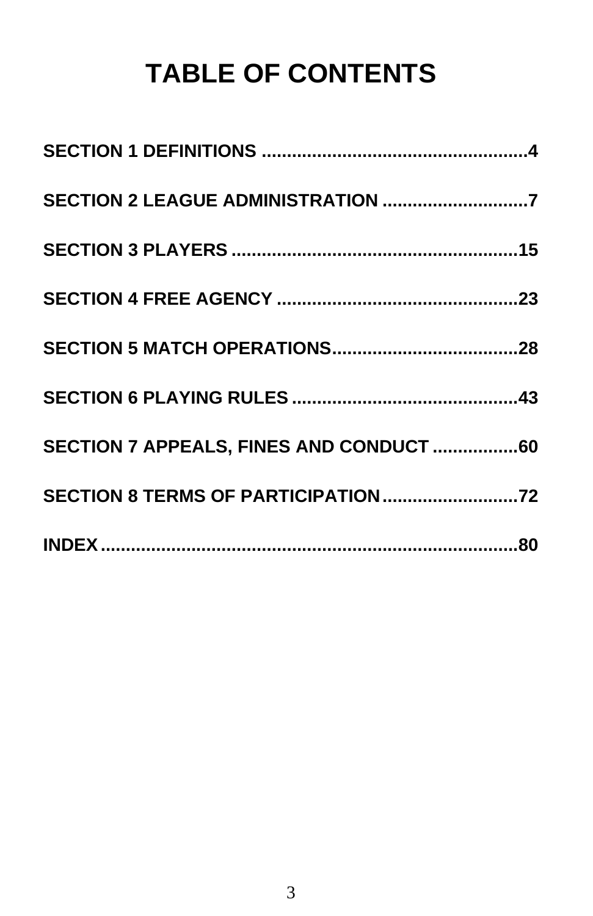# TABLE OF CONTENTS

**SECTION 1 DEFINITIONS ....................................................4**

**SECTION 2 LEAGUE ADMINISTRATION ............................7**

**SECTION 3 PLAYERS ........................................................15**

**SECTION 4 FREE AGENCY ...............................................23**

**SECTION 5 MATCH OPERATIONS.....................................28**

**SECTION 6 PLAYING RULES ............................................43**

**SECTION 7 APPEALS, FINES AND CONDUCT .................60**

**SECTION 8 TERMS OF PARTICIPATION...........................72**

**INDEX ...................................................................................80**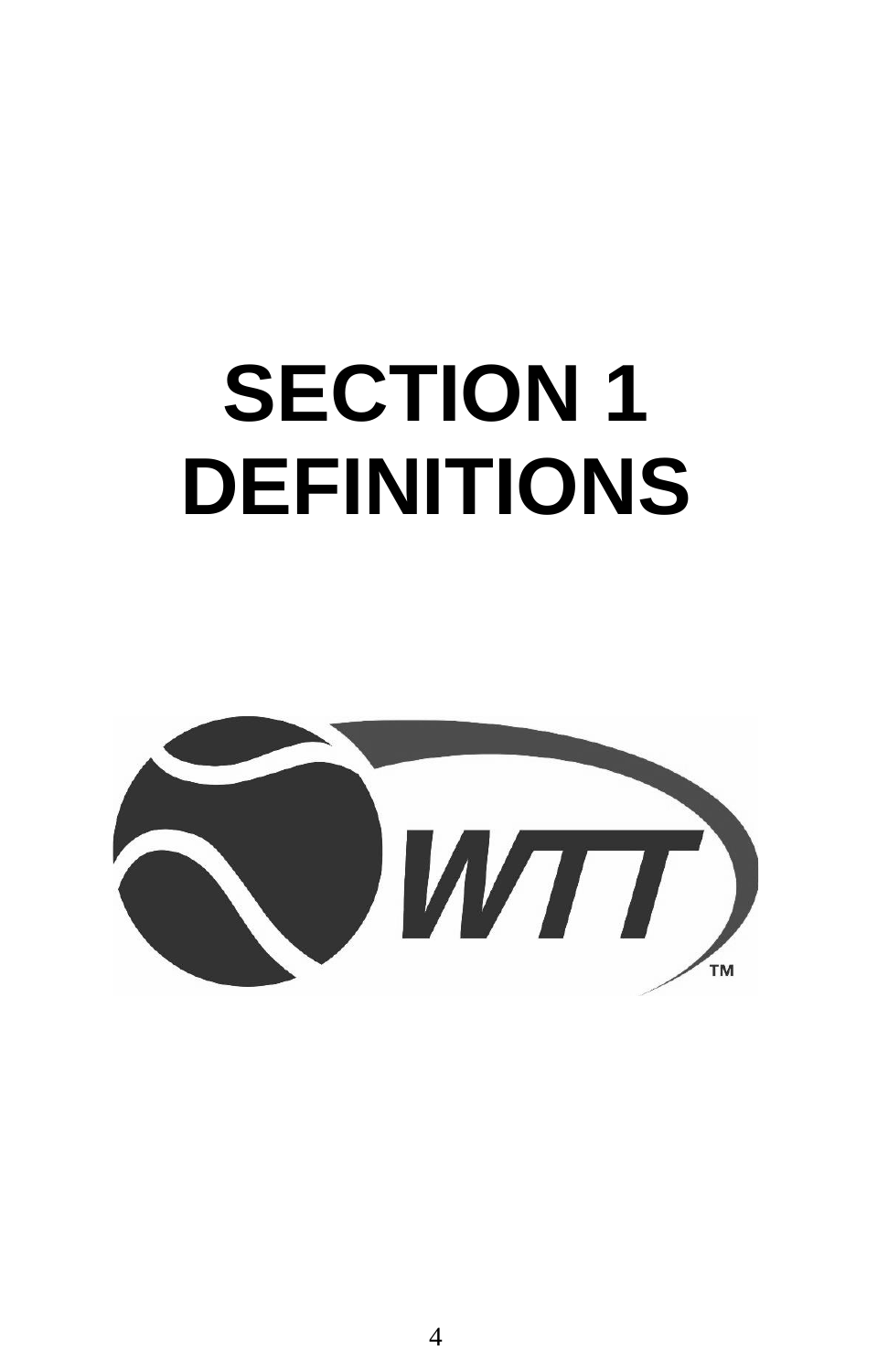# SECTION 1
# DEFINITIONS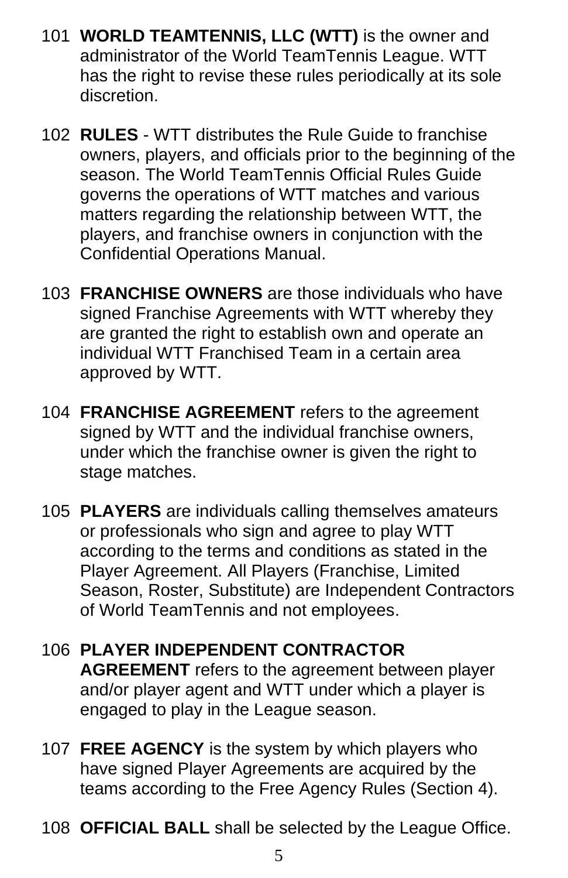101 **WORLD TEAMTENNIS, LLC (WTT)** is the owner and administrator of the World TeamTennis League. WTT has the right to revise these rules periodically at its sole discretion.

102 **RULES** - WTT distributes the Rule Guide to franchise owners, players, and officials prior to the beginning of the season. The World TeamTennis Official Rules Guide governs the operations of WTT matches and various matters regarding the relationship between WTT, the players, and franchise owners in conjunction with the Confidential Operations Manual.

103 **FRANCHISE OWNERS** are those individuals who have signed Franchise Agreements with WTT whereby they are granted the right to establish own and operate an individual WTT Franchised Team in a certain area approved by WTT.

104 **FRANCHISE AGREEMENT** refers to the agreement signed by WTT and the individual franchise owners, under which the franchise owner is given the right to stage matches.

105 **PLAYERS** are individuals calling themselves amateurs or professionals who sign and agree to play WTT according to the terms and conditions as stated in the Player Agreement. All Players (Franchise, Limited Season, Roster, Substitute) are Independent Contractors of World TeamTennis and not employees.

106 **PLAYER INDEPENDENT CONTRACTOR AGREEMENT** refers to the agreement between player and/or player agent and WTT under which a player is engaged to play in the League season.

107 **FREE AGENCY** is the system by which players who have signed Player Agreements are acquired by the teams according to the Free Agency Rules (Section 4).

108 **OFFICIAL BALL** shall be selected by the League Office.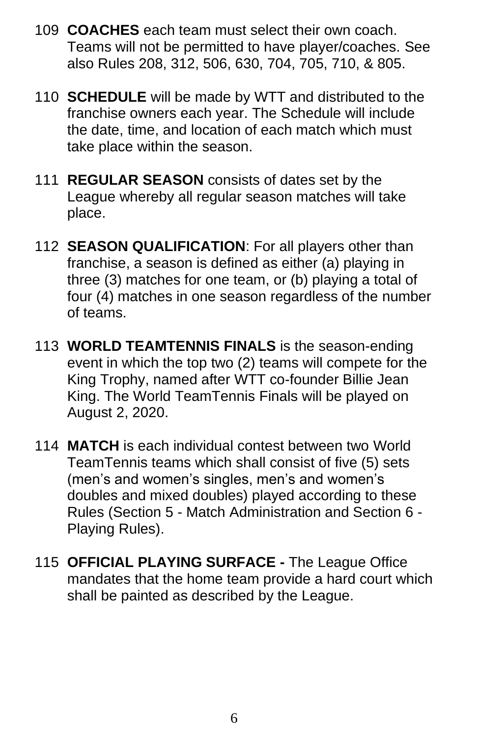109 **COACHES** each team must select their own coach. Teams will not be permitted to have player/coaches. See also Rules 208, 312, 506, 630, 704, 705, 710, & 805.

110 **SCHEDULE** will be made by WTT and distributed to the franchise owners each year. The Schedule will include the date, time, and location of each match which must take place within the season.

111 **REGULAR SEASON** consists of dates set by the League whereby all regular season matches will take place.

112 **SEASON QUALIFICATION**: For all players other than franchise, a season is defined as either (a) playing in three (3) matches for one team, or (b) playing a total of four (4) matches in one season regardless of the number of teams.

113 **WORLD TEAMTENNIS FINALS** is the season-ending event in which the top two (2) teams will compete for the King Trophy, named after WTT co-founder Billie Jean King. The World TeamTennis Finals will be played on August 2, 2020.

114 **MATCH** is each individual contest between two World TeamTennis teams which shall consist of five (5) sets (men's and women's singles, men's and women's doubles and mixed doubles) played according to these Rules (Section 5 - Match Administration and Section 6 - Playing Rules).

115 **OFFICIAL PLAYING SURFACE -** The League Office mandates that the home team provide a hard court which shall be painted as described by the League.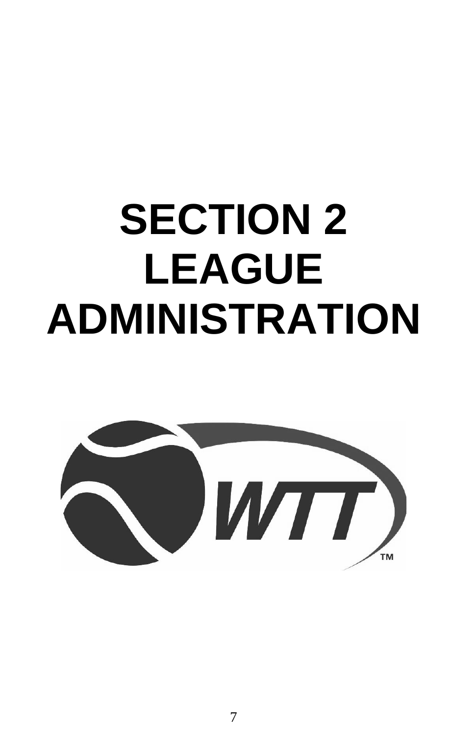# SECTION 2
# LEAGUE ADMINISTRATION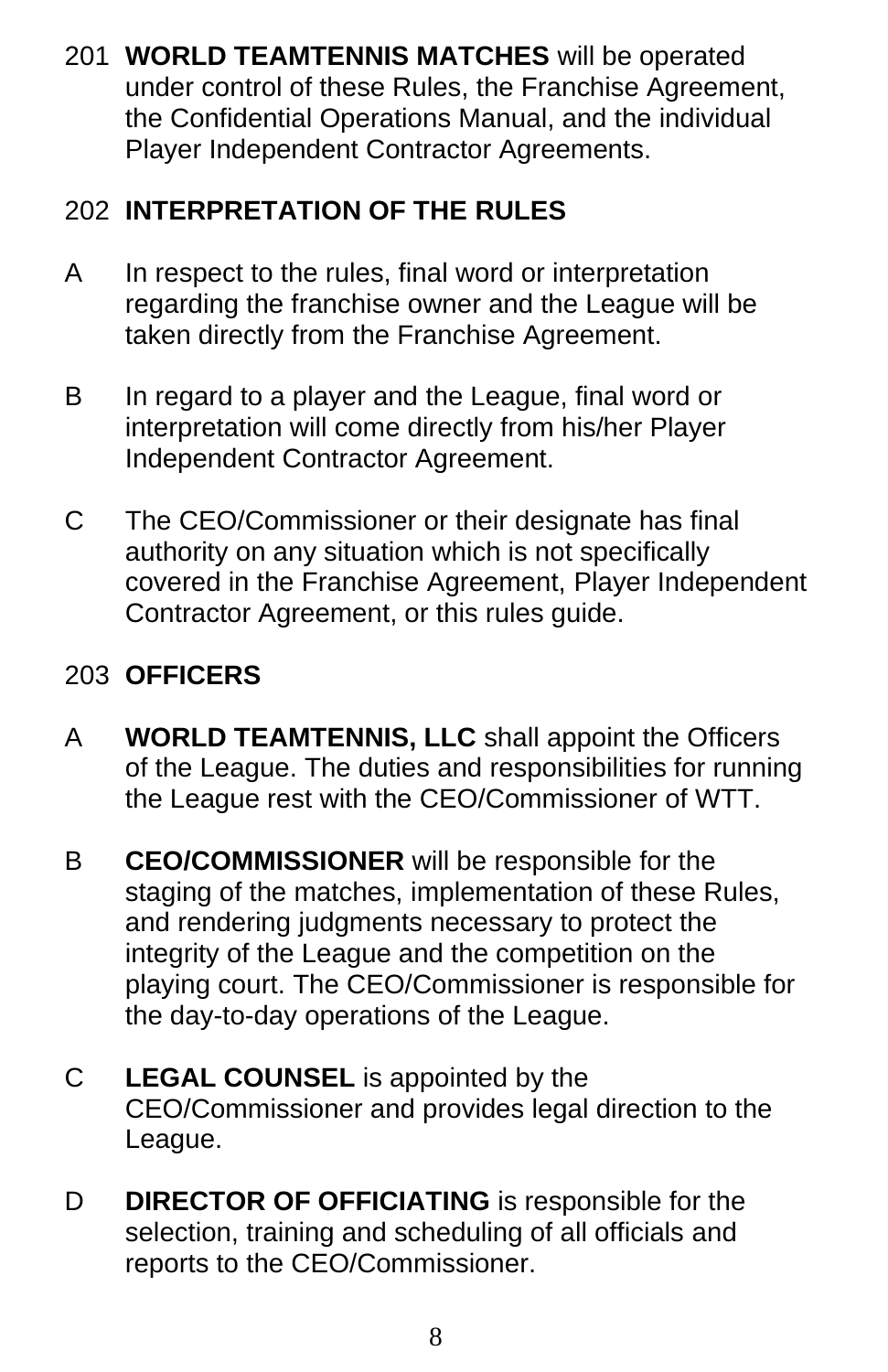201 **WORLD TEAMTENNIS MATCHES** will be operated under control of these Rules, the Franchise Agreement, the Confidential Operations Manual, and the individual Player Independent Contractor Agreements.

202 **INTERPRETATION OF THE RULES**

A In respect to the rules, final word or interpretation regarding the franchise owner and the League will be taken directly from the Franchise Agreement.

B In regard to a player and the League, final word or interpretation will come directly from his/her Player Independent Contractor Agreement.

C The CEO/Commissioner or their designate has final authority on any situation which is not specifically covered in the Franchise Agreement, Player Independent Contractor Agreement, or this rules guide.

203 **OFFICERS**

A **WORLD TEAMTENNIS, LLC** shall appoint the Officers of the League. The duties and responsibilities for running the League rest with the CEO/Commissioner of WTT.

B **CEO/COMMISSIONER** will be responsible for the staging of the matches, implementation of these Rules, and rendering judgments necessary to protect the integrity of the League and the competition on the playing court. The CEO/Commissioner is responsible for the day-to-day operations of the League.

C **LEGAL COUNSEL** is appointed by the CEO/Commissioner and provides legal direction to the League.

D **DIRECTOR OF OFFICIATING** is responsible for the selection, training and scheduling of all officials and reports to the CEO/Commissioner.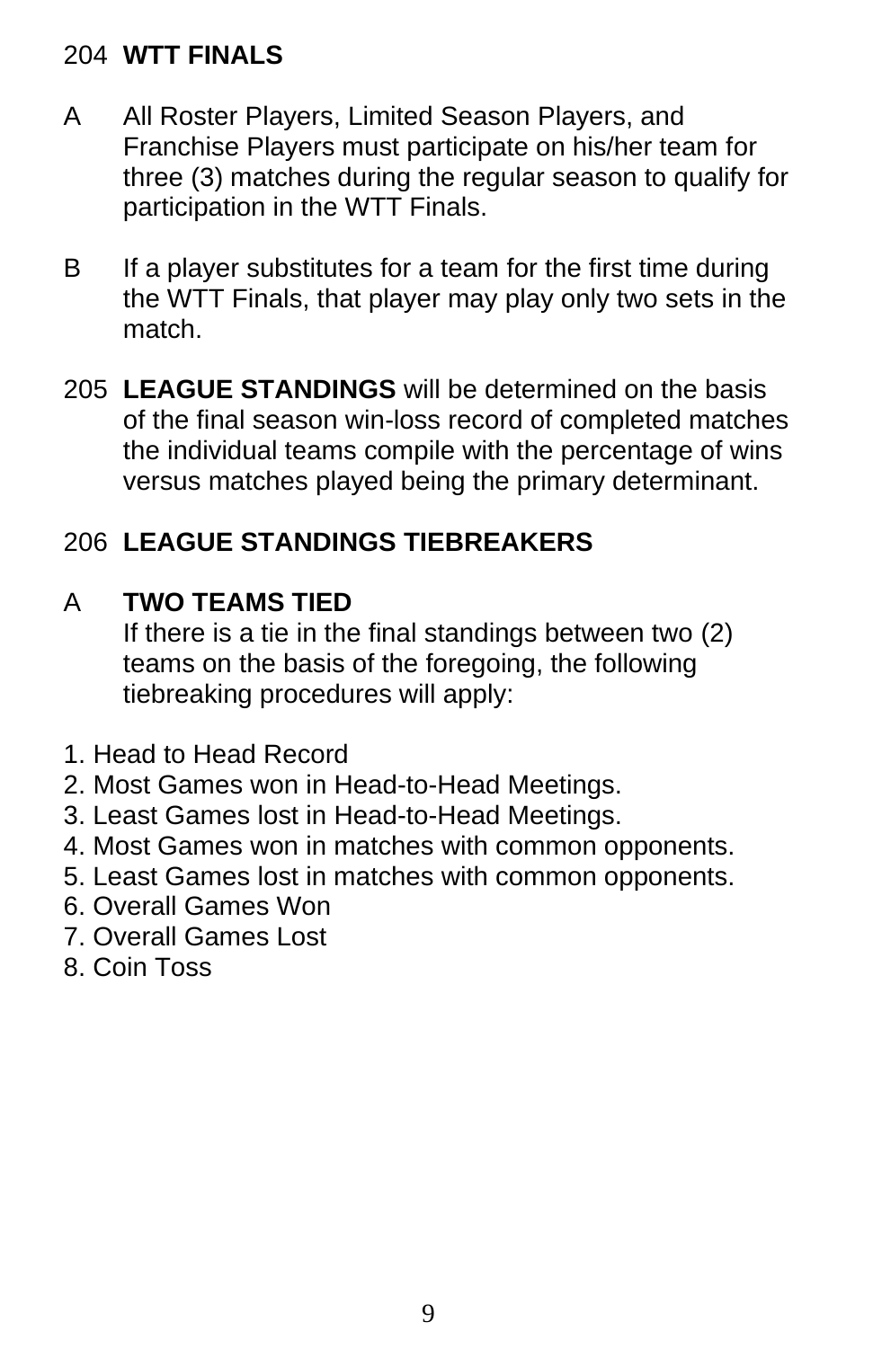## 204 **WTT FINALS**

A All Roster Players, Limited Season Players, and Franchise Players must participate on his/her team for three (3) matches during the regular season to qualify for participation in the WTT Finals.

B If a player substitutes for a team for the first time during the WTT Finals, that player may play only two sets in the match.

205 **LEAGUE STANDINGS** will be determined on the basis of the final season win-loss record of completed matches the individual teams compile with the percentage of wins versus matches played being the primary determinant.

## 206 **LEAGUE STANDINGS TIEBREAKERS**

### A **TWO TEAMS TIED**

If there is a tie in the final standings between two (2) teams on the basis of the foregoing, the following tiebreaking procedures will apply:

1. Head to Head Record
2. Most Games won in Head-to-Head Meetings.
3. Least Games lost in Head-to-Head Meetings.
4. Most Games won in matches with common opponents.
5. Least Games lost in matches with common opponents.
6. Overall Games Won
7. Overall Games Lost
8. Coin Toss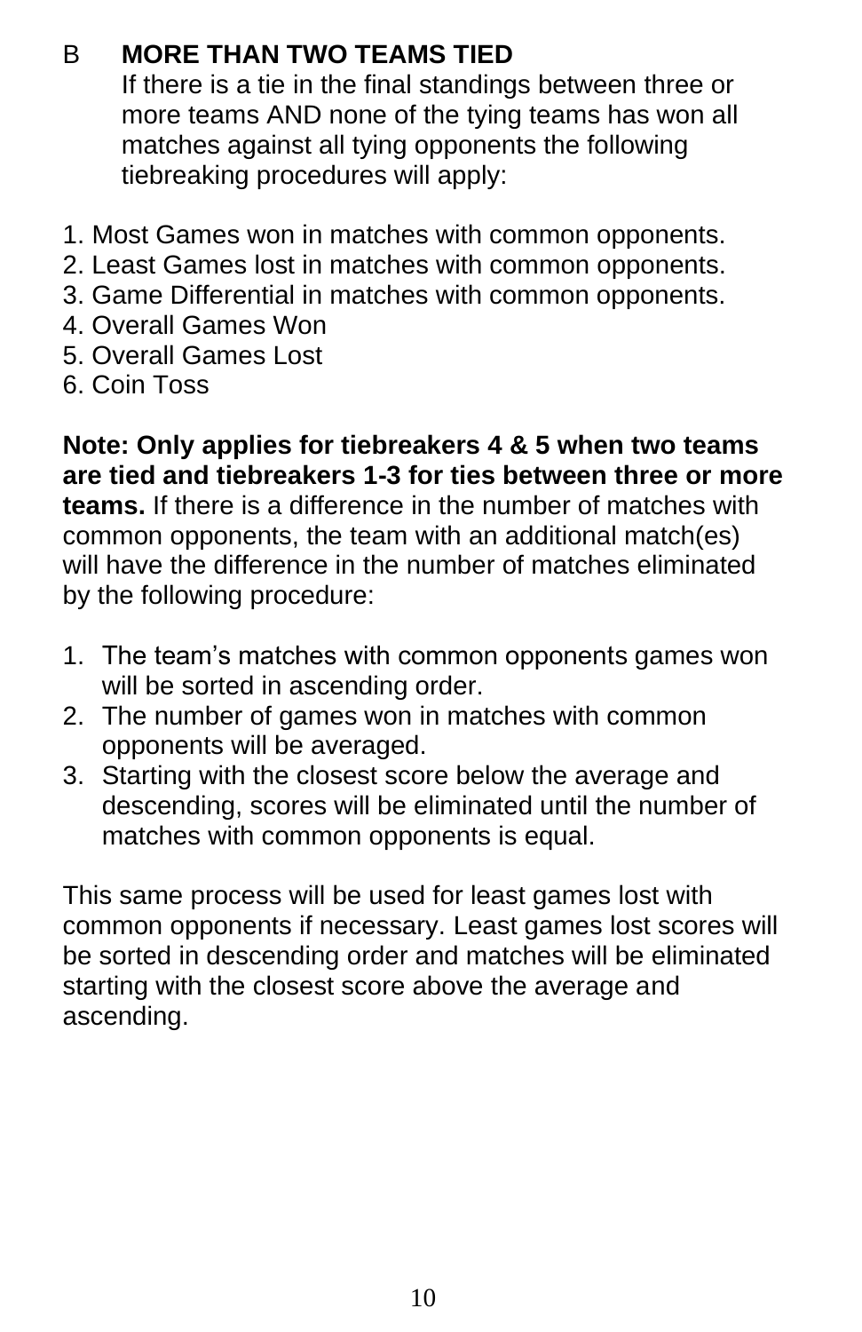## B MORE THAN TWO TEAMS TIED

If there is a tie in the final standings between three or more teams AND none of the tying teams has won all matches against all tying opponents the following tiebreaking procedures will apply:

1. Most Games won in matches with common opponents.
2. Least Games lost in matches with common opponents.
3. Game Differential in matches with common opponents.
4. Overall Games Won
5. Overall Games Lost
6. Coin Toss

**Note: Only applies for tiebreakers 4 & 5 when two teams are tied and tiebreakers 1-3 for ties between three or more teams.** If there is a difference in the number of matches with common opponents, the team with an additional match(es) will have the difference in the number of matches eliminated by the following procedure:

1. The team's matches with common opponents games won will be sorted in ascending order.
2. The number of games won in matches with common opponents will be averaged.
3. Starting with the closest score below the average and descending, scores will be eliminated until the number of matches with common opponents is equal.

This same process will be used for least games lost with common opponents if necessary. Least games lost scores will be sorted in descending order and matches will be eliminated starting with the closest score above the average and ascending.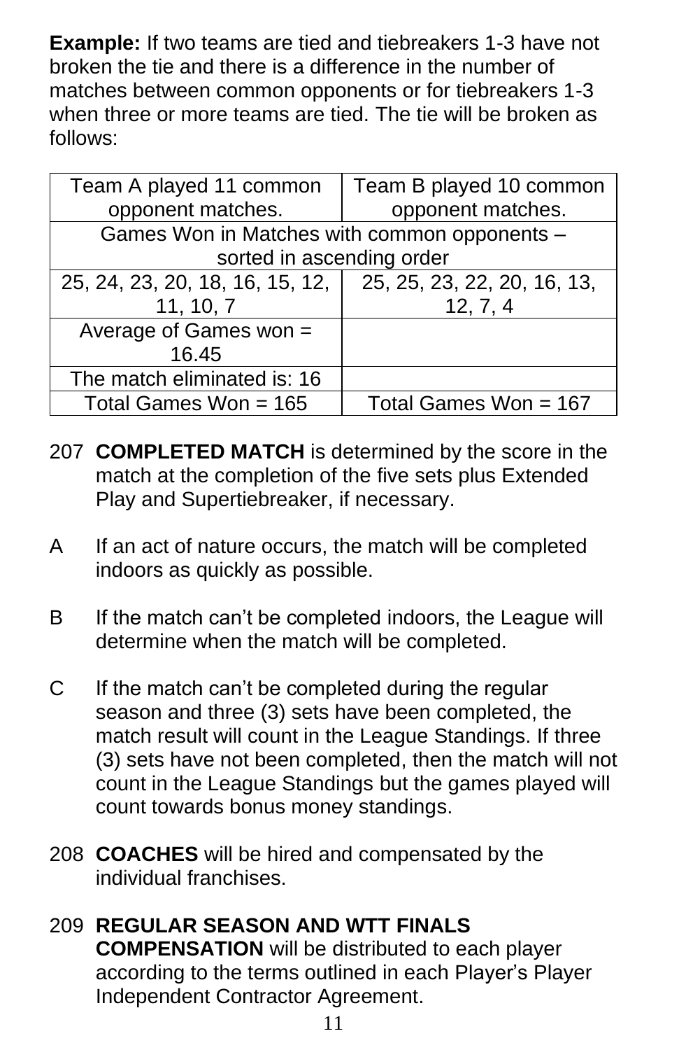**Example:** If two teams are tied and tiebreakers 1-3 have not broken the tie and there is a difference in the number of matches between common opponents or for tiebreakers 1-3 when three or more teams are tied. The tie will be broken as follows:

| Team A played 11 common opponent matches. | Team B played 10 common opponent matches. |
|---|---|
| Games Won in Matches with common opponents – sorted in ascending order | |
| 25, 24, 23, 20, 18, 16, 15, 12, 11, 10, 7 | 25, 25, 23, 22, 20, 16, 13, 12, 7, 4 |
| Average of Games won = 16.45 | |
| The match eliminated is: 16 | |
| Total Games Won = 165 | Total Games Won = 167 |

207 **COMPLETED MATCH** is determined by the score in the match at the completion of the five sets plus Extended Play and Supertiebreaker, if necessary.

A If an act of nature occurs, the match will be completed indoors as quickly as possible.

B If the match can't be completed indoors, the League will determine when the match will be completed.

C If the match can't be completed during the regular season and three (3) sets have been completed, the match result will count in the League Standings. If three (3) sets have not been completed, then the match will not count in the League Standings but the games played will count towards bonus money standings.

208 **COACHES** will be hired and compensated by the individual franchises.

209 **REGULAR SEASON AND WTT FINALS COMPENSATION** will be distributed to each player according to the terms outlined in each Player's Player Independent Contractor Agreement.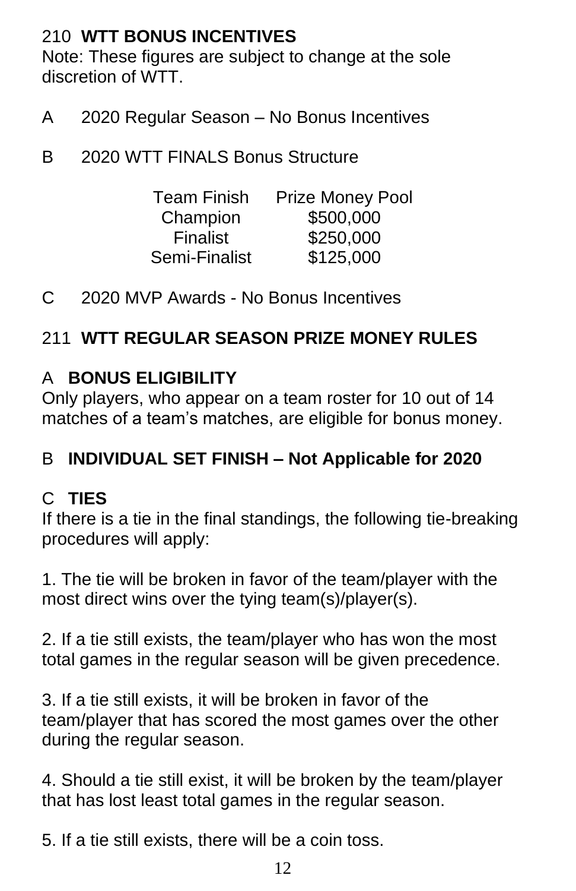## 210 **WTT BONUS INCENTIVES**

Note: These figures are subject to change at the sole discretion of WTT.

A 2020 Regular Season – No Bonus Incentives

B 2020 WTT FINALS Bonus Structure

| Team Finish | Prize Money Pool |
|---|---|
| Champion | $500,000 |
| Finalist | $250,000 |
| Semi-Finalist | $125,000 |

C 2020 MVP Awards - No Bonus Incentives

## 211 **WTT REGULAR SEASON PRIZE MONEY RULES**

### A **BONUS ELIGIBILITY**

Only players, who appear on a team roster for 10 out of 14 matches of a team's matches, are eligible for bonus money.

### B **INDIVIDUAL SET FINISH – Not Applicable for 2020**

### C **TIES**

If there is a tie in the final standings, the following tie-breaking procedures will apply:

1. The tie will be broken in favor of the team/player with the most direct wins over the tying team(s)/player(s).

2. If a tie still exists, the team/player who has won the most total games in the regular season will be given precedence.

3. If a tie still exists, it will be broken in favor of the team/player that has scored the most games over the other during the regular season.

4. Should a tie still exist, it will be broken by the team/player that has lost least total games in the regular season.

5. If a tie still exists, there will be a coin toss.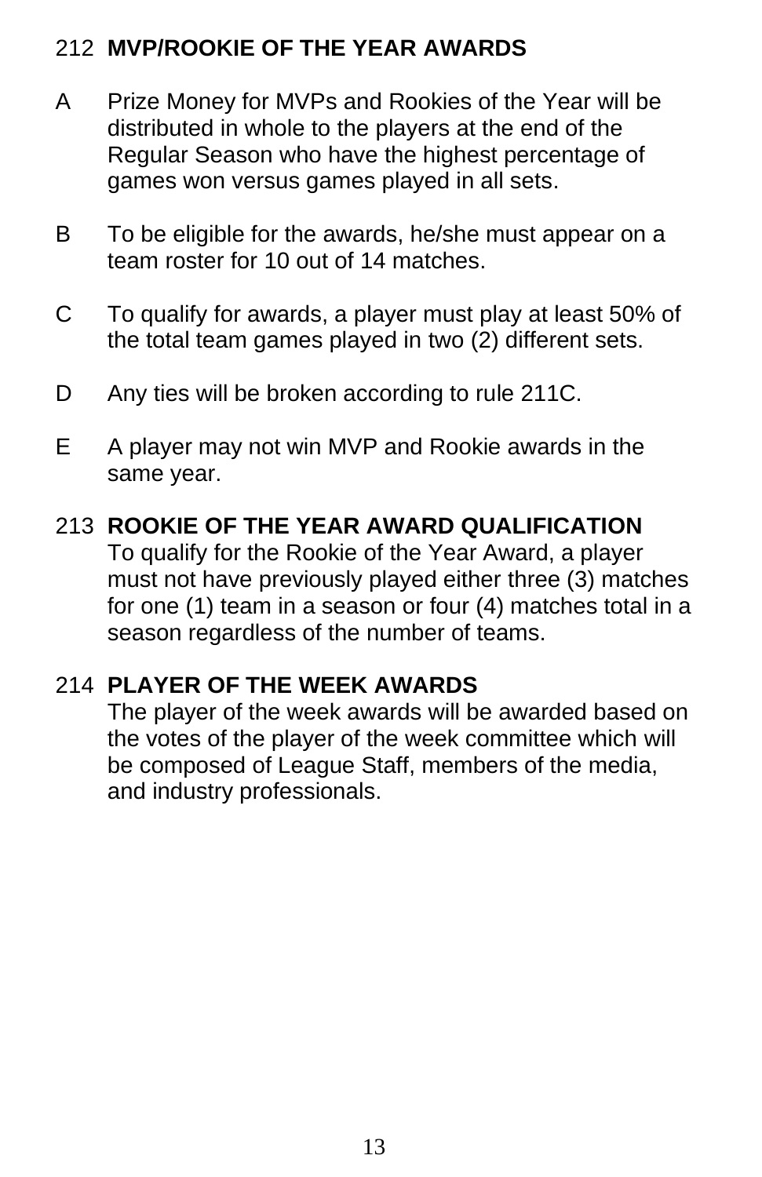## 212 MVP/ROOKIE OF THE YEAR AWARDS

A Prize Money for MVPs and Rookies of the Year will be distributed in whole to the players at the end of the Regular Season who have the highest percentage of games won versus games played in all sets.

B To be eligible for the awards, he/she must appear on a team roster for 10 out of 14 matches.

C To qualify for awards, a player must play at least 50% of the total team games played in two (2) different sets.

D Any ties will be broken according to rule 211C.

E A player may not win MVP and Rookie awards in the same year.

## 213 ROOKIE OF THE YEAR AWARD QUALIFICATION

To qualify for the Rookie of the Year Award, a player must not have previously played either three (3) matches for one (1) team in a season or four (4) matches total in a season regardless of the number of teams.

## 214 PLAYER OF THE WEEK AWARDS

The player of the week awards will be awarded based on the votes of the player of the week committee which will be composed of League Staff, members of the media, and industry professionals.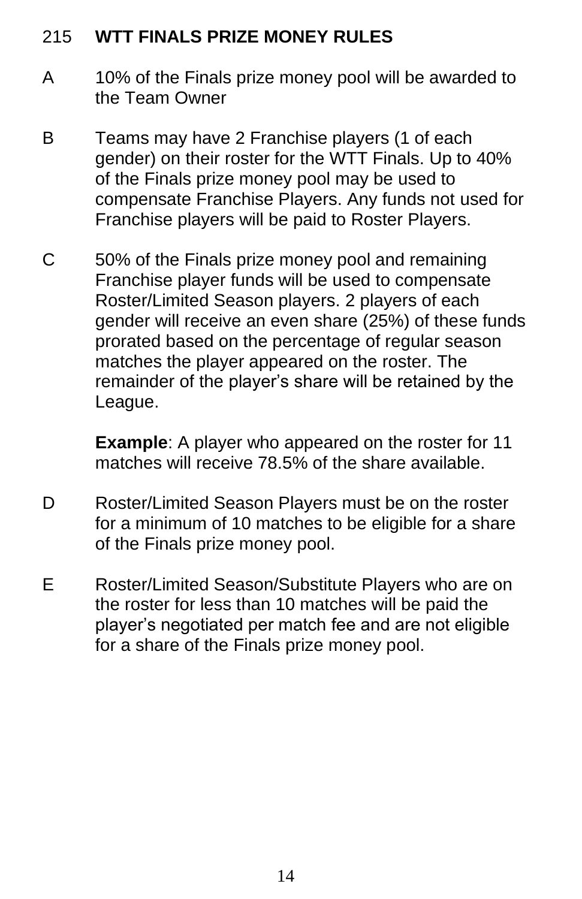## 215 WTT FINALS PRIZE MONEY RULES

A 10% of the Finals prize money pool will be awarded to the Team Owner

B Teams may have 2 Franchise players (1 of each gender) on their roster for the WTT Finals. Up to 40% of the Finals prize money pool may be used to compensate Franchise Players. Any funds not used for Franchise players will be paid to Roster Players.

C 50% of the Finals prize money pool and remaining Franchise player funds will be used to compensate Roster/Limited Season players. 2 players of each gender will receive an even share (25%) of these funds prorated based on the percentage of regular season matches the player appeared on the roster. The remainder of the player's share will be retained by the League.

**Example**: A player who appeared on the roster for 11 matches will receive 78.5% of the share available.

D Roster/Limited Season Players must be on the roster for a minimum of 10 matches to be eligible for a share of the Finals prize money pool.

E Roster/Limited Season/Substitute Players who are on the roster for less than 10 matches will be paid the player's negotiated per match fee and are not eligible for a share of the Finals prize money pool.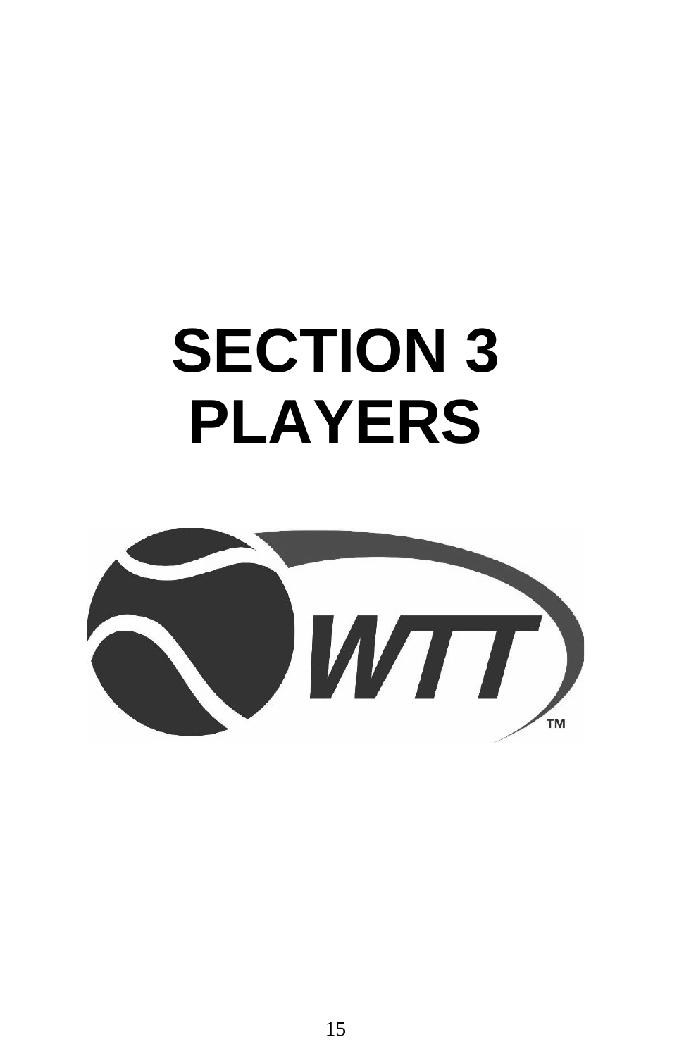# SECTION 3
# PLAYERS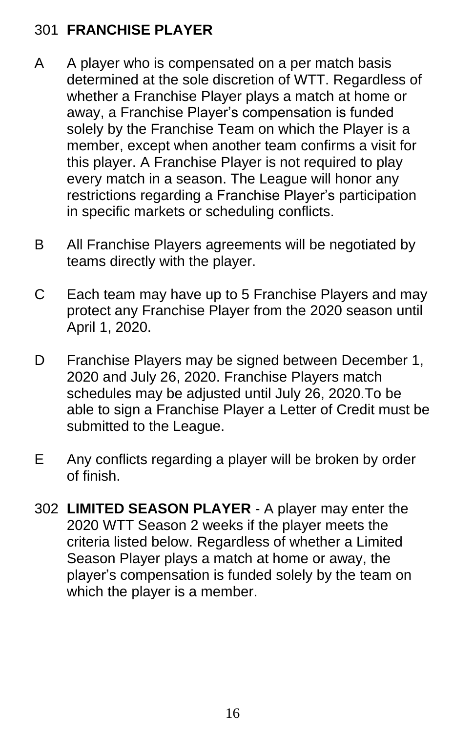## 301 FRANCHISE PLAYER

A A player who is compensated on a per match basis determined at the sole discretion of WTT. Regardless of whether a Franchise Player plays a match at home or away, a Franchise Player's compensation is funded solely by the Franchise Team on which the Player is a member, except when another team confirms a visit for this player. A Franchise Player is not required to play every match in a season. The League will honor any restrictions regarding a Franchise Player's participation in specific markets or scheduling conflicts.

B All Franchise Players agreements will be negotiated by teams directly with the player.

C Each team may have up to 5 Franchise Players and may protect any Franchise Player from the 2020 season until April 1, 2020.

D Franchise Players may be signed between December 1, 2020 and July 26, 2020. Franchise Players match schedules may be adjusted until July 26, 2020.To be able to sign a Franchise Player a Letter of Credit must be submitted to the League.

E Any conflicts regarding a player will be broken by order of finish.

## 302 LIMITED SEASON PLAYER

**LIMITED SEASON PLAYER** - A player may enter the 2020 WTT Season 2 weeks if the player meets the criteria listed below. Regardless of whether a Limited Season Player plays a match at home or away, the player's compensation is funded solely by the team on which the player is a member.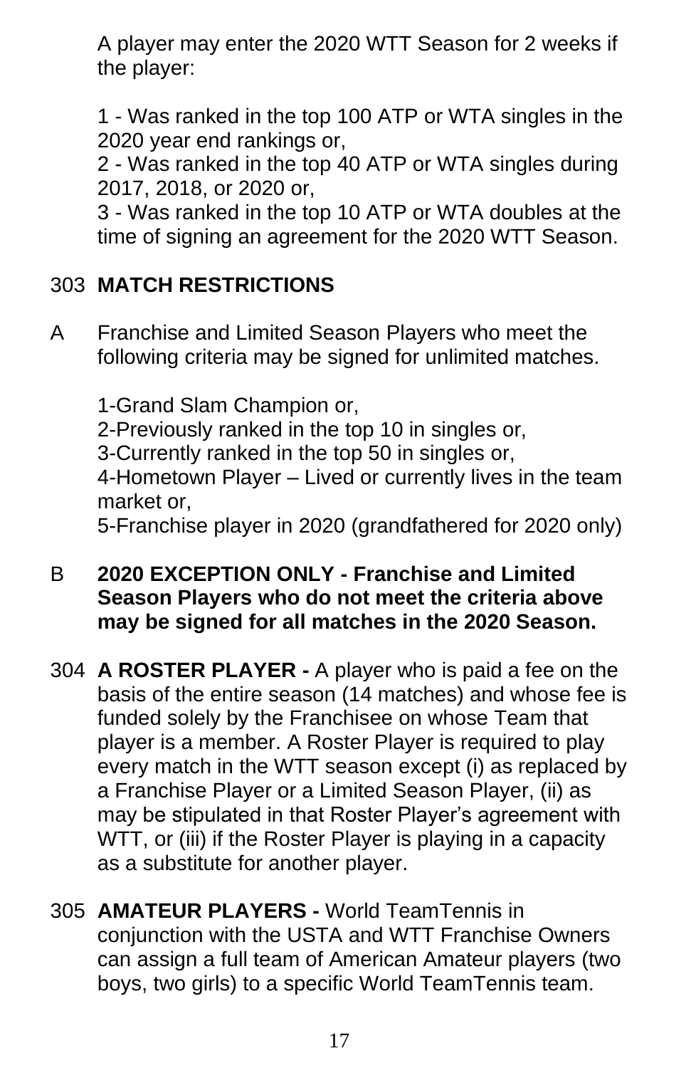A player may enter the 2020 WTT Season for 2 weeks if the player:

1 - Was ranked in the top 100 ATP or WTA singles in the 2020 year end rankings or,
2 - Was ranked in the top 40 ATP or WTA singles during 2017, 2018, or 2020 or,
3 - Was ranked in the top 10 ATP or WTA doubles at the time of signing an agreement for the 2020 WTT Season.

303 **MATCH RESTRICTIONS**

A Franchise and Limited Season Players who meet the following criteria may be signed for unlimited matches.

1-Grand Slam Champion or,
2-Previously ranked in the top 10 in singles or,
3-Currently ranked in the top 50 in singles or,
4-Hometown Player – Lived or currently lives in the team market or,
5-Franchise player in 2020 (grandfathered for 2020 only)

B **2020 EXCEPTION ONLY - Franchise and Limited Season Players who do not meet the criteria above may be signed for all matches in the 2020 Season.**

304 **A ROSTER PLAYER -** A player who is paid a fee on the basis of the entire season (14 matches) and whose fee is funded solely by the Franchisee on whose Team that player is a member. A Roster Player is required to play every match in the WTT season except (i) as replaced by a Franchise Player or a Limited Season Player, (ii) as may be stipulated in that Roster Player's agreement with WTT, or (iii) if the Roster Player is playing in a capacity as a substitute for another player.

305 **AMATEUR PLAYERS -** World TeamTennis in conjunction with the USTA and WTT Franchise Owners can assign a full team of American Amateur players (two boys, two girls) to a specific World TeamTennis team.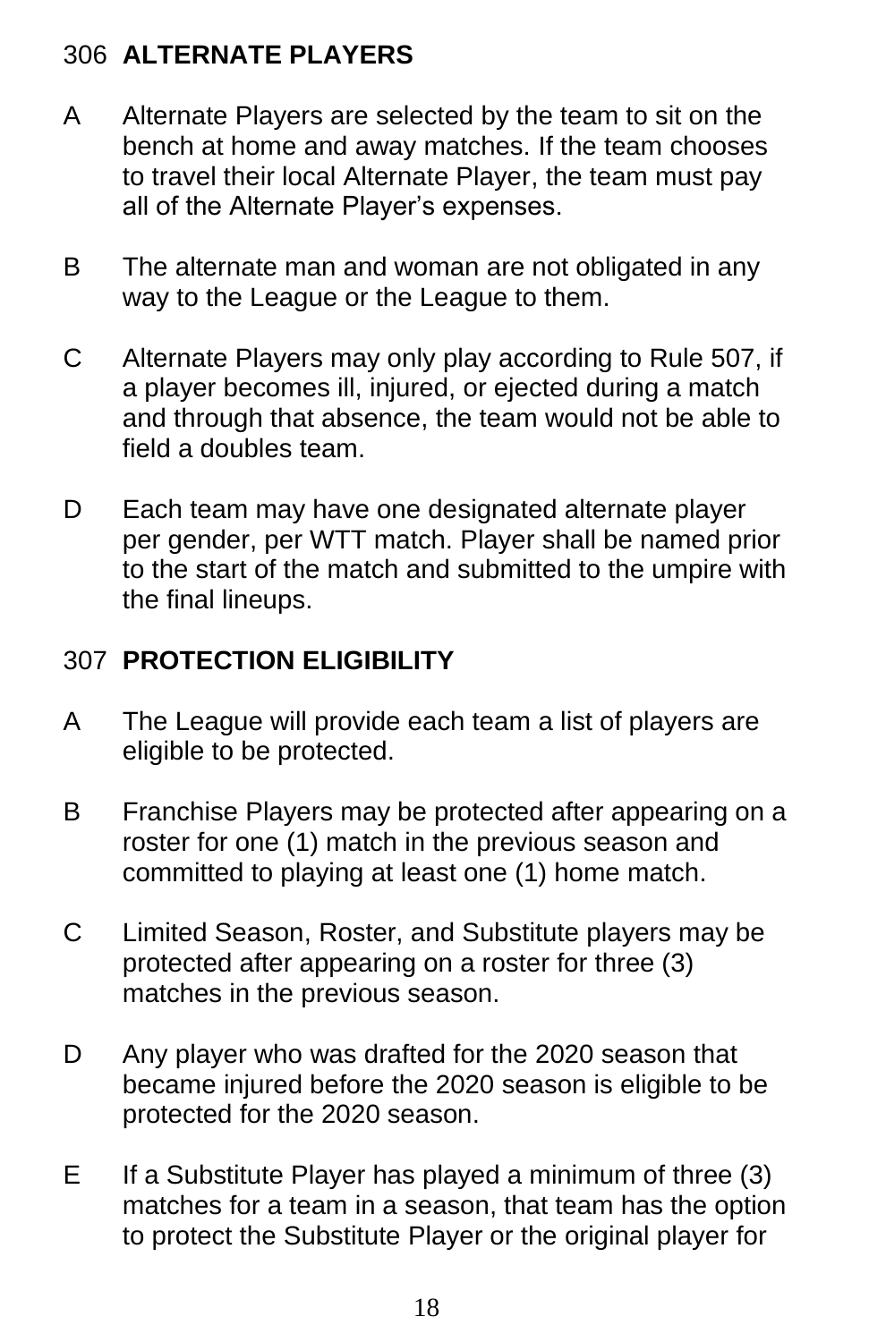## 306 ALTERNATE PLAYERS

A Alternate Players are selected by the team to sit on the bench at home and away matches. If the team chooses to travel their local Alternate Player, the team must pay all of the Alternate Player's expenses.

B The alternate man and woman are not obligated in any way to the League or the League to them.

C Alternate Players may only play according to Rule 507, if a player becomes ill, injured, or ejected during a match and through that absence, the team would not be able to field a doubles team.

D Each team may have one designated alternate player per gender, per WTT match. Player shall be named prior to the start of the match and submitted to the umpire with the final lineups.

## 307 PROTECTION ELIGIBILITY

A The League will provide each team a list of players are eligible to be protected.

B Franchise Players may be protected after appearing on a roster for one (1) match in the previous season and committed to playing at least one (1) home match.

C Limited Season, Roster, and Substitute players may be protected after appearing on a roster for three (3) matches in the previous season.

D Any player who was drafted for the 2020 season that became injured before the 2020 season is eligible to be protected for the 2020 season.

E If a Substitute Player has played a minimum of three (3) matches for a team in a season, that team has the option to protect the Substitute Player or the original player for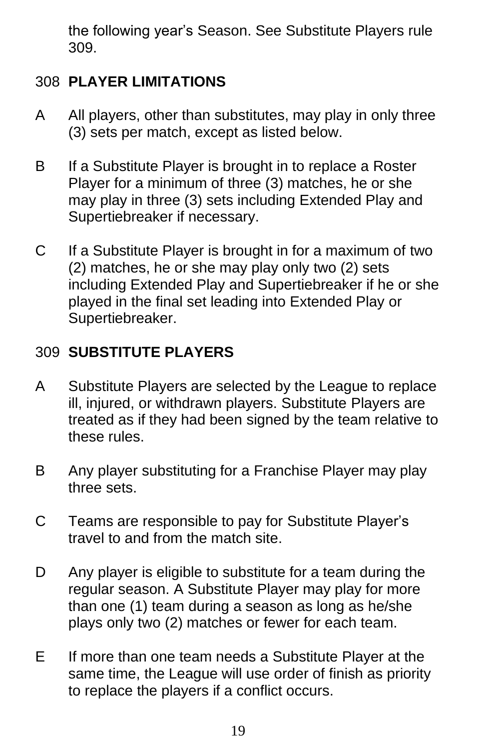the following year's Season. See Substitute Players rule 309.

## 308 PLAYER LIMITATIONS

A All players, other than substitutes, may play in only three (3) sets per match, except as listed below.

B If a Substitute Player is brought in to replace a Roster Player for a minimum of three (3) matches, he or she may play in three (3) sets including Extended Play and Supertiebreaker if necessary.

C If a Substitute Player is brought in for a maximum of two (2) matches, he or she may play only two (2) sets including Extended Play and Supertiebreaker if he or she played in the final set leading into Extended Play or Supertiebreaker.

## 309 SUBSTITUTE PLAYERS

A Substitute Players are selected by the League to replace ill, injured, or withdrawn players. Substitute Players are treated as if they had been signed by the team relative to these rules.

B Any player substituting for a Franchise Player may play three sets.

C Teams are responsible to pay for Substitute Player's travel to and from the match site.

D Any player is eligible to substitute for a team during the regular season. A Substitute Player may play for more than one (1) team during a season as long as he/she plays only two (2) matches or fewer for each team.

E If more than one team needs a Substitute Player at the same time, the League will use order of finish as priority to replace the players if a conflict occurs.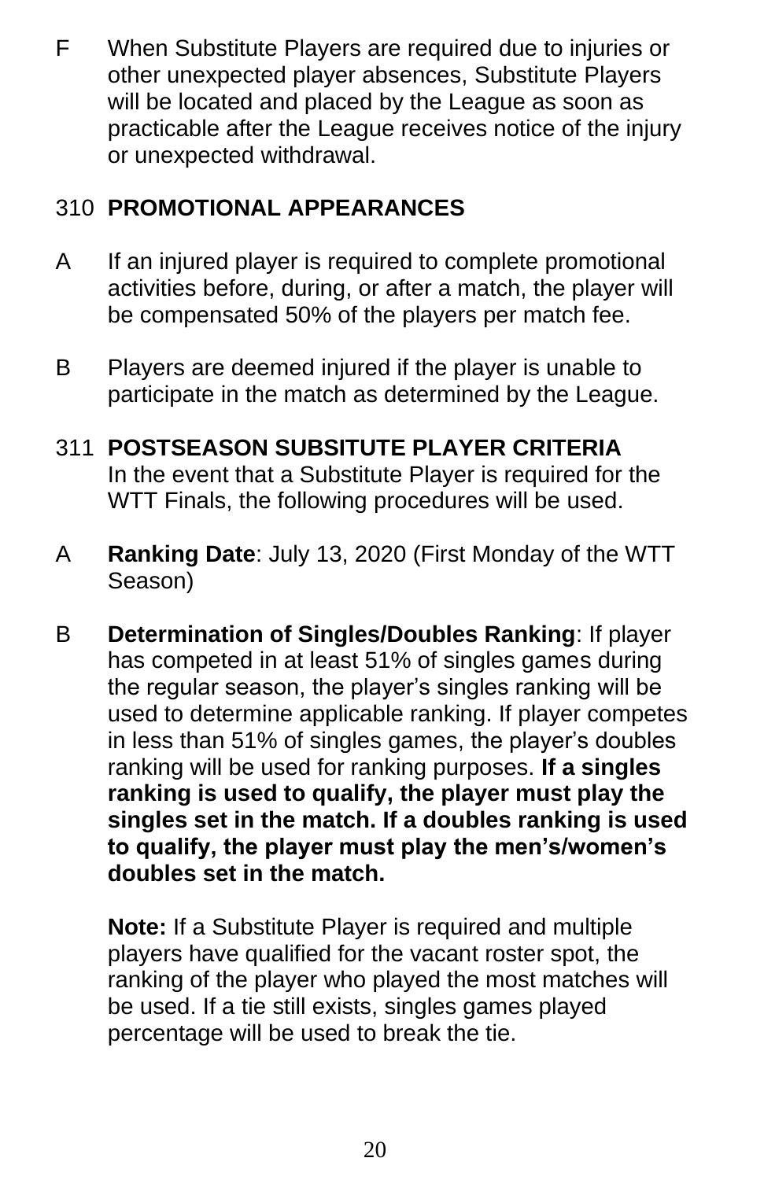F When Substitute Players are required due to injuries or other unexpected player absences, Substitute Players will be located and placed by the League as soon as practicable after the League receives notice of the injury or unexpected withdrawal.

## 310 PROMOTIONAL APPEARANCES

A If an injured player is required to complete promotional activities before, during, or after a match, the player will be compensated 50% of the players per match fee.

B Players are deemed injured if the player is unable to participate in the match as determined by the League.

## 311 POSTSEASON SUBSITUTE PLAYER CRITERIA

In the event that a Substitute Player is required for the WTT Finals, the following procedures will be used.

A **Ranking Date**: July 13, 2020 (First Monday of the WTT Season)

B **Determination of Singles/Doubles Ranking**: If player has competed in at least 51% of singles games during the regular season, the player's singles ranking will be used to determine applicable ranking. If player competes in less than 51% of singles games, the player's doubles ranking will be used for ranking purposes. **If a singles ranking is used to qualify, the player must play the singles set in the match. If a doubles ranking is used to qualify, the player must play the men's/women's doubles set in the match.**

**Note:** If a Substitute Player is required and multiple players have qualified for the vacant roster spot, the ranking of the player who played the most matches will be used. If a tie still exists, singles games played percentage will be used to break the tie.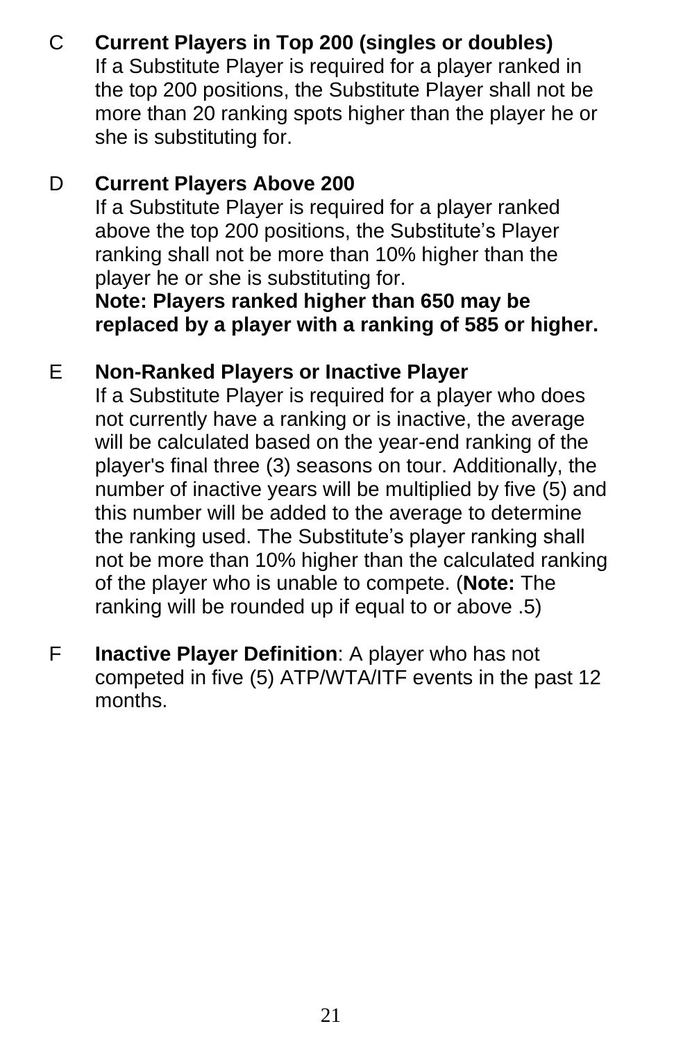C **Current Players in Top 200 (singles or doubles)**
If a Substitute Player is required for a player ranked in the top 200 positions, the Substitute Player shall not be more than 20 ranking spots higher than the player he or she is substituting for.

D **Current Players Above 200**
If a Substitute Player is required for a player ranked above the top 200 positions, the Substitute's Player ranking shall not be more than 10% higher than the player he or she is substituting for.
**Note: Players ranked higher than 650 may be replaced by a player with a ranking of 585 or higher.**

E **Non-Ranked Players or Inactive Player**
If a Substitute Player is required for a player who does not currently have a ranking or is inactive, the average will be calculated based on the year-end ranking of the player's final three (3) seasons on tour. Additionally, the number of inactive years will be multiplied by five (5) and this number will be added to the average to determine the ranking used. The Substitute's player ranking shall not be more than 10% higher than the calculated ranking of the player who is unable to compete. (**Note:** The ranking will be rounded up if equal to or above .5)

F **Inactive Player Definition**: A player who has not competed in five (5) ATP/WTA/ITF events in the past 12 months.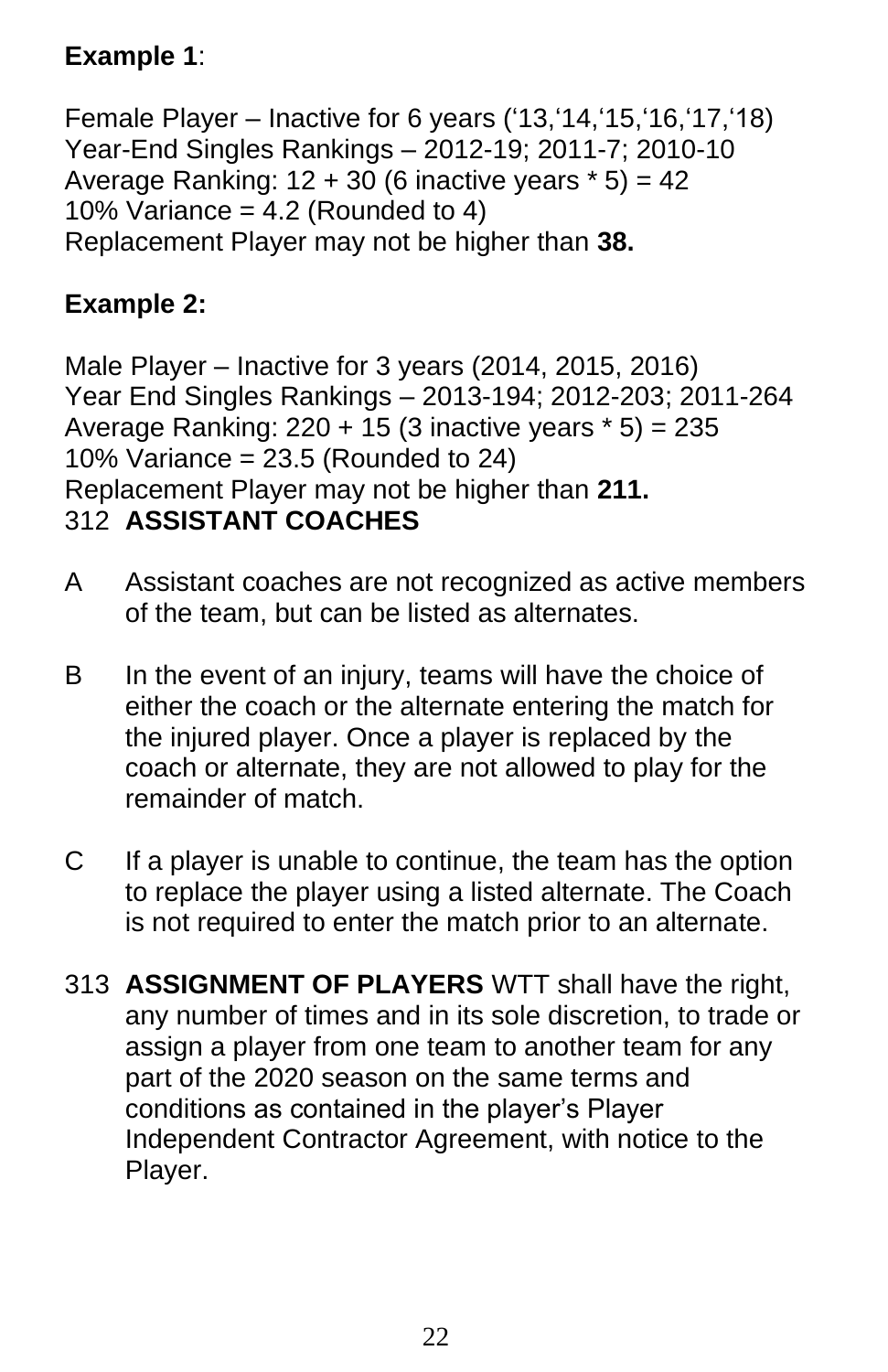**Example 1**:

Female Player – Inactive for 6 years (‘13,‘14,‘15,‘16,‘17,‘18)
Year-End Singles Rankings – 2012-19; 2011-7; 2010-10
Average Ranking: 12 + 30 (6 inactive years * 5) = 42
10% Variance = 4.2 (Rounded to 4)
Replacement Player may not be higher than **38.**

**Example 2:**

Male Player – Inactive for 3 years (2014, 2015, 2016)
Year End Singles Rankings – 2013-194; 2012-203; 2011-264
Average Ranking: 220 + 15 (3 inactive years * 5) = 235
10% Variance = 23.5 (Rounded to 24)
Replacement Player may not be higher than **211.**

312 **ASSISTANT COACHES**

A Assistant coaches are not recognized as active members of the team, but can be listed as alternates.

B In the event of an injury, teams will have the choice of either the coach or the alternate entering the match for the injured player. Once a player is replaced by the coach or alternate, they are not allowed to play for the remainder of match.

C If a player is unable to continue, the team has the option to replace the player using a listed alternate. The Coach is not required to enter the match prior to an alternate.

313 **ASSIGNMENT OF PLAYERS** WTT shall have the right, any number of times and in its sole discretion, to trade or assign a player from one team to another team for any part of the 2020 season on the same terms and conditions as contained in the player’s Player Independent Contractor Agreement, with notice to the Player.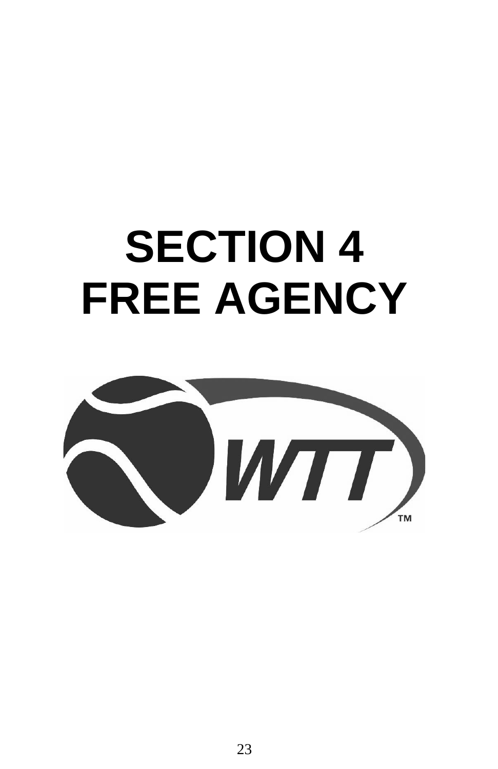# SECTION 4
# FREE AGENCY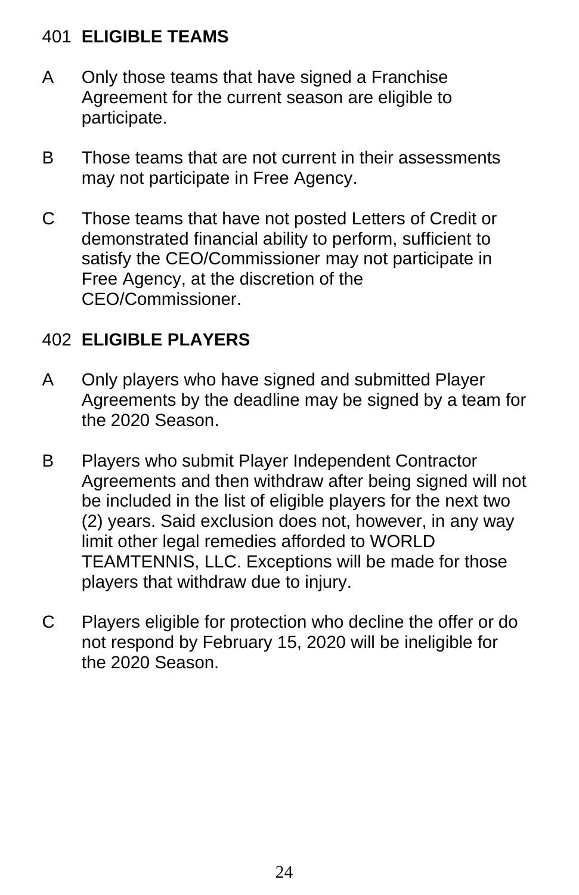## 401 **ELIGIBLE TEAMS**

A Only those teams that have signed a Franchise Agreement for the current season are eligible to participate.

B Those teams that are not current in their assessments may not participate in Free Agency.

C Those teams that have not posted Letters of Credit or demonstrated financial ability to perform, sufficient to satisfy the CEO/Commissioner may not participate in Free Agency, at the discretion of the CEO/Commissioner.

## 402 **ELIGIBLE PLAYERS**

A Only players who have signed and submitted Player Agreements by the deadline may be signed by a team for the 2020 Season.

B Players who submit Player Independent Contractor Agreements and then withdraw after being signed will not be included in the list of eligible players for the next two (2) years. Said exclusion does not, however, in any way limit other legal remedies afforded to WORLD TEAMTENNIS, LLC. Exceptions will be made for those players that withdraw due to injury.

C Players eligible for protection who decline the offer or do not respond by February 15, 2020 will be ineligible for the 2020 Season.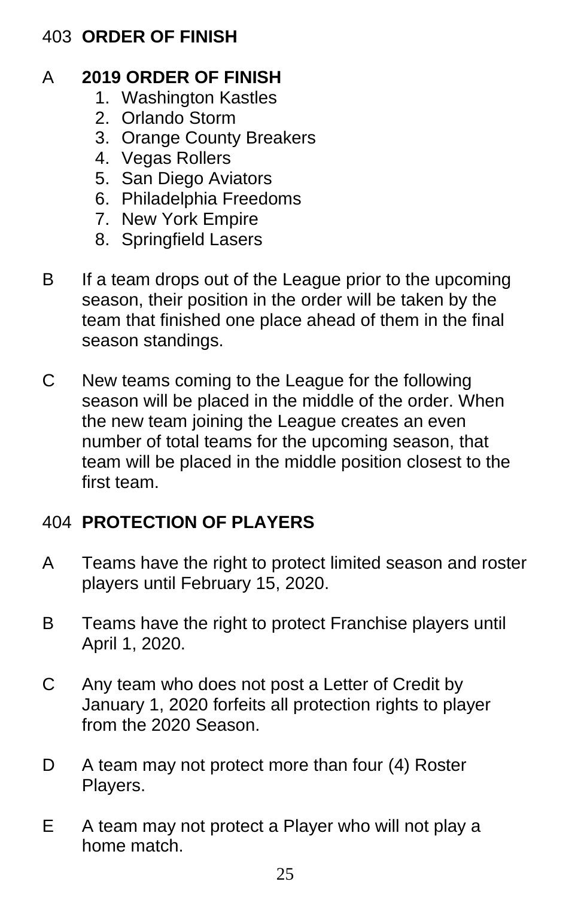## 403 ORDER OF FINISH

A **2019 ORDER OF FINISH**

1. Washington Kastles
2. Orlando Storm
3. Orange County Breakers
4. Vegas Rollers
5. San Diego Aviators
6. Philadelphia Freedoms
7. New York Empire
8. Springfield Lasers

B If a team drops out of the League prior to the upcoming season, their position in the order will be taken by the team that finished one place ahead of them in the final season standings.

C New teams coming to the League for the following season will be placed in the middle of the order. When the new team joining the League creates an even number of total teams for the upcoming season, that team will be placed in the middle position closest to the first team.

## 404 PROTECTION OF PLAYERS

A Teams have the right to protect limited season and roster players until February 15, 2020.

B Teams have the right to protect Franchise players until April 1, 2020.

C Any team who does not post a Letter of Credit by January 1, 2020 forfeits all protection rights to player from the 2020 Season.

D A team may not protect more than four (4) Roster Players.

E A team may not protect a Player who will not play a home match.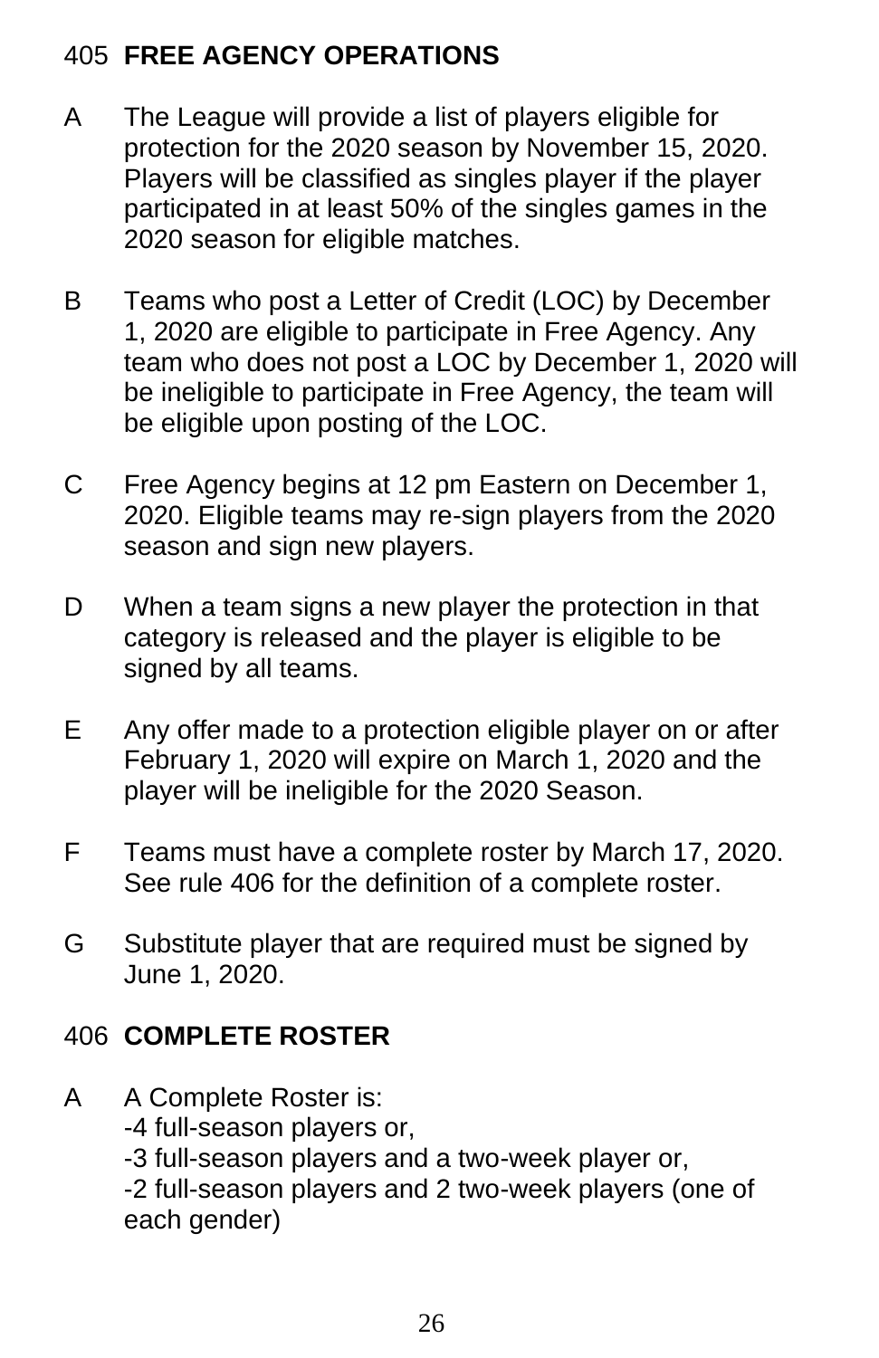## 405 FREE AGENCY OPERATIONS

A The League will provide a list of players eligible for protection for the 2020 season by November 15, 2020. Players will be classified as singles player if the player participated in at least 50% of the singles games in the 2020 season for eligible matches.

B Teams who post a Letter of Credit (LOC) by December 1, 2020 are eligible to participate in Free Agency. Any team who does not post a LOC by December 1, 2020 will be ineligible to participate in Free Agency, the team will be eligible upon posting of the LOC.

C Free Agency begins at 12 pm Eastern on December 1, 2020. Eligible teams may re-sign players from the 2020 season and sign new players.

D When a team signs a new player the protection in that category is released and the player is eligible to be signed by all teams.

E Any offer made to a protection eligible player on or after February 1, 2020 will expire on March 1, 2020 and the player will be ineligible for the 2020 Season.

F Teams must have a complete roster by March 17, 2020. See rule 406 for the definition of a complete roster.

G Substitute player that are required must be signed by June 1, 2020.

## 406 COMPLETE ROSTER

A A Complete Roster is:
-4 full-season players or,
-3 full-season players and a two-week player or,
-2 full-season players and 2 two-week players (one of each gender)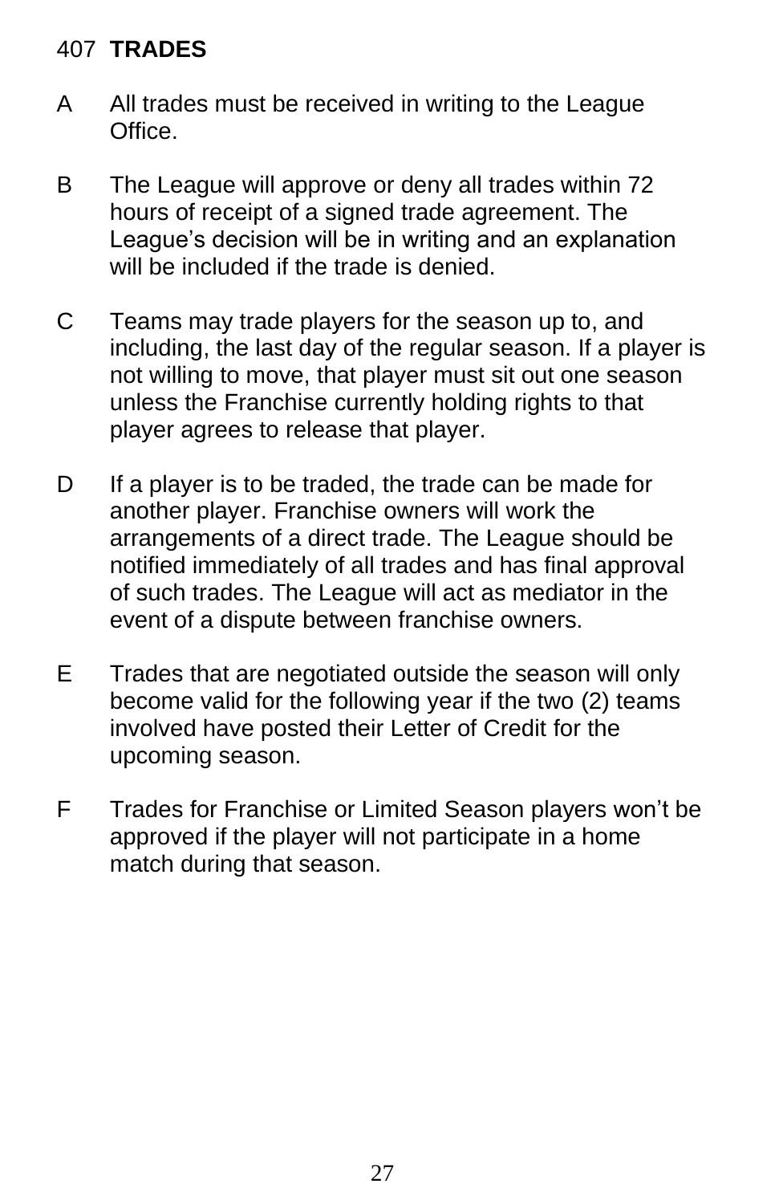## 407 **TRADES**

A All trades must be received in writing to the League Office.

B The League will approve or deny all trades within 72 hours of receipt of a signed trade agreement. The League's decision will be in writing and an explanation will be included if the trade is denied.

C Teams may trade players for the season up to, and including, the last day of the regular season. If a player is not willing to move, that player must sit out one season unless the Franchise currently holding rights to that player agrees to release that player.

D If a player is to be traded, the trade can be made for another player. Franchise owners will work the arrangements of a direct trade. The League should be notified immediately of all trades and has final approval of such trades. The League will act as mediator in the event of a dispute between franchise owners.

E Trades that are negotiated outside the season will only become valid for the following year if the two (2) teams involved have posted their Letter of Credit for the upcoming season.

F Trades for Franchise or Limited Season players won't be approved if the player will not participate in a home match during that season.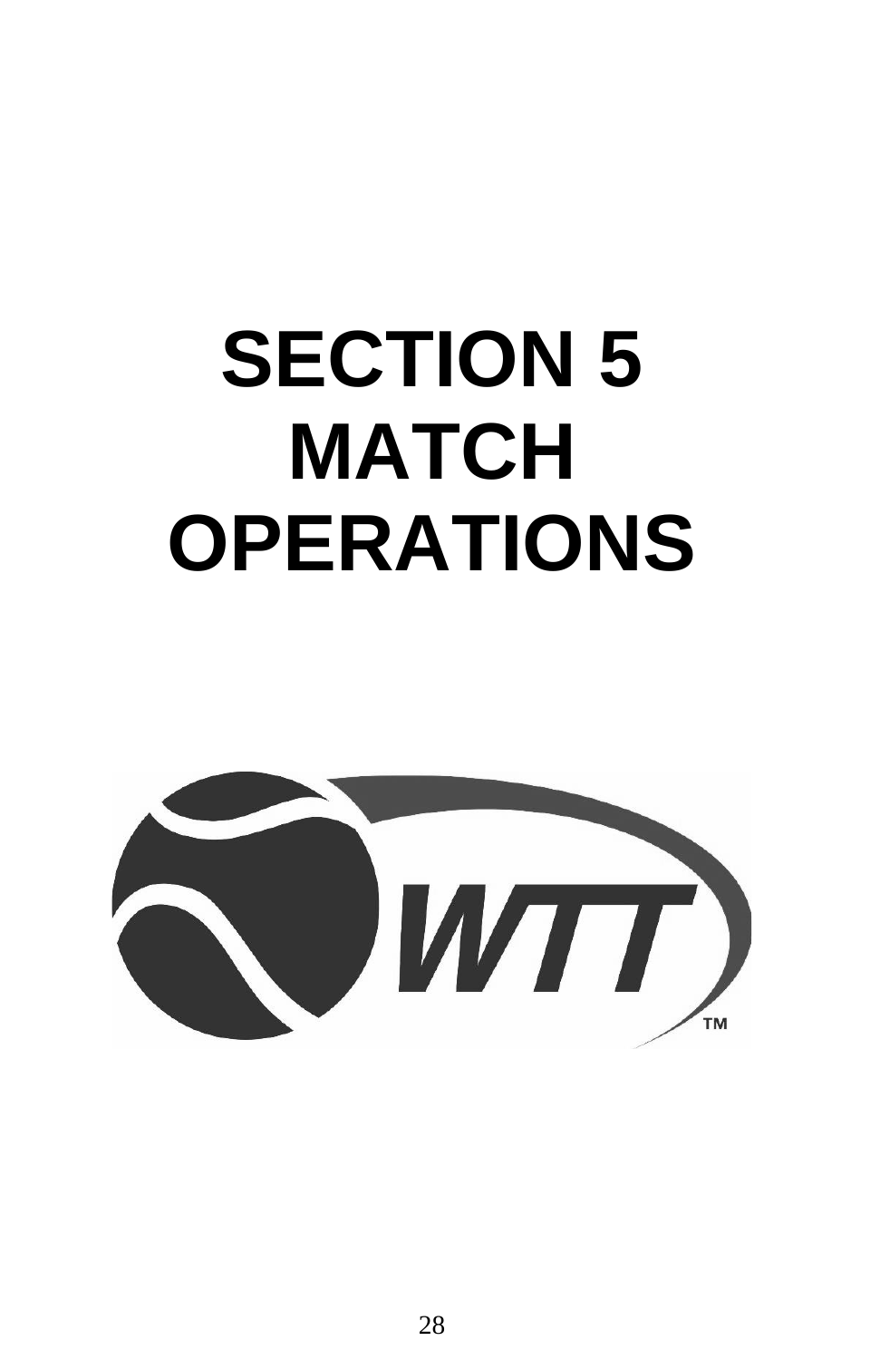# SECTION 5
# MATCH
# OPERATIONS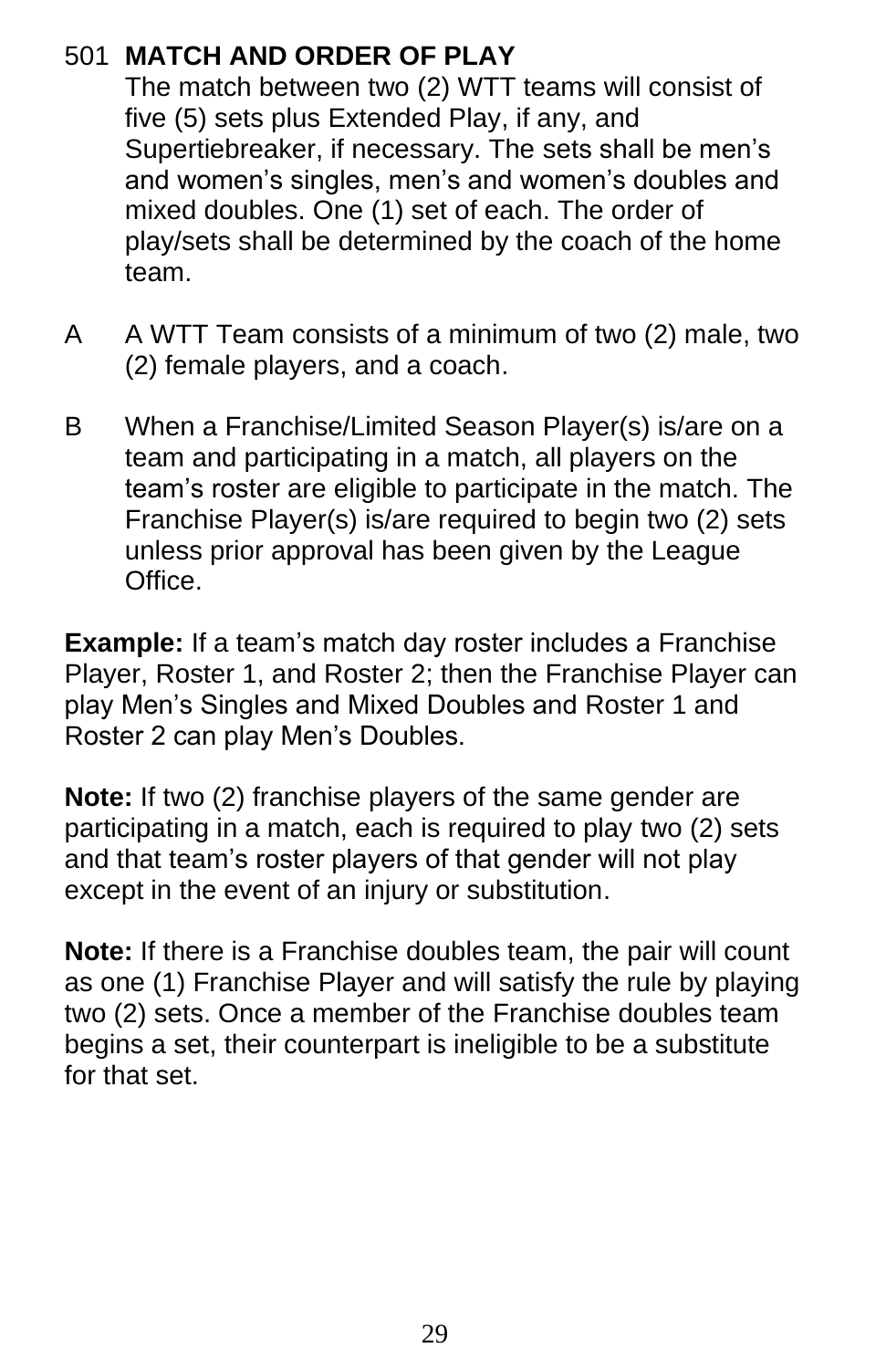## 501 MATCH AND ORDER OF PLAY

The match between two (2) WTT teams will consist of five (5) sets plus Extended Play, if any, and Supertiebreaker, if necessary. The sets shall be men's and women's singles, men's and women's doubles and mixed doubles. One (1) set of each. The order of play/sets shall be determined by the coach of the home team.

A A WTT Team consists of a minimum of two (2) male, two (2) female players, and a coach.

B When a Franchise/Limited Season Player(s) is/are on a team and participating in a match, all players on the team's roster are eligible to participate in the match. The Franchise Player(s) is/are required to begin two (2) sets unless prior approval has been given by the League Office.

**Example:** If a team's match day roster includes a Franchise Player, Roster 1, and Roster 2; then the Franchise Player can play Men's Singles and Mixed Doubles and Roster 1 and Roster 2 can play Men's Doubles.

**Note:** If two (2) franchise players of the same gender are participating in a match, each is required to play two (2) sets and that team's roster players of that gender will not play except in the event of an injury or substitution.

**Note:** If there is a Franchise doubles team, the pair will count as one (1) Franchise Player and will satisfy the rule by playing two (2) sets. Once a member of the Franchise doubles team begins a set, their counterpart is ineligible to be a substitute for that set.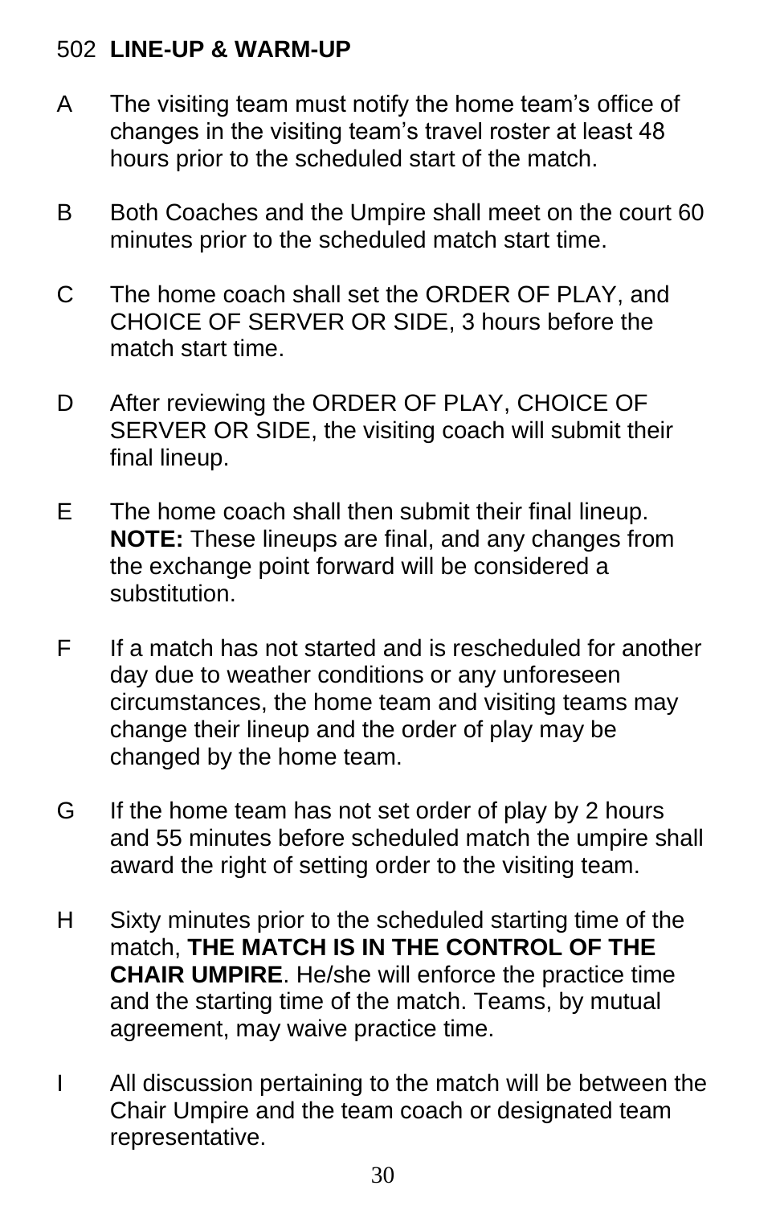## 502 LINE-UP & WARM-UP

A The visiting team must notify the home team's office of changes in the visiting team's travel roster at least 48 hours prior to the scheduled start of the match.

B Both Coaches and the Umpire shall meet on the court 60 minutes prior to the scheduled match start time.

C The home coach shall set the ORDER OF PLAY, and CHOICE OF SERVER OR SIDE, 3 hours before the match start time.

D After reviewing the ORDER OF PLAY, CHOICE OF SERVER OR SIDE, the visiting coach will submit their final lineup.

E The home coach shall then submit their final lineup. **NOTE:** These lineups are final, and any changes from the exchange point forward will be considered a substitution.

F If a match has not started and is rescheduled for another day due to weather conditions or any unforeseen circumstances, the home team and visiting teams may change their lineup and the order of play may be changed by the home team.

G If the home team has not set order of play by 2 hours and 55 minutes before scheduled match the umpire shall award the right of setting order to the visiting team.

H Sixty minutes prior to the scheduled starting time of the match, **THE MATCH IS IN THE CONTROL OF THE CHAIR UMPIRE**. He/she will enforce the practice time and the starting time of the match. Teams, by mutual agreement, may waive practice time.

I All discussion pertaining to the match will be between the Chair Umpire and the team coach or designated team representative.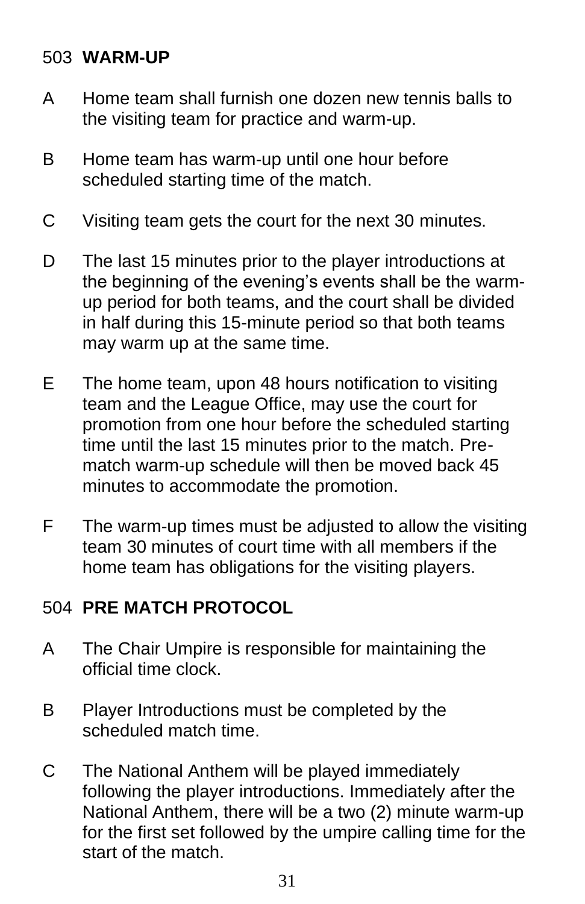## 503 WARM-UP

A Home team shall furnish one dozen new tennis balls to the visiting team for practice and warm-up.

B Home team has warm-up until one hour before scheduled starting time of the match.

C Visiting team gets the court for the next 30 minutes.

D The last 15 minutes prior to the player introductions at the beginning of the evening's events shall be the warm-up period for both teams, and the court shall be divided in half during this 15-minute period so that both teams may warm up at the same time.

E The home team, upon 48 hours notification to visiting team and the League Office, may use the court for promotion from one hour before the scheduled starting time until the last 15 minutes prior to the match. Pre-match warm-up schedule will then be moved back 45 minutes to accommodate the promotion.

F The warm-up times must be adjusted to allow the visiting team 30 minutes of court time with all members if the home team has obligations for the visiting players.

## 504 PRE MATCH PROTOCOL

A The Chair Umpire is responsible for maintaining the official time clock.

B Player Introductions must be completed by the scheduled match time.

C The National Anthem will be played immediately following the player introductions. Immediately after the National Anthem, there will be a two (2) minute warm-up for the first set followed by the umpire calling time for the start of the match.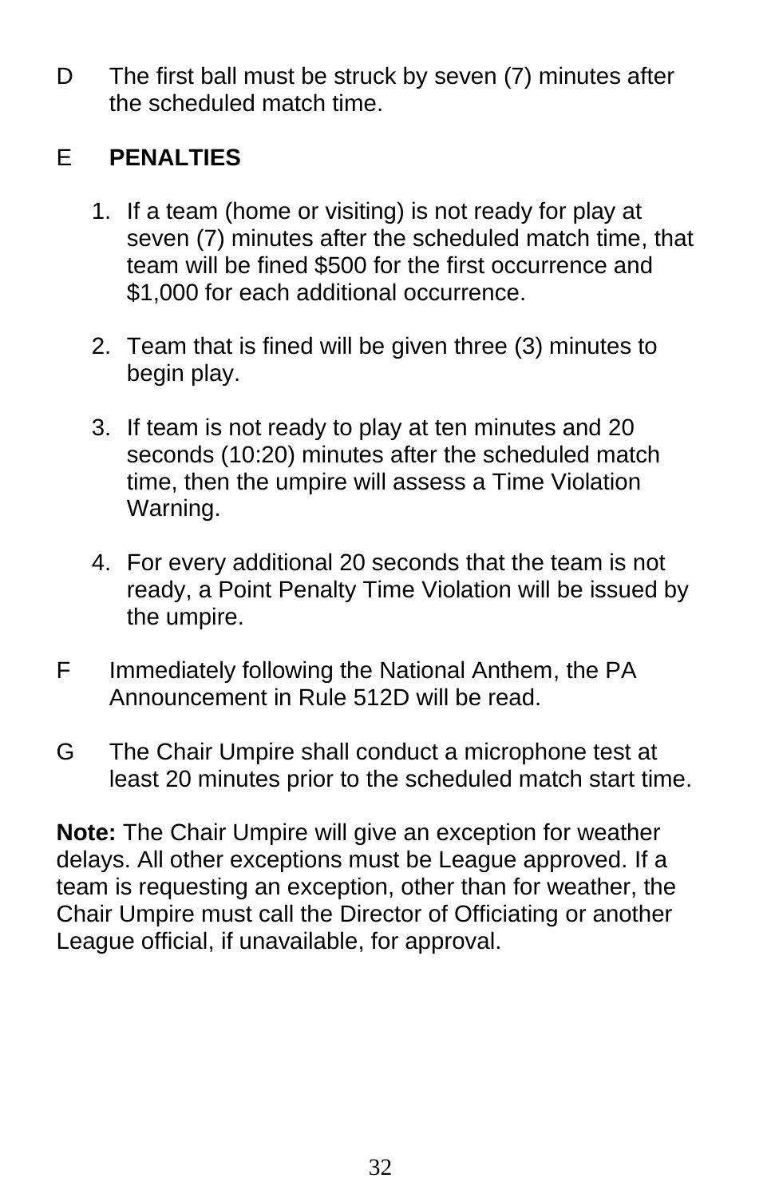D The first ball must be struck by seven (7) minutes after the scheduled match time.

E **PENALTIES**

1. If a team (home or visiting) is not ready for play at seven (7) minutes after the scheduled match time, that team will be fined $500 for the first occurrence and $1,000 for each additional occurrence.

2. Team that is fined will be given three (3) minutes to begin play.

3. If team is not ready to play at ten minutes and 20 seconds (10:20) minutes after the scheduled match time, then the umpire will assess a Time Violation Warning.

4. For every additional 20 seconds that the team is not ready, a Point Penalty Time Violation will be issued by the umpire.

F Immediately following the National Anthem, the PA Announcement in Rule 512D will be read.

G The Chair Umpire shall conduct a microphone test at least 20 minutes prior to the scheduled match start time.

**Note:** The Chair Umpire will give an exception for weather delays. All other exceptions must be League approved. If a team is requesting an exception, other than for weather, the Chair Umpire must call the Director of Officiating or another League official, if unavailable, for approval.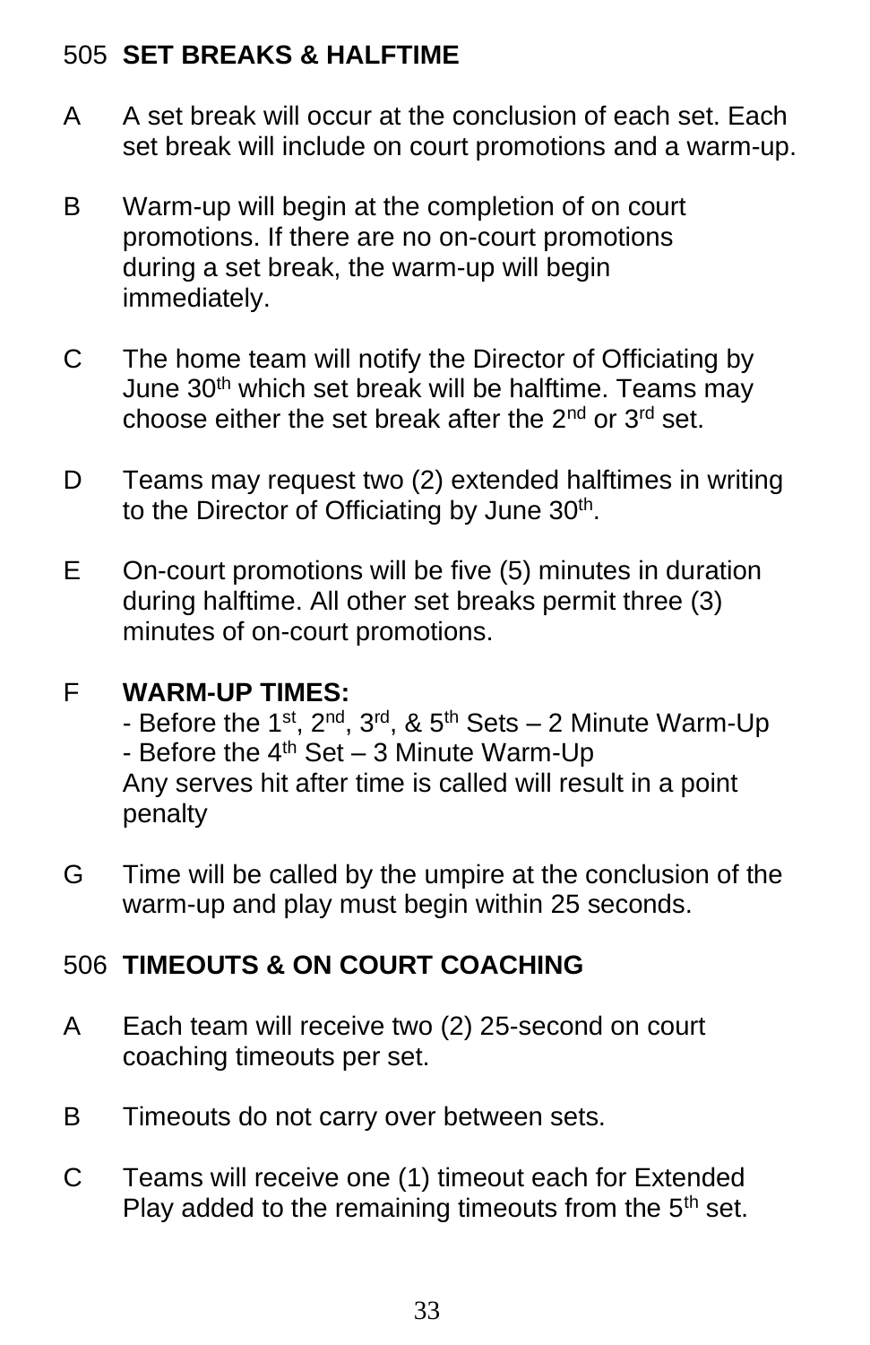## 505 SET BREAKS & HALFTIME

A A set break will occur at the conclusion of each set. Each set break will include on court promotions and a warm-up.

B Warm-up will begin at the completion of on court promotions. If there are no on-court promotions during a set break, the warm-up will begin immediately.

C The home team will notify the Director of Officiating by June 30th which set break will be halftime. Teams may choose either the set break after the 2nd or 3rd set.

D Teams may request two (2) extended halftimes in writing to the Director of Officiating by June 30th.

E On-court promotions will be five (5) minutes in duration during halftime. All other set breaks permit three (3) minutes of on-court promotions.

F **WARM-UP TIMES:**
- Before the 1st, 2nd, 3rd, & 5th Sets – 2 Minute Warm-Up
- Before the 4th Set – 3 Minute Warm-Up

Any serves hit after time is called will result in a point penalty

G Time will be called by the umpire at the conclusion of the warm-up and play must begin within 25 seconds.

## 506 TIMEOUTS & ON COURT COACHING

A Each team will receive two (2) 25-second on court coaching timeouts per set.

B Timeouts do not carry over between sets.

C Teams will receive one (1) timeout each for Extended Play added to the remaining timeouts from the 5th set.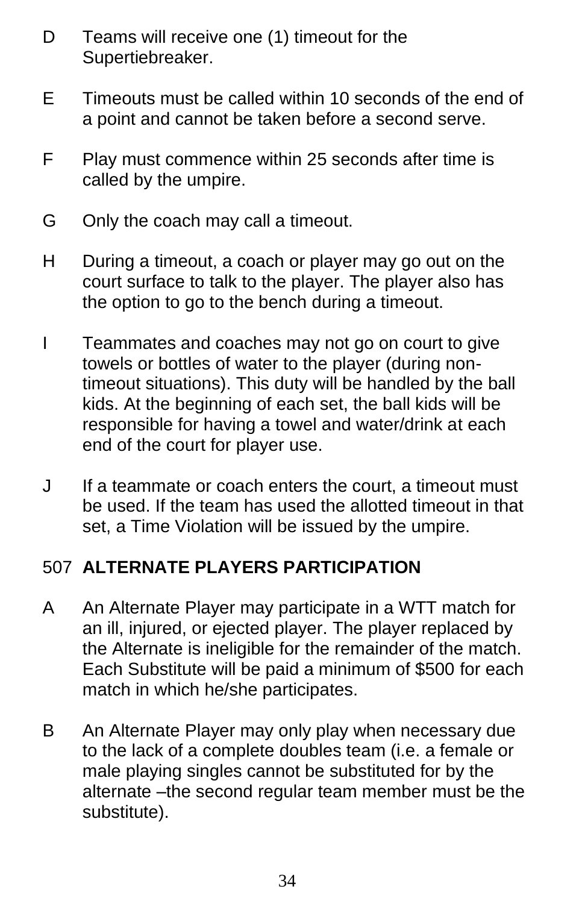D Teams will receive one (1) timeout for the Supertiebreaker.

E Timeouts must be called within 10 seconds of the end of a point and cannot be taken before a second serve.

F Play must commence within 25 seconds after time is called by the umpire.

G Only the coach may call a timeout.

H During a timeout, a coach or player may go out on the court surface to talk to the player. The player also has the option to go to the bench during a timeout.

I Teammates and coaches may not go on court to give towels or bottles of water to the player (during non-timeout situations). This duty will be handled by the ball kids. At the beginning of each set, the ball kids will be responsible for having a towel and water/drink at each end of the court for player use.

J If a teammate or coach enters the court, a timeout must be used. If the team has used the allotted timeout in that set, a Time Violation will be issued by the umpire.

## 507 ALTERNATE PLAYERS PARTICIPATION

A An Alternate Player may participate in a WTT match for an ill, injured, or ejected player. The player replaced by the Alternate is ineligible for the remainder of the match. Each Substitute will be paid a minimum of $500 for each match in which he/she participates.

B An Alternate Player may only play when necessary due to the lack of a complete doubles team (i.e. a female or male playing singles cannot be substituted for by the alternate –the second regular team member must be the substitute).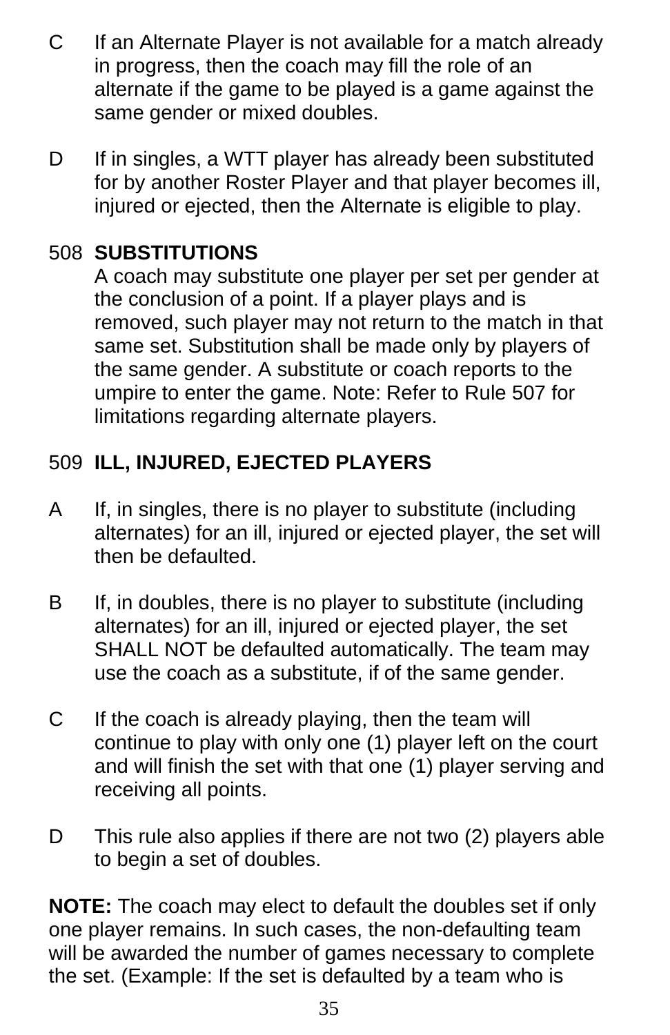C If an Alternate Player is not available for a match already in progress, then the coach may fill the role of an alternate if the game to be played is a game against the same gender or mixed doubles.

D If in singles, a WTT player has already been substituted for by another Roster Player and that player becomes ill, injured or ejected, then the Alternate is eligible to play.

## 508 SUBSTITUTIONS

A coach may substitute one player per set per gender at the conclusion of a point. If a player plays and is removed, such player may not return to the match in that same set. Substitution shall be made only by players of the same gender. A substitute or coach reports to the umpire to enter the game. Note: Refer to Rule 507 for limitations regarding alternate players.

## 509 ILL, INJURED, EJECTED PLAYERS

A If, in singles, there is no player to substitute (including alternates) for an ill, injured or ejected player, the set will then be defaulted.

B If, in doubles, there is no player to substitute (including alternates) for an ill, injured or ejected player, the set SHALL NOT be defaulted automatically. The team may use the coach as a substitute, if of the same gender.

C If the coach is already playing, then the team will continue to play with only one (1) player left on the court and will finish the set with that one (1) player serving and receiving all points.

D This rule also applies if there are not two (2) players able to begin a set of doubles.

**NOTE:** The coach may elect to default the doubles set if only one player remains. In such cases, the non-defaulting team will be awarded the number of games necessary to complete the set. (Example: If the set is defaulted by a team who is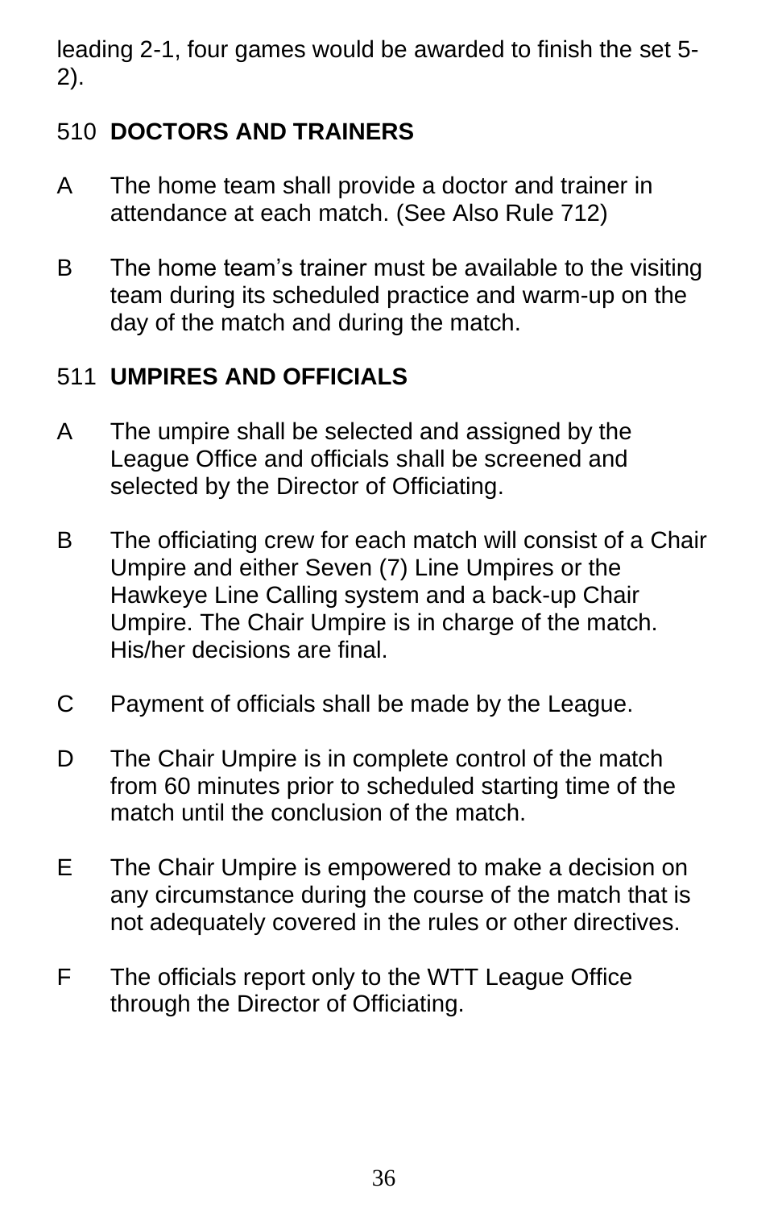leading 2-1, four games would be awarded to finish the set 5-2).

## 510 DOCTORS AND TRAINERS

A The home team shall provide a doctor and trainer in attendance at each match. (See Also Rule 712)

B The home team's trainer must be available to the visiting team during its scheduled practice and warm-up on the day of the match and during the match.

## 511 UMPIRES AND OFFICIALS

A The umpire shall be selected and assigned by the League Office and officials shall be screened and selected by the Director of Officiating.

B The officiating crew for each match will consist of a Chair Umpire and either Seven (7) Line Umpires or the Hawkeye Line Calling system and a back-up Chair Umpire. The Chair Umpire is in charge of the match. His/her decisions are final.

C Payment of officials shall be made by the League.

D The Chair Umpire is in complete control of the match from 60 minutes prior to scheduled starting time of the match until the conclusion of the match.

E The Chair Umpire is empowered to make a decision on any circumstance during the course of the match that is not adequately covered in the rules or other directives.

F The officials report only to the WTT League Office through the Director of Officiating.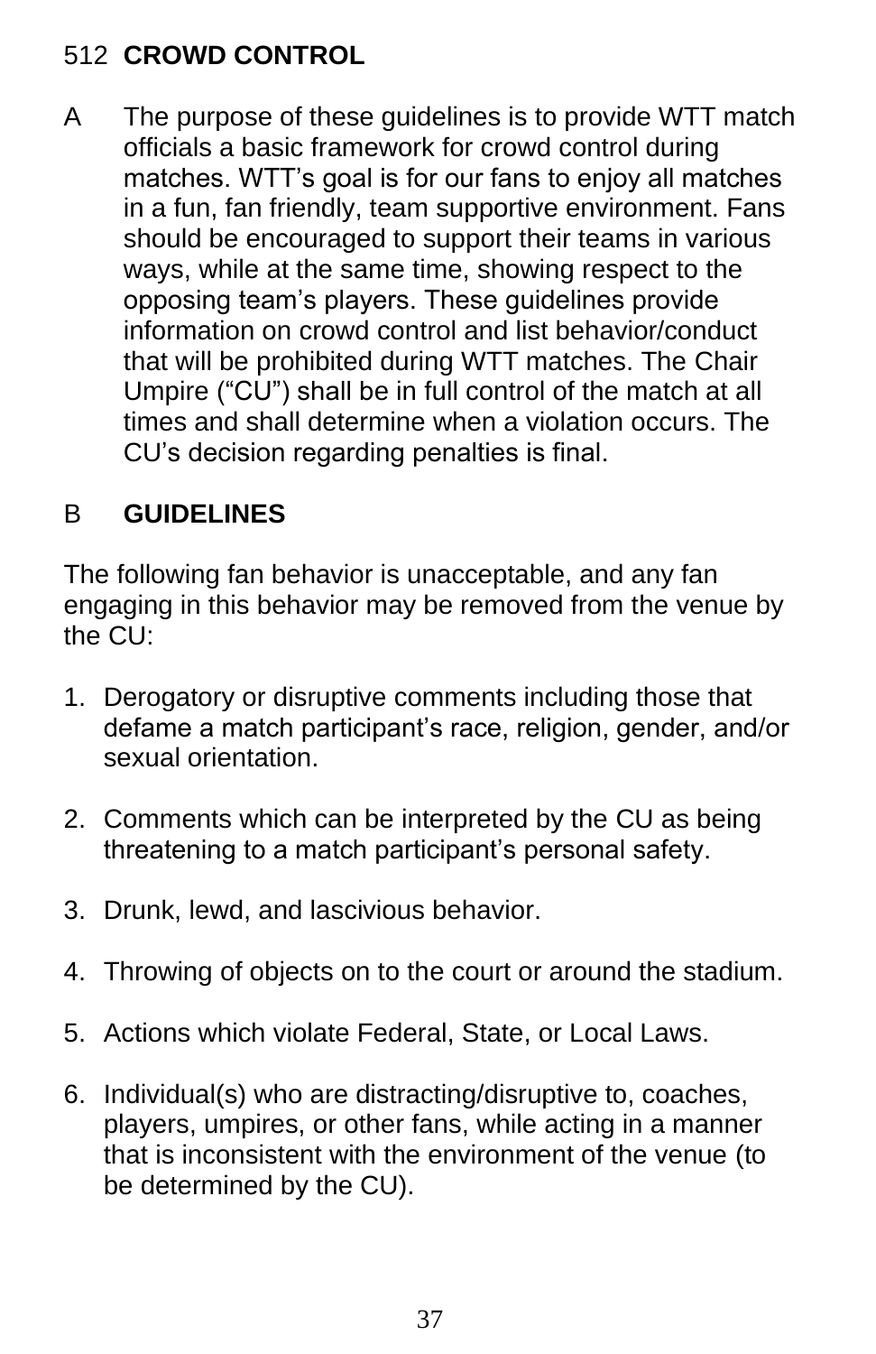## 512 **CROWD CONTROL**

A The purpose of these guidelines is to provide WTT match officials a basic framework for crowd control during matches. WTT's goal is for our fans to enjoy all matches in a fun, fan friendly, team supportive environment. Fans should be encouraged to support their teams in various ways, while at the same time, showing respect to the opposing team's players. These guidelines provide information on crowd control and list behavior/conduct that will be prohibited during WTT matches. The Chair Umpire ("CU") shall be in full control of the match at all times and shall determine when a violation occurs. The CU's decision regarding penalties is final.

B **GUIDELINES**

The following fan behavior is unacceptable, and any fan engaging in this behavior may be removed from the venue by the CU:

1. Derogatory or disruptive comments including those that defame a match participant's race, religion, gender, and/or sexual orientation.

2. Comments which can be interpreted by the CU as being threatening to a match participant's personal safety.

3. Drunk, lewd, and lascivious behavior.

4. Throwing of objects on to the court or around the stadium.

5. Actions which violate Federal, State, or Local Laws.

6. Individual(s) who are distracting/disruptive to, coaches, players, umpires, or other fans, while acting in a manner that is inconsistent with the environment of the venue (to be determined by the CU).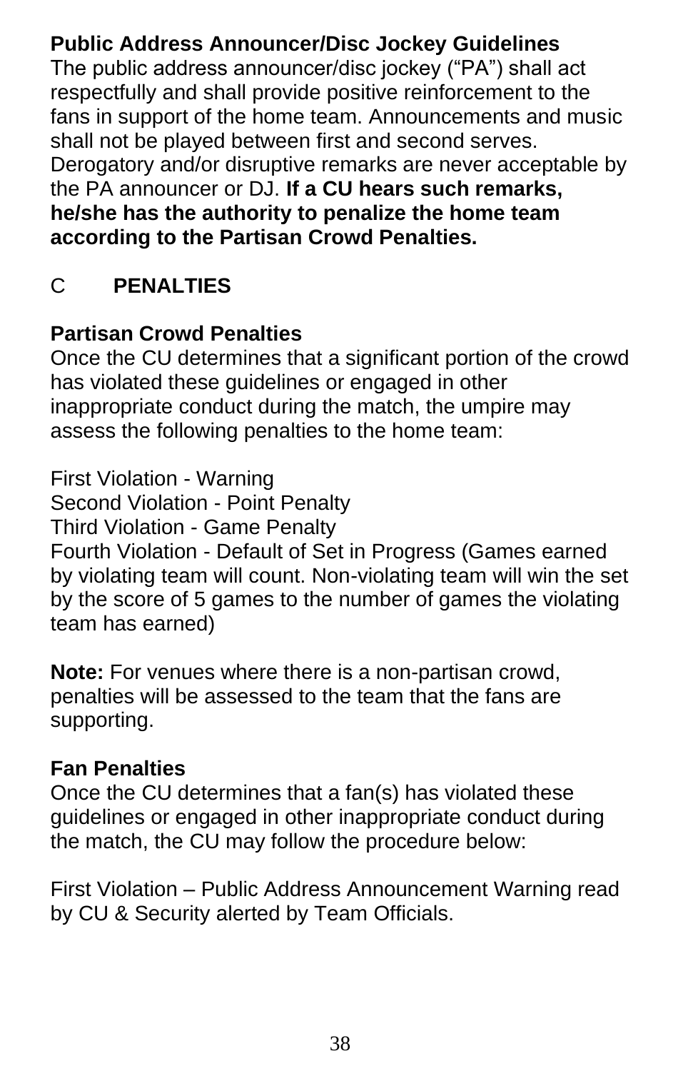**Public Address Announcer/Disc Jockey Guidelines**
The public address announcer/disc jockey ("PA") shall act respectfully and shall provide positive reinforcement to the fans in support of the home team. Announcements and music shall not be played between first and second serves. Derogatory and/or disruptive remarks are never acceptable by the PA announcer or DJ. **If a CU hears such remarks, he/she has the authority to penalize the home team according to the Partisan Crowd Penalties.**

## C PENALTIES

**Partisan Crowd Penalties**
Once the CU determines that a significant portion of the crowd has violated these guidelines or engaged in other inappropriate conduct during the match, the umpire may assess the following penalties to the home team:

First Violation - Warning
Second Violation - Point Penalty
Third Violation - Game Penalty
Fourth Violation - Default of Set in Progress (Games earned by violating team will count. Non-violating team will win the set by the score of 5 games to the number of games the violating team has earned)

**Note:** For venues where there is a non-partisan crowd, penalties will be assessed to the team that the fans are supporting.

**Fan Penalties**
Once the CU determines that a fan(s) has violated these guidelines or engaged in other inappropriate conduct during the match, the CU may follow the procedure below:

First Violation – Public Address Announcement Warning read by CU & Security alerted by Team Officials.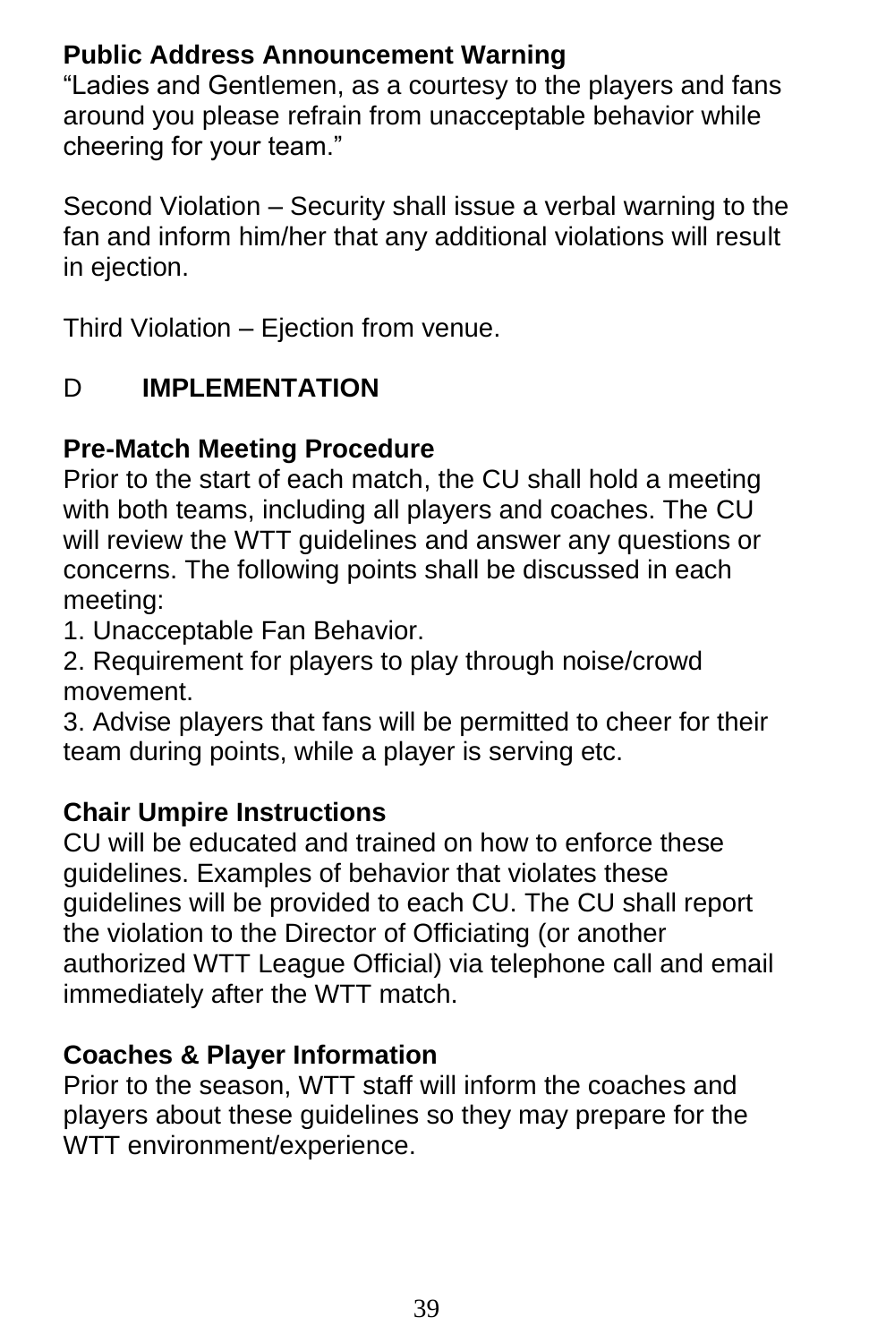**Public Address Announcement Warning**
"Ladies and Gentlemen, as a courtesy to the players and fans around you please refrain from unacceptable behavior while cheering for your team."

Second Violation – Security shall issue a verbal warning to the fan and inform him/her that any additional violations will result in ejection.

Third Violation – Ejection from venue.

## D IMPLEMENTATION

**Pre-Match Meeting Procedure**
Prior to the start of each match, the CU shall hold a meeting with both teams, including all players and coaches. The CU will review the WTT guidelines and answer any questions or concerns. The following points shall be discussed in each meeting:

1. Unacceptable Fan Behavior.
2. Requirement for players to play through noise/crowd movement.
3. Advise players that fans will be permitted to cheer for their team during points, while a player is serving etc.

**Chair Umpire Instructions**
CU will be educated and trained on how to enforce these guidelines. Examples of behavior that violates these guidelines will be provided to each CU. The CU shall report the violation to the Director of Officiating (or another authorized WTT League Official) via telephone call and email immediately after the WTT match.

**Coaches & Player Information**
Prior to the season, WTT staff will inform the coaches and players about these guidelines so they may prepare for the WTT environment/experience.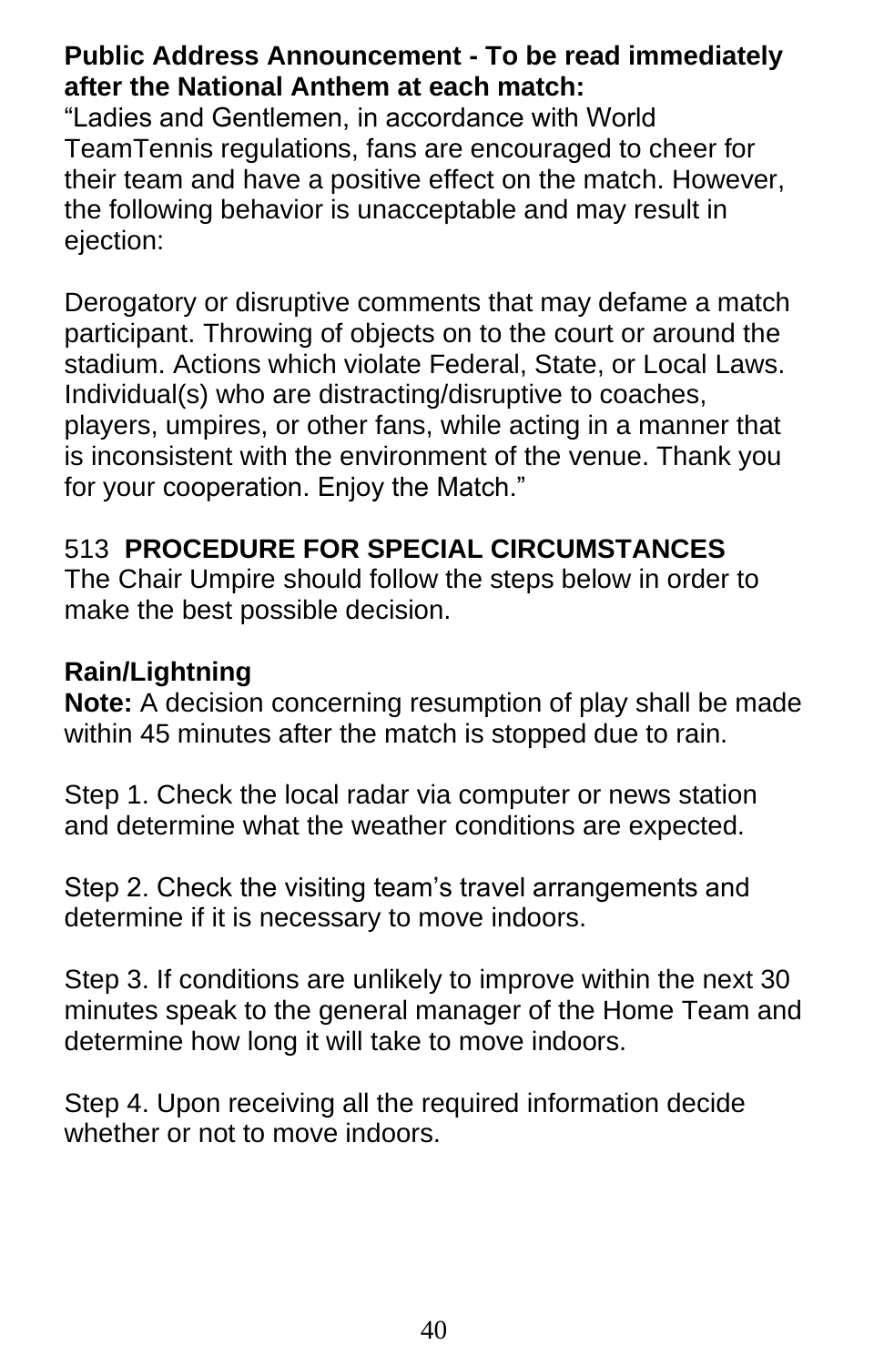**Public Address Announcement - To be read immediately after the National Anthem at each match:**

"Ladies and Gentlemen, in accordance with World TeamTennis regulations, fans are encouraged to cheer for their team and have a positive effect on the match. However, the following behavior is unacceptable and may result in ejection:

Derogatory or disruptive comments that may defame a match participant. Throwing of objects on to the court or around the stadium. Actions which violate Federal, State, or Local Laws. Individual(s) who are distracting/disruptive to coaches, players, umpires, or other fans, while acting in a manner that is inconsistent with the environment of the venue. Thank you for your cooperation. Enjoy the Match."

## 513 **PROCEDURE FOR SPECIAL CIRCUMSTANCES**

The Chair Umpire should follow the steps below in order to make the best possible decision.

**Rain/Lightning**

**Note:** A decision concerning resumption of play shall be made within 45 minutes after the match is stopped due to rain.

Step 1. Check the local radar via computer or news station and determine what the weather conditions are expected.

Step 2. Check the visiting team's travel arrangements and determine if it is necessary to move indoors.

Step 3. If conditions are unlikely to improve within the next 30 minutes speak to the general manager of the Home Team and determine how long it will take to move indoors.

Step 4. Upon receiving all the required information decide whether or not to move indoors.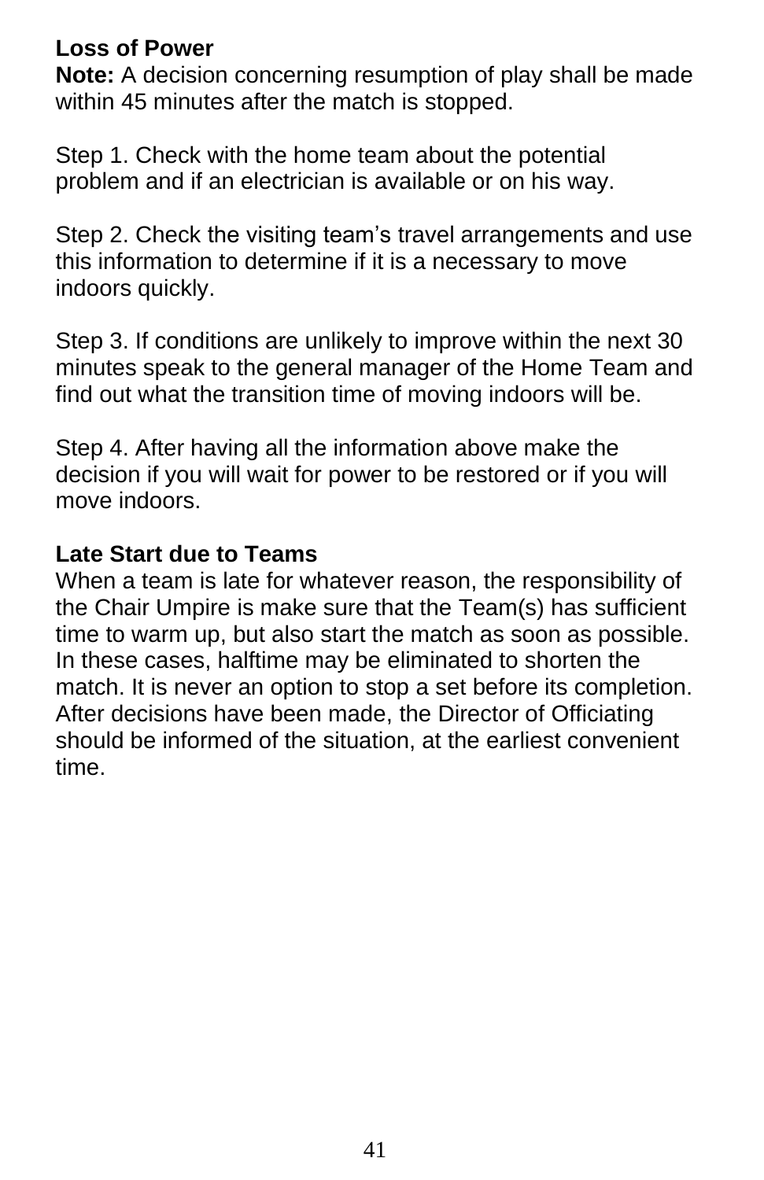**Loss of Power**

**Note:** A decision concerning resumption of play shall be made within 45 minutes after the match is stopped.

Step 1. Check with the home team about the potential problem and if an electrician is available or on his way.

Step 2. Check the visiting team's travel arrangements and use this information to determine if it is a necessary to move indoors quickly.

Step 3. If conditions are unlikely to improve within the next 30 minutes speak to the general manager of the Home Team and find out what the transition time of moving indoors will be.

Step 4. After having all the information above make the decision if you will wait for power to be restored or if you will move indoors.

**Late Start due to Teams**

When a team is late for whatever reason, the responsibility of the Chair Umpire is make sure that the Team(s) has sufficient time to warm up, but also start the match as soon as possible. In these cases, halftime may be eliminated to shorten the match. It is never an option to stop a set before its completion. After decisions have been made, the Director of Officiating should be informed of the situation, at the earliest convenient time.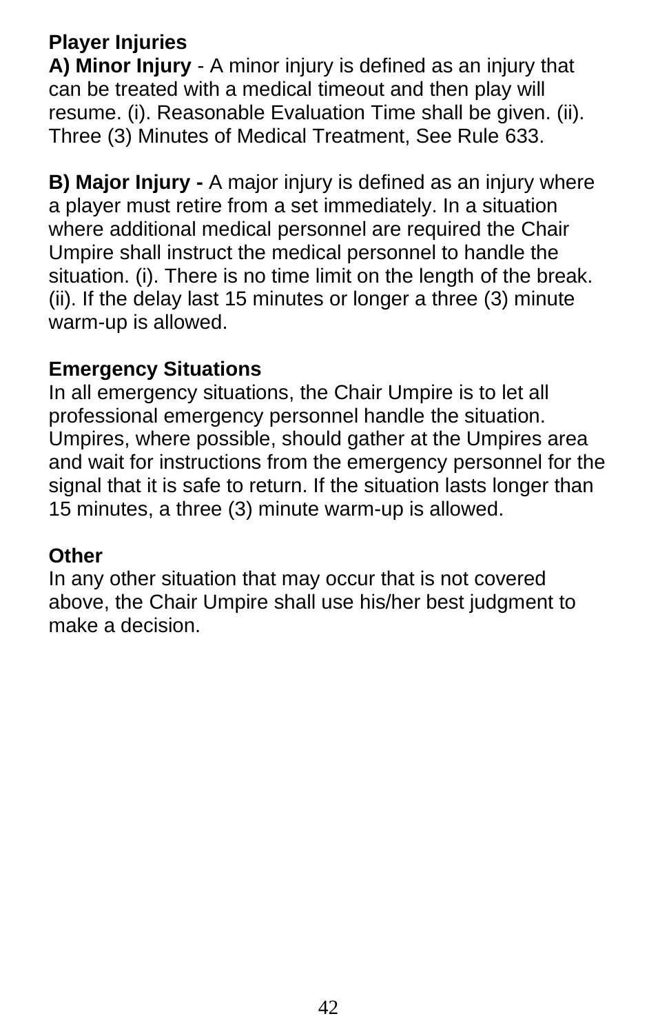**Player Injuries**

**A) Minor Injury** - A minor injury is defined as an injury that can be treated with a medical timeout and then play will resume. (i). Reasonable Evaluation Time shall be given. (ii). Three (3) Minutes of Medical Treatment, See Rule 633.

**B) Major Injury -** A major injury is defined as an injury where a player must retire from a set immediately. In a situation where additional medical personnel are required the Chair Umpire shall instruct the medical personnel to handle the situation. (i). There is no time limit on the length of the break. (ii). If the delay last 15 minutes or longer a three (3) minute warm-up is allowed.

**Emergency Situations**

In all emergency situations, the Chair Umpire is to let all professional emergency personnel handle the situation. Umpires, where possible, should gather at the Umpires area and wait for instructions from the emergency personnel for the signal that it is safe to return. If the situation lasts longer than 15 minutes, a three (3) minute warm-up is allowed.

**Other**

In any other situation that may occur that is not covered above, the Chair Umpire shall use his/her best judgment to make a decision.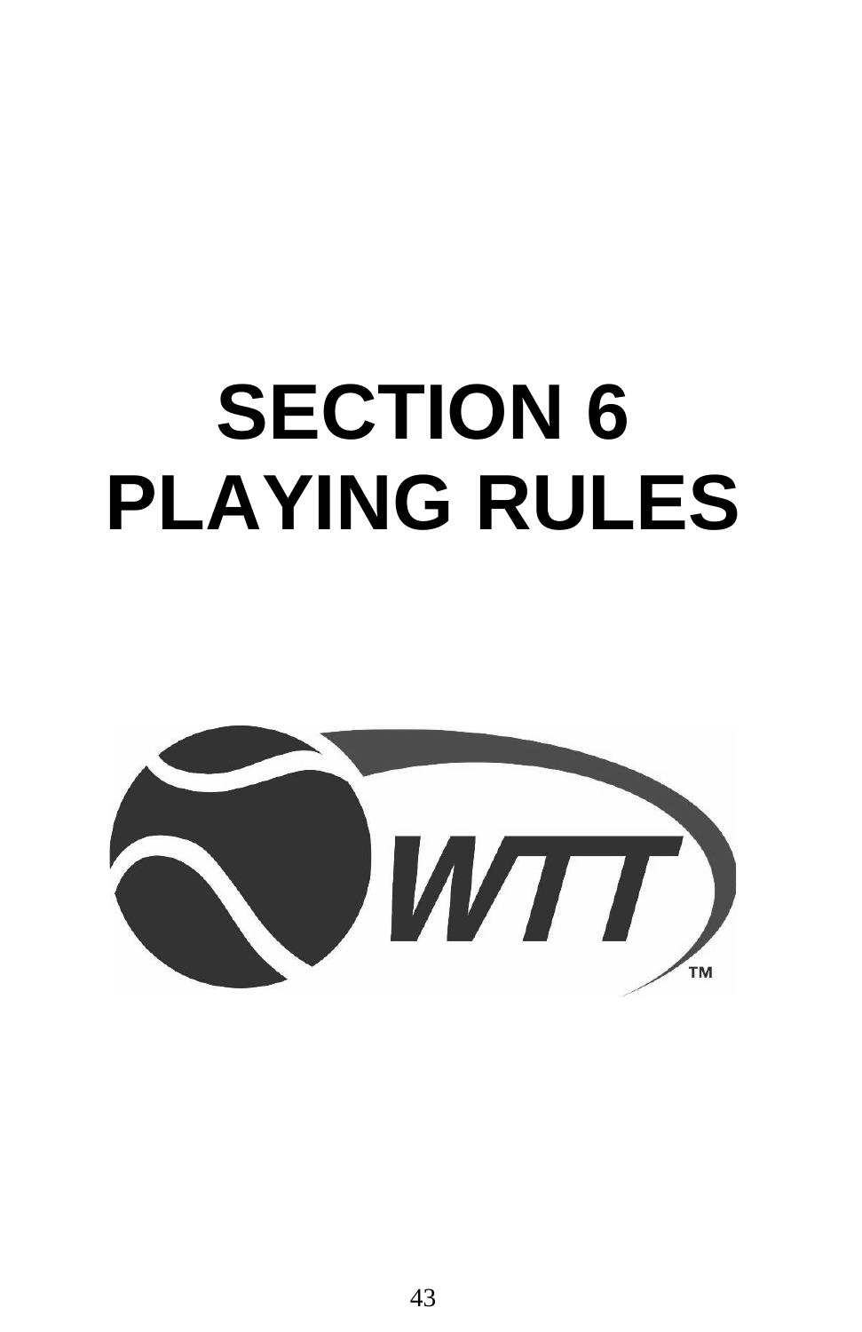# SECTION 6
# PLAYING RULES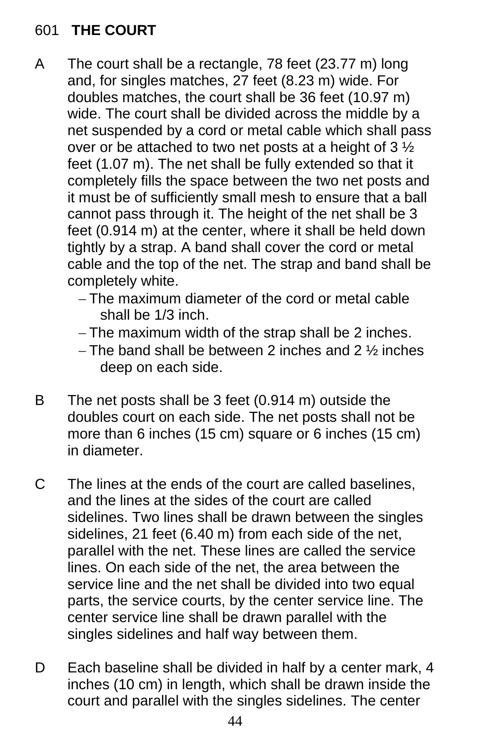## 601 THE COURT

A The court shall be a rectangle, 78 feet (23.77 m) long and, for singles matches, 27 feet (8.23 m) wide. For doubles matches, the court shall be 36 feet (10.97 m) wide. The court shall be divided across the middle by a net suspended by a cord or metal cable which shall pass over or be attached to two net posts at a height of 3 ½ feet (1.07 m). The net shall be fully extended so that it completely fills the space between the two net posts and it must be of sufficiently small mesh to ensure that a ball cannot pass through it. The height of the net shall be 3 feet (0.914 m) at the center, where it shall be held down tightly by a strap. A band shall cover the cord or metal cable and the top of the net. The strap and band shall be completely white.

- The maximum diameter of the cord or metal cable shall be 1/3 inch.
- The maximum width of the strap shall be 2 inches.
- The band shall be between 2 inches and 2 ½ inches deep on each side.

B The net posts shall be 3 feet (0.914 m) outside the doubles court on each side. The net posts shall not be more than 6 inches (15 cm) square or 6 inches (15 cm) in diameter.

C The lines at the ends of the court are called baselines, and the lines at the sides of the court are called sidelines. Two lines shall be drawn between the singles sidelines, 21 feet (6.40 m) from each side of the net, parallel with the net. These lines are called the service lines. On each side of the net, the area between the service line and the net shall be divided into two equal parts, the service courts, by the center service line. The center service line shall be drawn parallel with the singles sidelines and half way between them.

D Each baseline shall be divided in half by a center mark, 4 inches (10 cm) in length, which shall be drawn inside the court and parallel with the singles sidelines. The center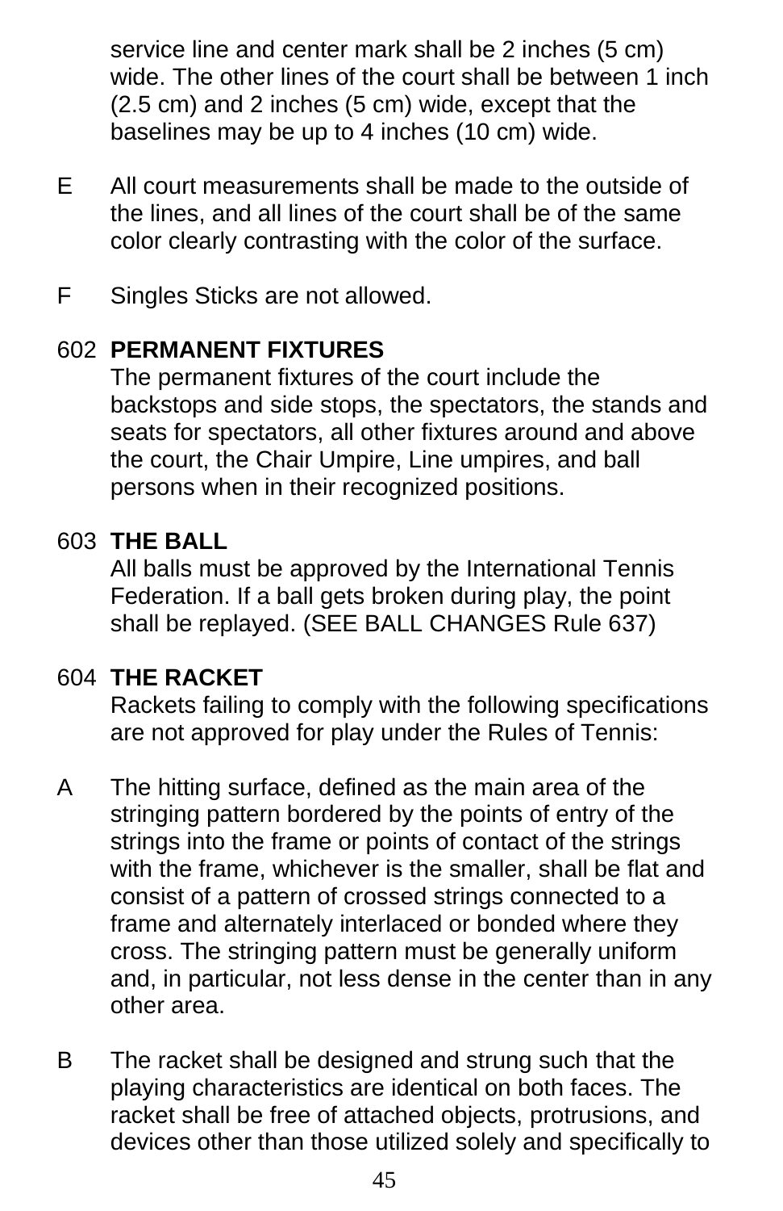service line and center mark shall be 2 inches (5 cm) wide. The other lines of the court shall be between 1 inch (2.5 cm) and 2 inches (5 cm) wide, except that the baselines may be up to 4 inches (10 cm) wide.

E All court measurements shall be made to the outside of the lines, and all lines of the court shall be of the same color clearly contrasting with the color of the surface.

F Singles Sticks are not allowed.

602 **PERMANENT FIXTURES**

The permanent fixtures of the court include the backstops and side stops, the spectators, the stands and seats for spectators, all other fixtures around and above the court, the Chair Umpire, Line umpires, and ball persons when in their recognized positions.

603 **THE BALL**

All balls must be approved by the International Tennis Federation. If a ball gets broken during play, the point shall be replayed. (SEE BALL CHANGES Rule 637)

604 **THE RACKET**

Rackets failing to comply with the following specifications are not approved for play under the Rules of Tennis:

A The hitting surface, defined as the main area of the stringing pattern bordered by the points of entry of the strings into the frame or points of contact of the strings with the frame, whichever is the smaller, shall be flat and consist of a pattern of crossed strings connected to a frame and alternately interlaced or bonded where they cross. The stringing pattern must be generally uniform and, in particular, not less dense in the center than in any other area.

B The racket shall be designed and strung such that the playing characteristics are identical on both faces. The racket shall be free of attached objects, protrusions, and devices other than those utilized solely and specifically to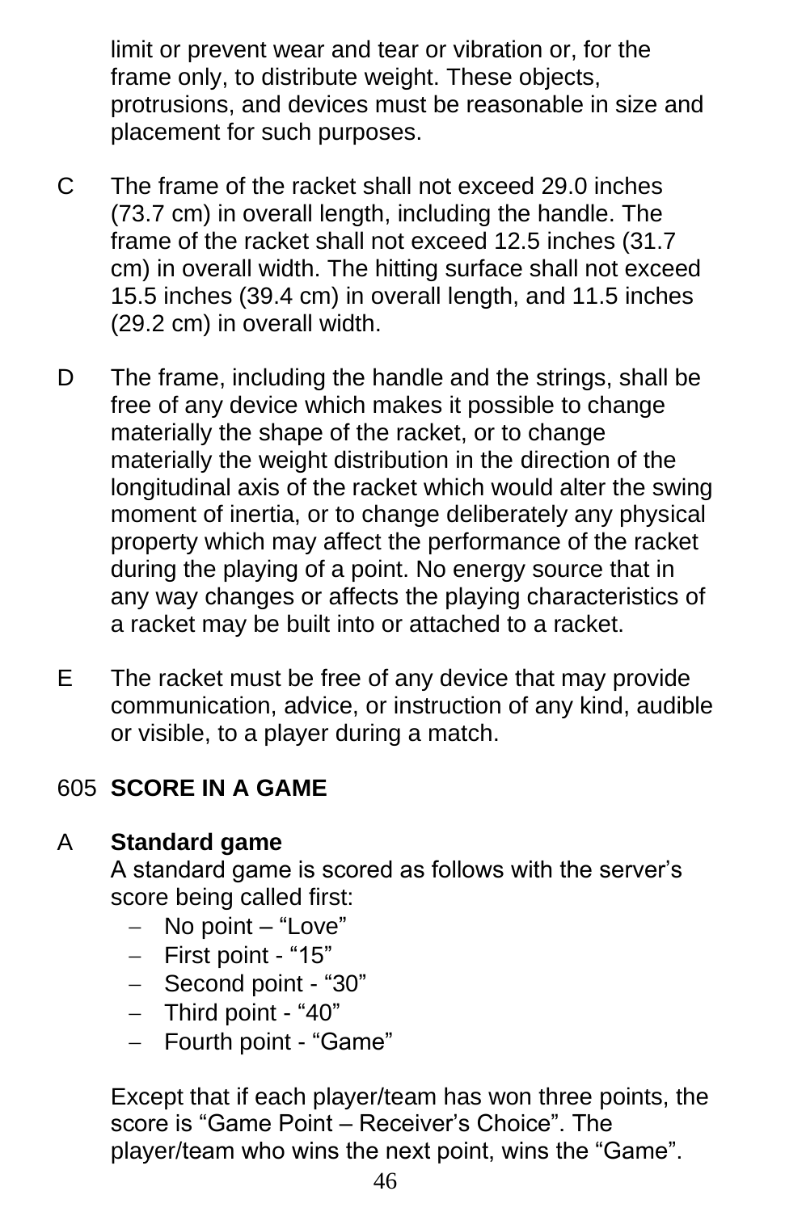limit or prevent wear and tear or vibration or, for the frame only, to distribute weight. These objects, protrusions, and devices must be reasonable in size and placement for such purposes.

C The frame of the racket shall not exceed 29.0 inches (73.7 cm) in overall length, including the handle. The frame of the racket shall not exceed 12.5 inches (31.7 cm) in overall width. The hitting surface shall not exceed 15.5 inches (39.4 cm) in overall length, and 11.5 inches (29.2 cm) in overall width.

D The frame, including the handle and the strings, shall be free of any device which makes it possible to change materially the shape of the racket, or to change materially the weight distribution in the direction of the longitudinal axis of the racket which would alter the swing moment of inertia, or to change deliberately any physical property which may affect the performance of the racket during the playing of a point. No energy source that in any way changes or affects the playing characteristics of a racket may be built into or attached to a racket.

E The racket must be free of any device that may provide communication, advice, or instruction of any kind, audible or visible, to a player during a match.

## 605 SCORE IN A GAME

A **Standard game**

A standard game is scored as follows with the server's score being called first:

- No point – "Love"
- First point - "15"
- Second point - "30"
- Third point - "40"
- Fourth point - "Game"

Except that if each player/team has won three points, the score is "Game Point – Receiver's Choice". The player/team who wins the next point, wins the "Game".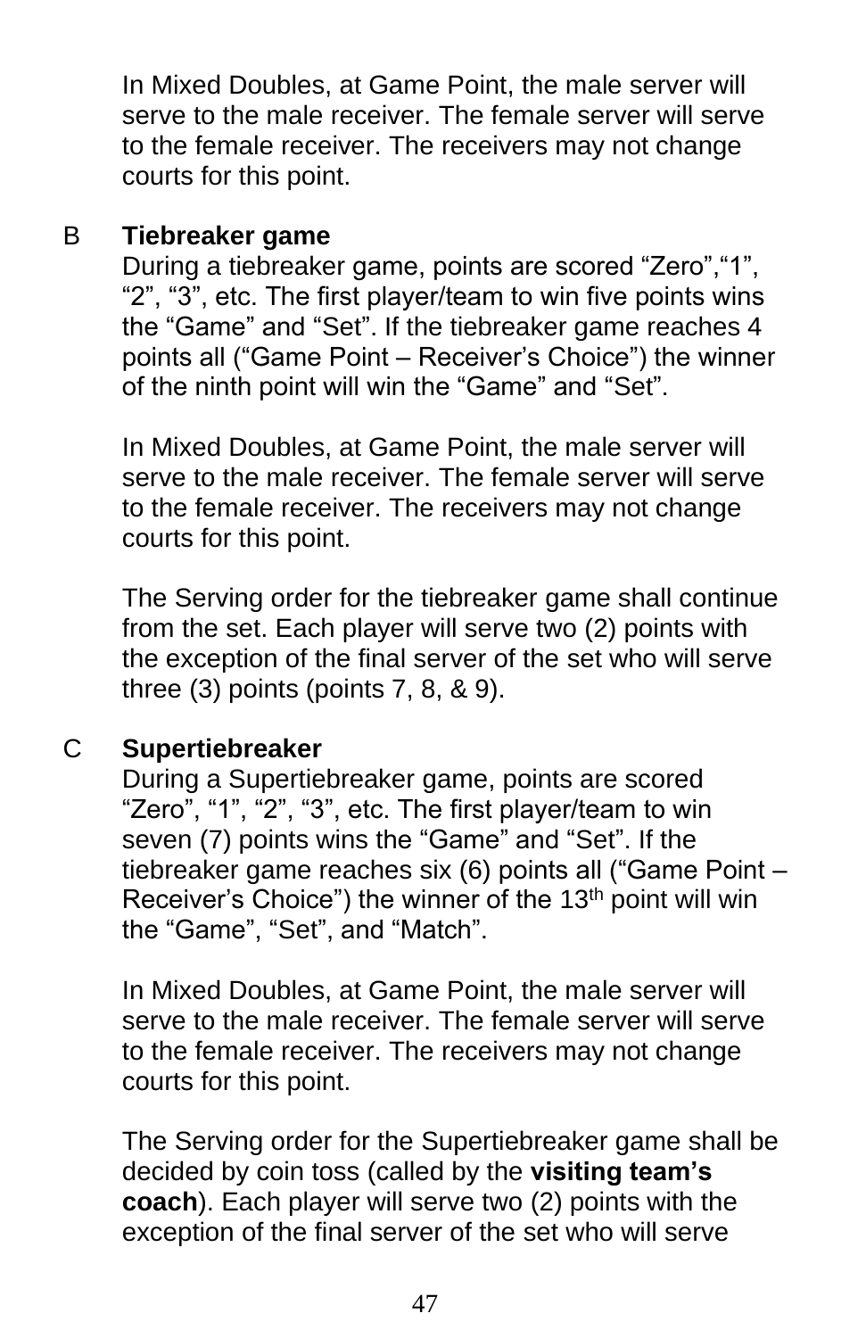In Mixed Doubles, at Game Point, the male server will serve to the male receiver. The female server will serve to the female receiver. The receivers may not change courts for this point.

B **Tiebreaker game**

During a tiebreaker game, points are scored “Zero”,“1”, “2”, “3”, etc. The first player/team to win five points wins the “Game” and “Set”. If the tiebreaker game reaches 4 points all (“Game Point – Receiver’s Choice”) the winner of the ninth point will win the “Game” and “Set”.

In Mixed Doubles, at Game Point, the male server will serve to the male receiver. The female server will serve to the female receiver. The receivers may not change courts for this point.

The Serving order for the tiebreaker game shall continue from the set. Each player will serve two (2) points with the exception of the final server of the set who will serve three (3) points (points 7, 8, & 9).

C **Supertiebreaker**

During a Supertiebreaker game, points are scored “Zero”, “1”, “2”, “3”, etc. The first player/team to win seven (7) points wins the “Game” and “Set”. If the tiebreaker game reaches six (6) points all (“Game Point – Receiver’s Choice”) the winner of the 13th point will win the “Game”, “Set”, and “Match”.

In Mixed Doubles, at Game Point, the male server will serve to the male receiver. The female server will serve to the female receiver. The receivers may not change courts for this point.

The Serving order for the Supertiebreaker game shall be decided by coin toss (called by the **visiting team’s coach**). Each player will serve two (2) points with the exception of the final server of the set who will serve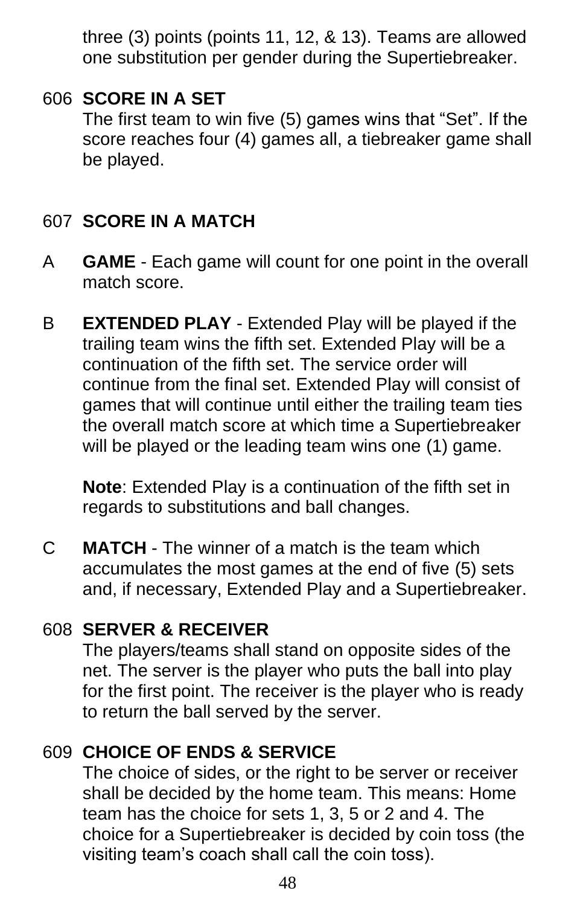three (3) points (points 11, 12, & 13). Teams are allowed one substitution per gender during the Supertiebreaker.

606 **SCORE IN A SET**
The first team to win five (5) games wins that “Set”. If the score reaches four (4) games all, a tiebreaker game shall be played.

607 **SCORE IN A MATCH**

A **GAME** - Each game will count for one point in the overall match score.

B **EXTENDED PLAY** - Extended Play will be played if the trailing team wins the fifth set. Extended Play will be a continuation of the fifth set. The service order will continue from the final set. Extended Play will consist of games that will continue until either the trailing team ties the overall match score at which time a Supertiebreaker will be played or the leading team wins one (1) game.

**Note**: Extended Play is a continuation of the fifth set in regards to substitutions and ball changes.

C **MATCH** - The winner of a match is the team which accumulates the most games at the end of five (5) sets and, if necessary, Extended Play and a Supertiebreaker.

608 **SERVER & RECEIVER**
The players/teams shall stand on opposite sides of the net. The server is the player who puts the ball into play for the first point. The receiver is the player who is ready to return the ball served by the server.

609 **CHOICE OF ENDS & SERVICE**
The choice of sides, or the right to be server or receiver shall be decided by the home team. This means: Home team has the choice for sets 1, 3, 5 or 2 and 4. The choice for a Supertiebreaker is decided by coin toss (the visiting team’s coach shall call the coin toss).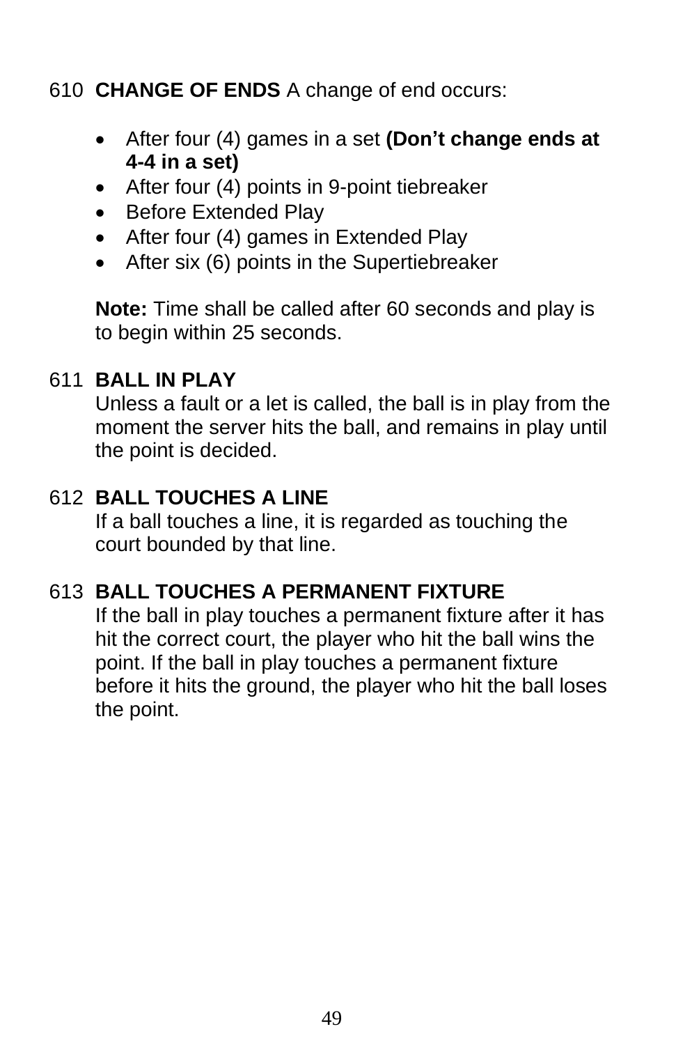610 **CHANGE OF ENDS** A change of end occurs:

- After four (4) games in a set **(Don't change ends at 4-4 in a set)**
- After four (4) points in 9-point tiebreaker
- Before Extended Play
- After four (4) games in Extended Play
- After six (6) points in the Supertiebreaker

**Note:** Time shall be called after 60 seconds and play is to begin within 25 seconds.

611 **BALL IN PLAY**
Unless a fault or a let is called, the ball is in play from the moment the server hits the ball, and remains in play until the point is decided.

612 **BALL TOUCHES A LINE**
If a ball touches a line, it is regarded as touching the court bounded by that line.

613 **BALL TOUCHES A PERMANENT FIXTURE**
If the ball in play touches a permanent fixture after it has hit the correct court, the player who hit the ball wins the point. If the ball in play touches a permanent fixture before it hits the ground, the player who hit the ball loses the point.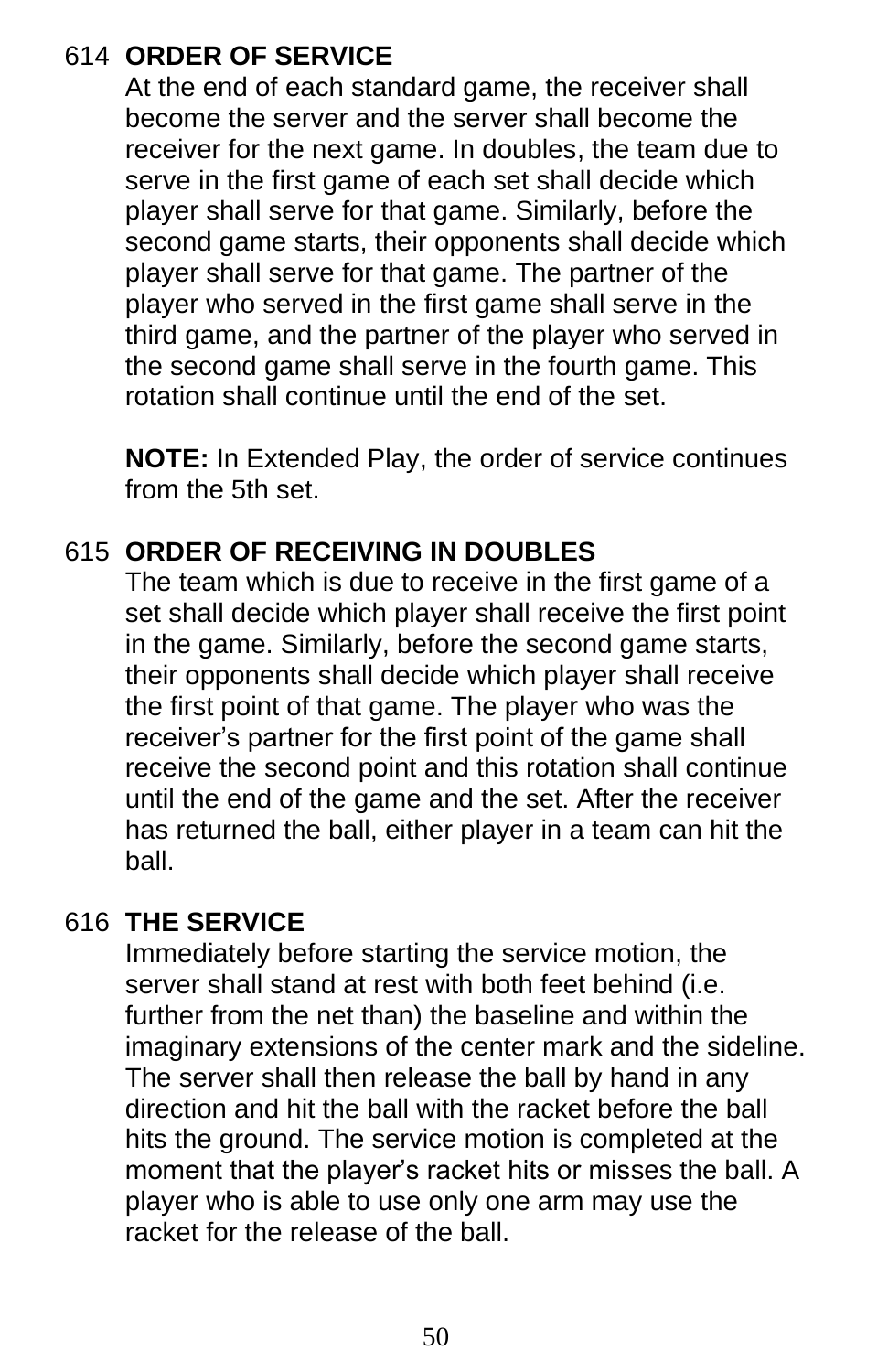### 614 ORDER OF SERVICE

At the end of each standard game, the receiver shall become the server and the server shall become the receiver for the next game. In doubles, the team due to serve in the first game of each set shall decide which player shall serve for that game. Similarly, before the second game starts, their opponents shall decide which player shall serve for that game. The partner of the player who served in the first game shall serve in the third game, and the partner of the player who served in the second game shall serve in the fourth game. This rotation shall continue until the end of the set.

**NOTE:** In Extended Play, the order of service continues from the 5th set.

### 615 ORDER OF RECEIVING IN DOUBLES

The team which is due to receive in the first game of a set shall decide which player shall receive the first point in the game. Similarly, before the second game starts, their opponents shall decide which player shall receive the first point of that game. The player who was the receiver's partner for the first point of the game shall receive the second point and this rotation shall continue until the end of the game and the set. After the receiver has returned the ball, either player in a team can hit the ball.

### 616 THE SERVICE

Immediately before starting the service motion, the server shall stand at rest with both feet behind (i.e. further from the net than) the baseline and within the imaginary extensions of the center mark and the sideline. The server shall then release the ball by hand in any direction and hit the ball with the racket before the ball hits the ground. The service motion is completed at the moment that the player's racket hits or misses the ball. A player who is able to use only one arm may use the racket for the release of the ball.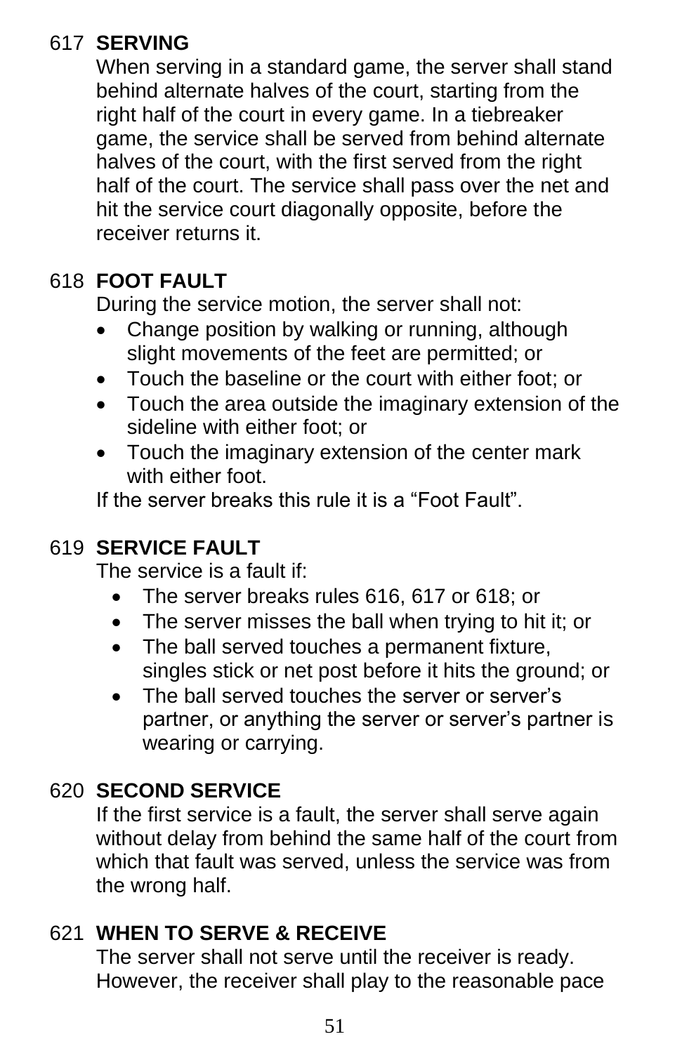## 617 SERVING

When serving in a standard game, the server shall stand behind alternate halves of the court, starting from the right half of the court in every game. In a tiebreaker game, the service shall be served from behind alternate halves of the court, with the first served from the right half of the court. The service shall pass over the net and hit the service court diagonally opposite, before the receiver returns it.

## 618 FOOT FAULT

During the service motion, the server shall not:

- Change position by walking or running, although slight movements of the feet are permitted; or
- Touch the baseline or the court with either foot; or
- Touch the area outside the imaginary extension of the sideline with either foot; or
- Touch the imaginary extension of the center mark with either foot.

If the server breaks this rule it is a “Foot Fault”.

## 619 SERVICE FAULT

The service is a fault if:

- The server breaks rules 616, 617 or 618; or
- The server misses the ball when trying to hit it; or
- The ball served touches a permanent fixture, singles stick or net post before it hits the ground; or
- The ball served touches the server or server’s partner, or anything the server or server’s partner is wearing or carrying.

## 620 SECOND SERVICE

If the first service is a fault, the server shall serve again without delay from behind the same half of the court from which that fault was served, unless the service was from the wrong half.

## 621 WHEN TO SERVE & RECEIVE

The server shall not serve until the receiver is ready. However, the receiver shall play to the reasonable pace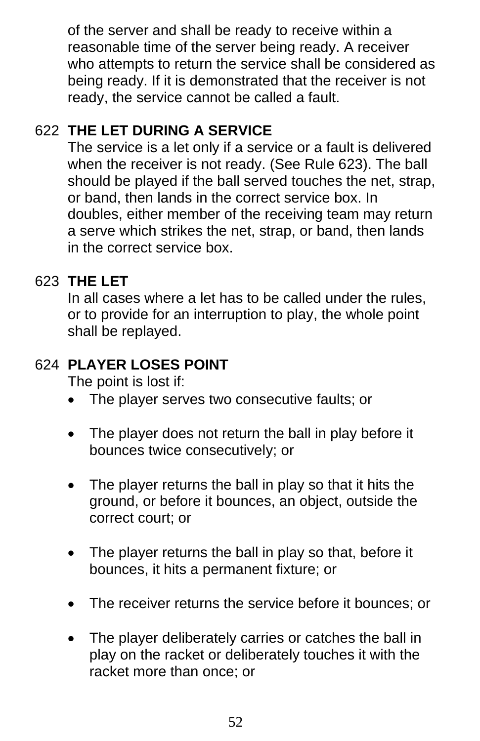of the server and shall be ready to receive within a reasonable time of the server being ready. A receiver who attempts to return the service shall be considered as being ready. If it is demonstrated that the receiver is not ready, the service cannot be called a fault.

### 622 THE LET DURING A SERVICE

The service is a let only if a service or a fault is delivered when the receiver is not ready. (See Rule 623). The ball should be played if the ball served touches the net, strap, or band, then lands in the correct service box. In doubles, either member of the receiving team may return a serve which strikes the net, strap, or band, then lands in the correct service box.

### 623 THE LET

In all cases where a let has to be called under the rules, or to provide for an interruption to play, the whole point shall be replayed.

### 624 PLAYER LOSES POINT

The point is lost if:

- The player serves two consecutive faults; or
- The player does not return the ball in play before it bounces twice consecutively; or
- The player returns the ball in play so that it hits the ground, or before it bounces, an object, outside the correct court; or
- The player returns the ball in play so that, before it bounces, it hits a permanent fixture; or
- The receiver returns the service before it bounces; or
- The player deliberately carries or catches the ball in play on the racket or deliberately touches it with the racket more than once; or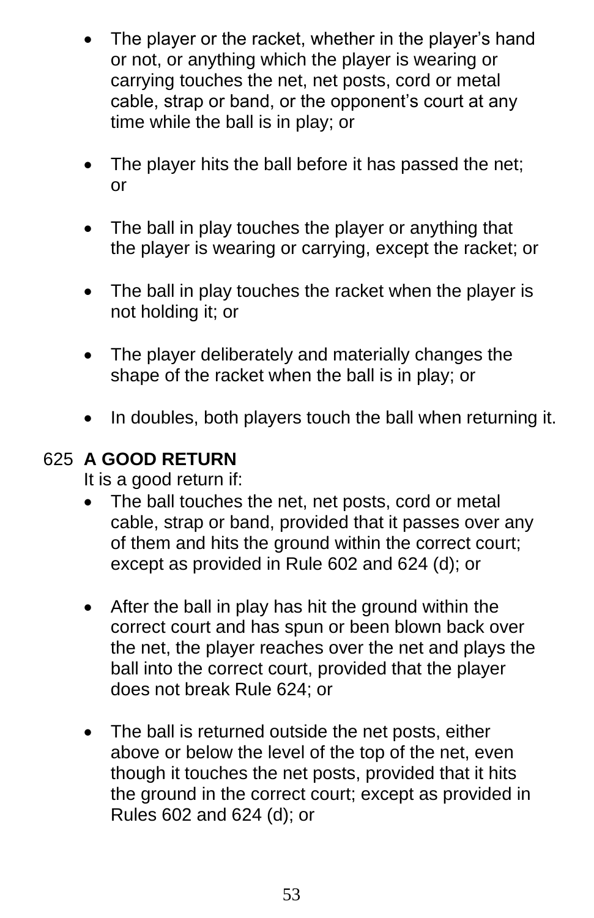- The player or the racket, whether in the player's hand or not, or anything which the player is wearing or carrying touches the net, net posts, cord or metal cable, strap or band, or the opponent's court at any time while the ball is in play; or

- The player hits the ball before it has passed the net; or

- The ball in play touches the player or anything that the player is wearing or carrying, except the racket; or

- The ball in play touches the racket when the player is not holding it; or

- The player deliberately and materially changes the shape of the racket when the ball is in play; or

- In doubles, both players touch the ball when returning it.

625 **A GOOD RETURN**

It is a good return if:

- The ball touches the net, net posts, cord or metal cable, strap or band, provided that it passes over any of them and hits the ground within the correct court; except as provided in Rule 602 and 624 (d); or

- After the ball in play has hit the ground within the correct court and has spun or been blown back over the net, the player reaches over the net and plays the ball into the correct court, provided that the player does not break Rule 624; or

- The ball is returned outside the net posts, either above or below the level of the top of the net, even though it touches the net posts, provided that it hits the ground in the correct court; except as provided in Rules 602 and 624 (d); or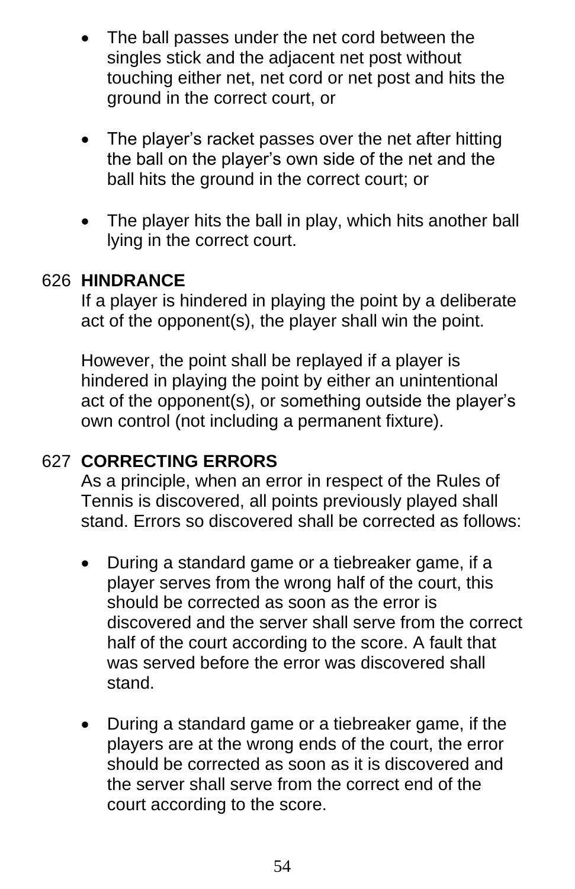- The ball passes under the net cord between the singles stick and the adjacent net post without touching either net, net cord or net post and hits the ground in the correct court, or

- The player's racket passes over the net after hitting the ball on the player's own side of the net and the ball hits the ground in the correct court; or

- The player hits the ball in play, which hits another ball lying in the correct court.

### 626 HINDRANCE

If a player is hindered in playing the point by a deliberate act of the opponent(s), the player shall win the point.

However, the point shall be replayed if a player is hindered in playing the point by either an unintentional act of the opponent(s), or something outside the player's own control (not including a permanent fixture).

### 627 CORRECTING ERRORS

As a principle, when an error in respect of the Rules of Tennis is discovered, all points previously played shall stand. Errors so discovered shall be corrected as follows:

- During a standard game or a tiebreaker game, if a player serves from the wrong half of the court, this should be corrected as soon as the error is discovered and the server shall serve from the correct half of the court according to the score. A fault that was served before the error was discovered shall stand.

- During a standard game or a tiebreaker game, if the players are at the wrong ends of the court, the error should be corrected as soon as it is discovered and the server shall serve from the correct end of the court according to the score.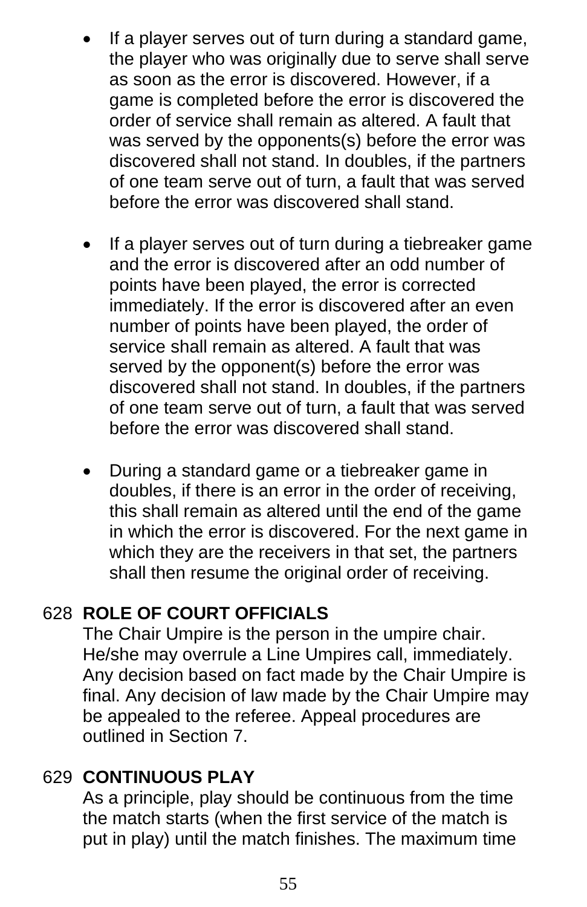- If a player serves out of turn during a standard game, the player who was originally due to serve shall serve as soon as the error is discovered. However, if a game is completed before the error is discovered the order of service shall remain as altered. A fault that was served by the opponents(s) before the error was discovered shall not stand. In doubles, if the partners of one team serve out of turn, a fault that was served before the error was discovered shall stand.

- If a player serves out of turn during a tiebreaker game and the error is discovered after an odd number of points have been played, the error is corrected immediately. If the error is discovered after an even number of points have been played, the order of service shall remain as altered. A fault that was served by the opponent(s) before the error was discovered shall not stand. In doubles, if the partners of one team serve out of turn, a fault that was served before the error was discovered shall stand.

- During a standard game or a tiebreaker game in doubles, if there is an error in the order of receiving, this shall remain as altered until the end of the game in which the error is discovered. For the next game in which they are the receivers in that set, the partners shall then resume the original order of receiving.

## 628 ROLE OF COURT OFFICIALS

The Chair Umpire is the person in the umpire chair. He/she may overrule a Line Umpires call, immediately. Any decision based on fact made by the Chair Umpire is final. Any decision of law made by the Chair Umpire may be appealed to the referee. Appeal procedures are outlined in Section 7.

## 629 CONTINUOUS PLAY

As a principle, play should be continuous from the time the match starts (when the first service of the match is put in play) until the match finishes. The maximum time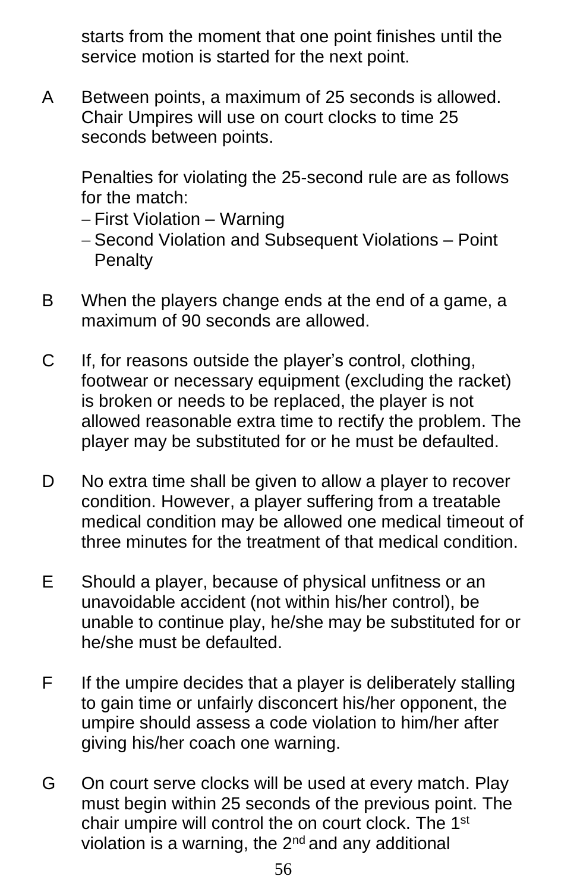starts from the moment that one point finishes until the service motion is started for the next point.

A Between points, a maximum of 25 seconds is allowed. Chair Umpires will use on court clocks to time 25 seconds between points.

Penalties for violating the 25-second rule are as follows for the match:

- First Violation – Warning
- Second Violation and Subsequent Violations – Point Penalty

B When the players change ends at the end of a game, a maximum of 90 seconds are allowed.

C If, for reasons outside the player's control, clothing, footwear or necessary equipment (excluding the racket) is broken or needs to be replaced, the player is not allowed reasonable extra time to rectify the problem. The player may be substituted for or he must be defaulted.

D No extra time shall be given to allow a player to recover condition. However, a player suffering from a treatable medical condition may be allowed one medical timeout of three minutes for the treatment of that medical condition.

E Should a player, because of physical unfitness or an unavoidable accident (not within his/her control), be unable to continue play, he/she may be substituted for or he/she must be defaulted.

F If the umpire decides that a player is deliberately stalling to gain time or unfairly disconcert his/her opponent, the umpire should assess a code violation to him/her after giving his/her coach one warning.

G On court serve clocks will be used at every match. Play must begin within 25 seconds of the previous point. The chair umpire will control the on court clock. The 1st violation is a warning, the 2nd and any additional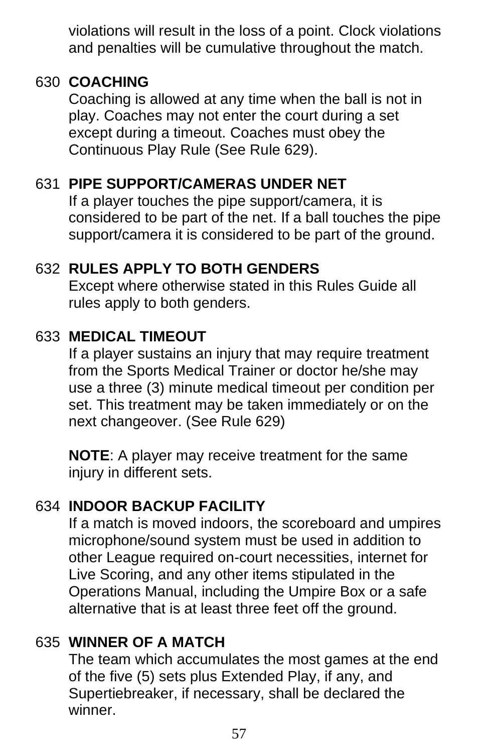violations will result in the loss of a point. Clock violations and penalties will be cumulative throughout the match.

630 **COACHING**

Coaching is allowed at any time when the ball is not in play. Coaches may not enter the court during a set except during a timeout. Coaches must obey the Continuous Play Rule (See Rule 629).

631 **PIPE SUPPORT/CAMERAS UNDER NET**

If a player touches the pipe support/camera, it is considered to be part of the net. If a ball touches the pipe support/camera it is considered to be part of the ground.

632 **RULES APPLY TO BOTH GENDERS**

Except where otherwise stated in this Rules Guide all rules apply to both genders.

633 **MEDICAL TIMEOUT**

If a player sustains an injury that may require treatment from the Sports Medical Trainer or doctor he/she may use a three (3) minute medical timeout per condition per set. This treatment may be taken immediately or on the next changeover. (See Rule 629)

**NOTE**: A player may receive treatment for the same injury in different sets.

634 **INDOOR BACKUP FACILITY**

If a match is moved indoors, the scoreboard and umpires microphone/sound system must be used in addition to other League required on-court necessities, internet for Live Scoring, and any other items stipulated in the Operations Manual, including the Umpire Box or a safe alternative that is at least three feet off the ground.

635 **WINNER OF A MATCH**

The team which accumulates the most games at the end of the five (5) sets plus Extended Play, if any, and Supertiebreaker, if necessary, shall be declared the winner.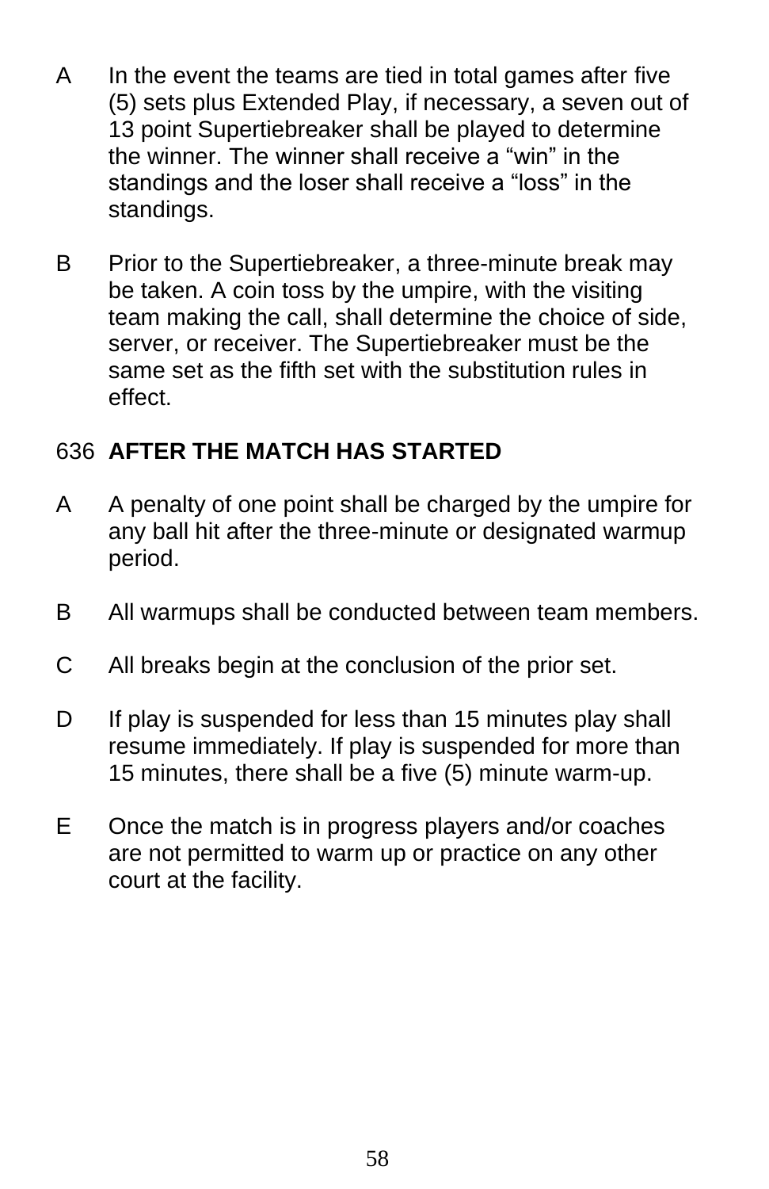A In the event the teams are tied in total games after five (5) sets plus Extended Play, if necessary, a seven out of 13 point Supertiebreaker shall be played to determine the winner. The winner shall receive a "win" in the standings and the loser shall receive a "loss" in the standings.

B Prior to the Supertiebreaker, a three-minute break may be taken. A coin toss by the umpire, with the visiting team making the call, shall determine the choice of side, server, or receiver. The Supertiebreaker must be the same set as the fifth set with the substitution rules in effect.

## 636 AFTER THE MATCH HAS STARTED

A A penalty of one point shall be charged by the umpire for any ball hit after the three-minute or designated warmup period.

B All warmups shall be conducted between team members.

C All breaks begin at the conclusion of the prior set.

D If play is suspended for less than 15 minutes play shall resume immediately. If play is suspended for more than 15 minutes, there shall be a five (5) minute warm-up.

E Once the match is in progress players and/or coaches are not permitted to warm up or practice on any other court at the facility.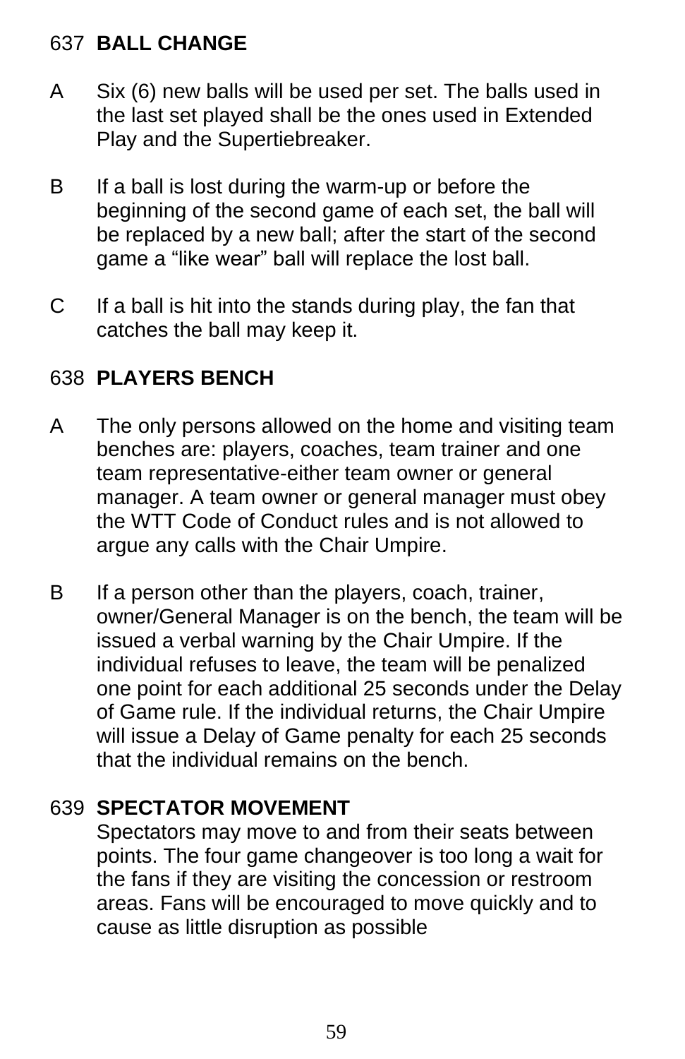## 637 BALL CHANGE

A Six (6) new balls will be used per set. The balls used in the last set played shall be the ones used in Extended Play and the Supertiebreaker.

B If a ball is lost during the warm-up or before the beginning of the second game of each set, the ball will be replaced by a new ball; after the start of the second game a "like wear" ball will replace the lost ball.

C If a ball is hit into the stands during play, the fan that catches the ball may keep it.

## 638 PLAYERS BENCH

A The only persons allowed on the home and visiting team benches are: players, coaches, team trainer and one team representative-either team owner or general manager. A team owner or general manager must obey the WTT Code of Conduct rules and is not allowed to argue any calls with the Chair Umpire.

B If a person other than the players, coach, trainer, owner/General Manager is on the bench, the team will be issued a verbal warning by the Chair Umpire. If the individual refuses to leave, the team will be penalized one point for each additional 25 seconds under the Delay of Game rule. If the individual returns, the Chair Umpire will issue a Delay of Game penalty for each 25 seconds that the individual remains on the bench.

## 639 SPECTATOR MOVEMENT

Spectators may move to and from their seats between points. The four game changeover is too long a wait for the fans if they are visiting the concession or restroom areas. Fans will be encouraged to move quickly and to cause as little disruption as possible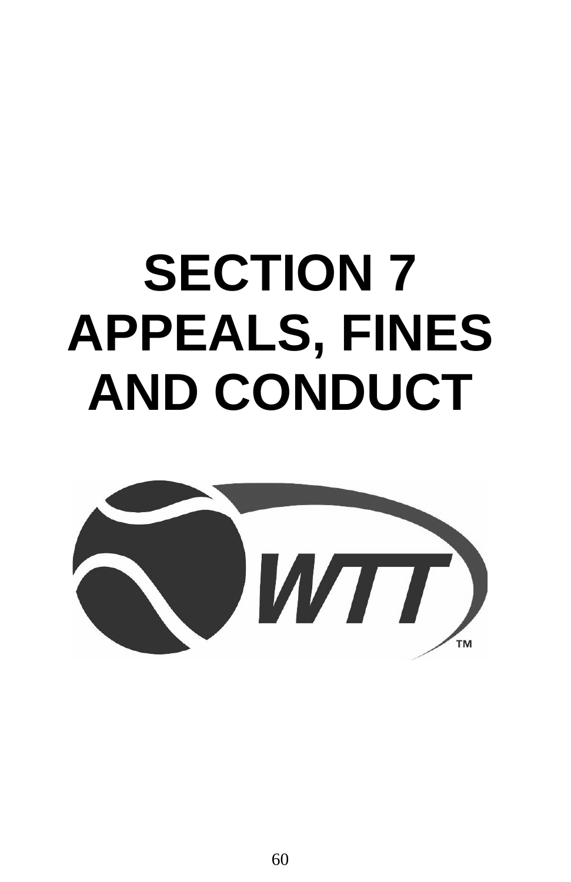# SECTION 7 APPEALS, FINES AND CONDUCT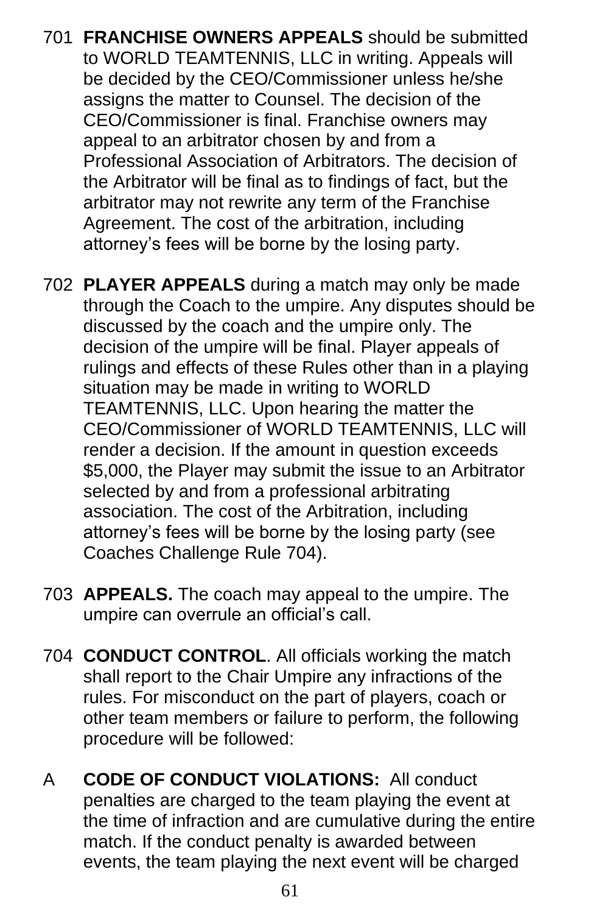701 **FRANCHISE OWNERS APPEALS** should be submitted to WORLD TEAMTENNIS, LLC in writing. Appeals will be decided by the CEO/Commissioner unless he/she assigns the matter to Counsel. The decision of the CEO/Commissioner is final. Franchise owners may appeal to an arbitrator chosen by and from a Professional Association of Arbitrators. The decision of the Arbitrator will be final as to findings of fact, but the arbitrator may not rewrite any term of the Franchise Agreement. The cost of the arbitration, including attorney's fees will be borne by the losing party.

702 **PLAYER APPEALS** during a match may only be made through the Coach to the umpire. Any disputes should be discussed by the coach and the umpire only. The decision of the umpire will be final. Player appeals of rulings and effects of these Rules other than in a playing situation may be made in writing to WORLD TEAMTENNIS, LLC. Upon hearing the matter the CEO/Commissioner of WORLD TEAMTENNIS, LLC will render a decision. If the amount in question exceeds $5,000, the Player may submit the issue to an Arbitrator selected by and from a professional arbitrating association. The cost of the Arbitration, including attorney's fees will be borne by the losing party (see Coaches Challenge Rule 704).

703 **APPEALS.** The coach may appeal to the umpire. The umpire can overrule an official's call.

704 **CONDUCT CONTROL**. All officials working the match shall report to the Chair Umpire any infractions of the rules. For misconduct on the part of players, coach or other team members or failure to perform, the following procedure will be followed:

A **CODE OF CONDUCT VIOLATIONS:** All conduct penalties are charged to the team playing the event at the time of infraction and are cumulative during the entire match. If the conduct penalty is awarded between events, the team playing the next event will be charged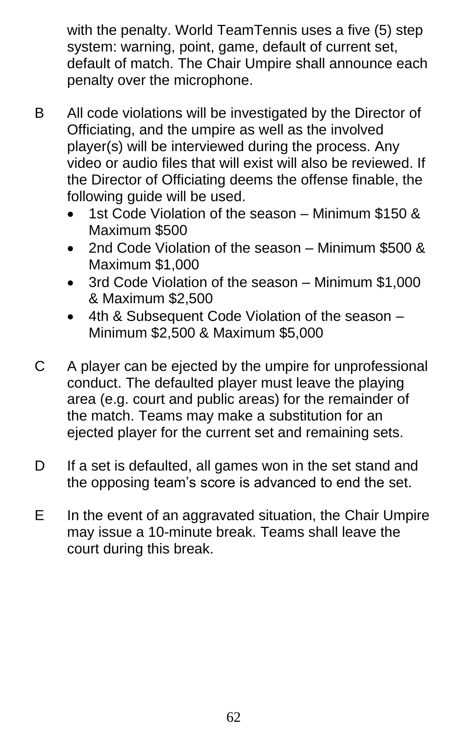with the penalty. World TeamTennis uses a five (5) step system: warning, point, game, default of current set, default of match. The Chair Umpire shall announce each penalty over the microphone.

B All code violations will be investigated by the Director of Officiating, and the umpire as well as the involved player(s) will be interviewed during the process. Any video or audio files that will exist will also be reviewed. If the Director of Officiating deems the offense finable, the following guide will be used.

- 1st Code Violation of the season – Minimum $150 & Maximum $500
- 2nd Code Violation of the season – Minimum $500 & Maximum $1,000
- 3rd Code Violation of the season – Minimum $1,000 & Maximum $2,500
- 4th & Subsequent Code Violation of the season – Minimum $2,500 & Maximum $5,000

C A player can be ejected by the umpire for unprofessional conduct. The defaulted player must leave the playing area (e.g. court and public areas) for the remainder of the match. Teams may make a substitution for an ejected player for the current set and remaining sets.

D If a set is defaulted, all games won in the set stand and the opposing team's score is advanced to end the set.

E In the event of an aggravated situation, the Chair Umpire may issue a 10-minute break. Teams shall leave the court during this break.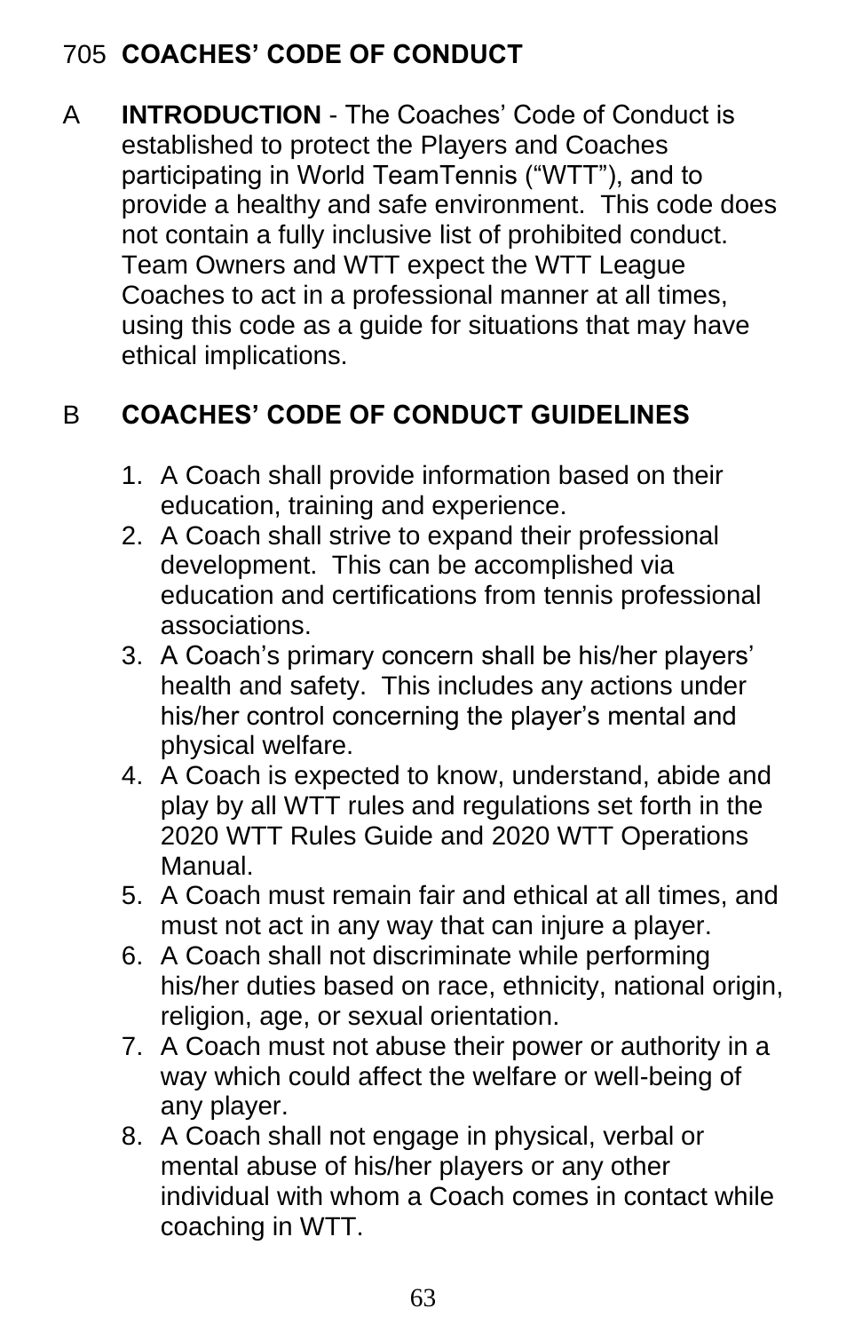## 705 COACHES' CODE OF CONDUCT

A **INTRODUCTION** - The Coaches' Code of Conduct is established to protect the Players and Coaches participating in World TeamTennis ("WTT"), and to provide a healthy and safe environment. This code does not contain a fully inclusive list of prohibited conduct. Team Owners and WTT expect the WTT League Coaches to act in a professional manner at all times, using this code as a guide for situations that may have ethical implications.

B **COACHES' CODE OF CONDUCT GUIDELINES**

1. A Coach shall provide information based on their education, training and experience.
2. A Coach shall strive to expand their professional development. This can be accomplished via education and certifications from tennis professional associations.
3. A Coach's primary concern shall be his/her players' health and safety. This includes any actions under his/her control concerning the player's mental and physical welfare.
4. A Coach is expected to know, understand, abide and play by all WTT rules and regulations set forth in the 2020 WTT Rules Guide and 2020 WTT Operations Manual.
5. A Coach must remain fair and ethical at all times, and must not act in any way that can injure a player.
6. A Coach shall not discriminate while performing his/her duties based on race, ethnicity, national origin, religion, age, or sexual orientation.
7. A Coach must not abuse their power or authority in a way which could affect the welfare or well-being of any player.
8. A Coach shall not engage in physical, verbal or mental abuse of his/her players or any other individual with whom a Coach comes in contact while coaching in WTT.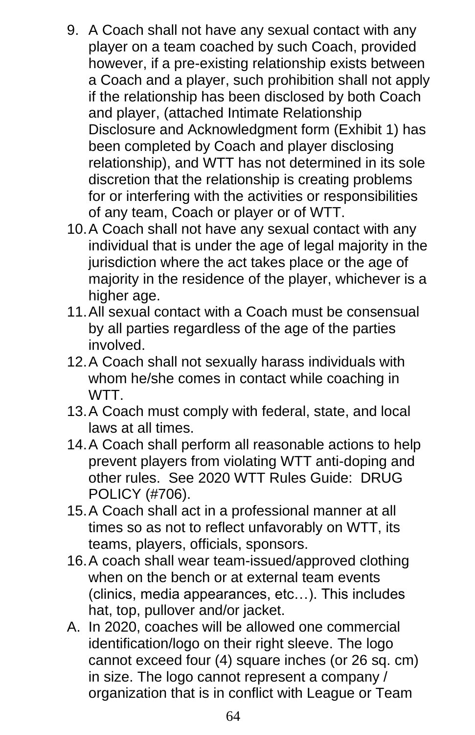9. A Coach shall not have any sexual contact with any player on a team coached by such Coach, provided however, if a pre-existing relationship exists between a Coach and a player, such prohibition shall not apply if the relationship has been disclosed by both Coach and player, (attached Intimate Relationship Disclosure and Acknowledgment form (Exhibit 1) has been completed by Coach and player disclosing relationship), and WTT has not determined in its sole discretion that the relationship is creating problems for or interfering with the activities or responsibilities of any team, Coach or player or of WTT.
10. A Coach shall not have any sexual contact with any individual that is under the age of legal majority in the jurisdiction where the act takes place or the age of majority in the residence of the player, whichever is a higher age.
11. All sexual contact with a Coach must be consensual by all parties regardless of the age of the parties involved.
12. A Coach shall not sexually harass individuals with whom he/she comes in contact while coaching in WTT.
13. A Coach must comply with federal, state, and local laws at all times.
14. A Coach shall perform all reasonable actions to help prevent players from violating WTT anti-doping and other rules. See 2020 WTT Rules Guide: DRUG POLICY (#706).
15. A Coach shall act in a professional manner at all times so as not to reflect unfavorably on WTT, its teams, players, officials, sponsors.
16. A coach shall wear team-issued/approved clothing when on the bench or at external team events (clinics, media appearances, etc…). This includes hat, top, pullover and/or jacket.

A. In 2020, coaches will be allowed one commercial identification/logo on their right sleeve. The logo cannot exceed four (4) square inches (or 26 sq. cm) in size. The logo cannot represent a company / organization that is in conflict with League or Team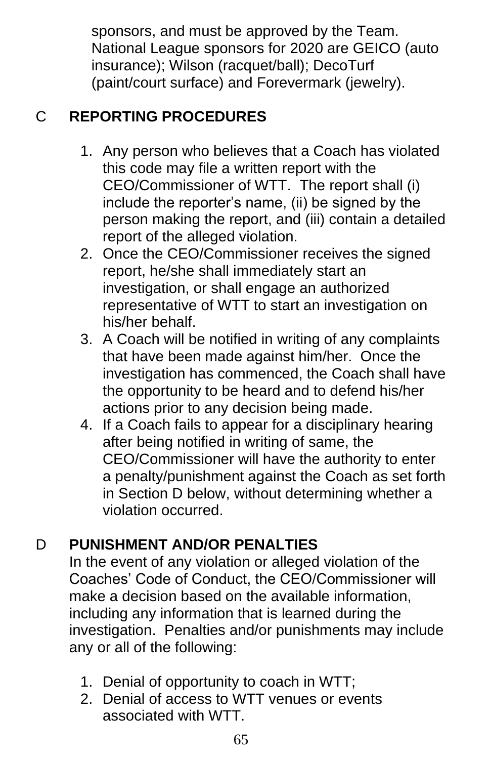sponsors, and must be approved by the Team. National League sponsors for 2020 are GEICO (auto insurance); Wilson (racquet/ball); DecoTurf (paint/court surface) and Forevermark (jewelry).

## C REPORTING PROCEDURES

1. Any person who believes that a Coach has violated this code may file a written report with the CEO/Commissioner of WTT. The report shall (i) include the reporter's name, (ii) be signed by the person making the report, and (iii) contain a detailed report of the alleged violation.
2. Once the CEO/Commissioner receives the signed report, he/she shall immediately start an investigation, or shall engage an authorized representative of WTT to start an investigation on his/her behalf.
3. A Coach will be notified in writing of any complaints that have been made against him/her. Once the investigation has commenced, the Coach shall have the opportunity to be heard and to defend his/her actions prior to any decision being made.
4. If a Coach fails to appear for a disciplinary hearing after being notified in writing of same, the CEO/Commissioner will have the authority to enter a penalty/punishment against the Coach as set forth in Section D below, without determining whether a violation occurred.

## D PUNISHMENT AND/OR PENALTIES

In the event of any violation or alleged violation of the Coaches' Code of Conduct, the CEO/Commissioner will make a decision based on the available information, including any information that is learned during the investigation. Penalties and/or punishments may include any or all of the following:

1. Denial of opportunity to coach in WTT;
2. Denial of access to WTT venues or events associated with WTT.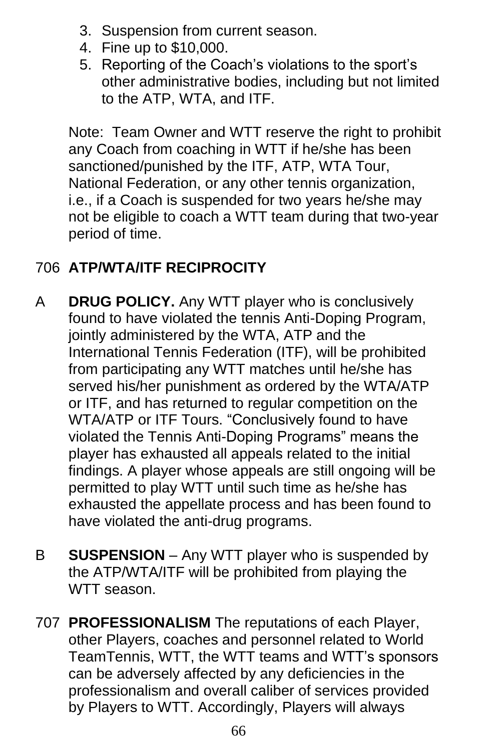3. Suspension from current season.
4. Fine up to $10,000.
5. Reporting of the Coach's violations to the sport's other administrative bodies, including but not limited to the ATP, WTA, and ITF.

Note: Team Owner and WTT reserve the right to prohibit any Coach from coaching in WTT if he/she has been sanctioned/punished by the ITF, ATP, WTA Tour, National Federation, or any other tennis organization, i.e., if a Coach is suspended for two years he/she may not be eligible to coach a WTT team during that two-year period of time.

706 **ATP/WTA/ITF RECIPROCITY**

A **DRUG POLICY.** Any WTT player who is conclusively found to have violated the tennis Anti-Doping Program, jointly administered by the WTA, ATP and the International Tennis Federation (ITF), will be prohibited from participating any WTT matches until he/she has served his/her punishment as ordered by the WTA/ATP or ITF, and has returned to regular competition on the WTA/ATP or ITF Tours. "Conclusively found to have violated the Tennis Anti-Doping Programs" means the player has exhausted all appeals related to the initial findings. A player whose appeals are still ongoing will be permitted to play WTT until such time as he/she has exhausted the appellate process and has been found to have violated the anti-drug programs.

B **SUSPENSION** – Any WTT player who is suspended by the ATP/WTA/ITF will be prohibited from playing the WTT season.

707 **PROFESSIONALISM** The reputations of each Player, other Players, coaches and personnel related to World TeamTennis, WTT, the WTT teams and WTT's sponsors can be adversely affected by any deficiencies in the professionalism and overall caliber of services provided by Players to WTT. Accordingly, Players will always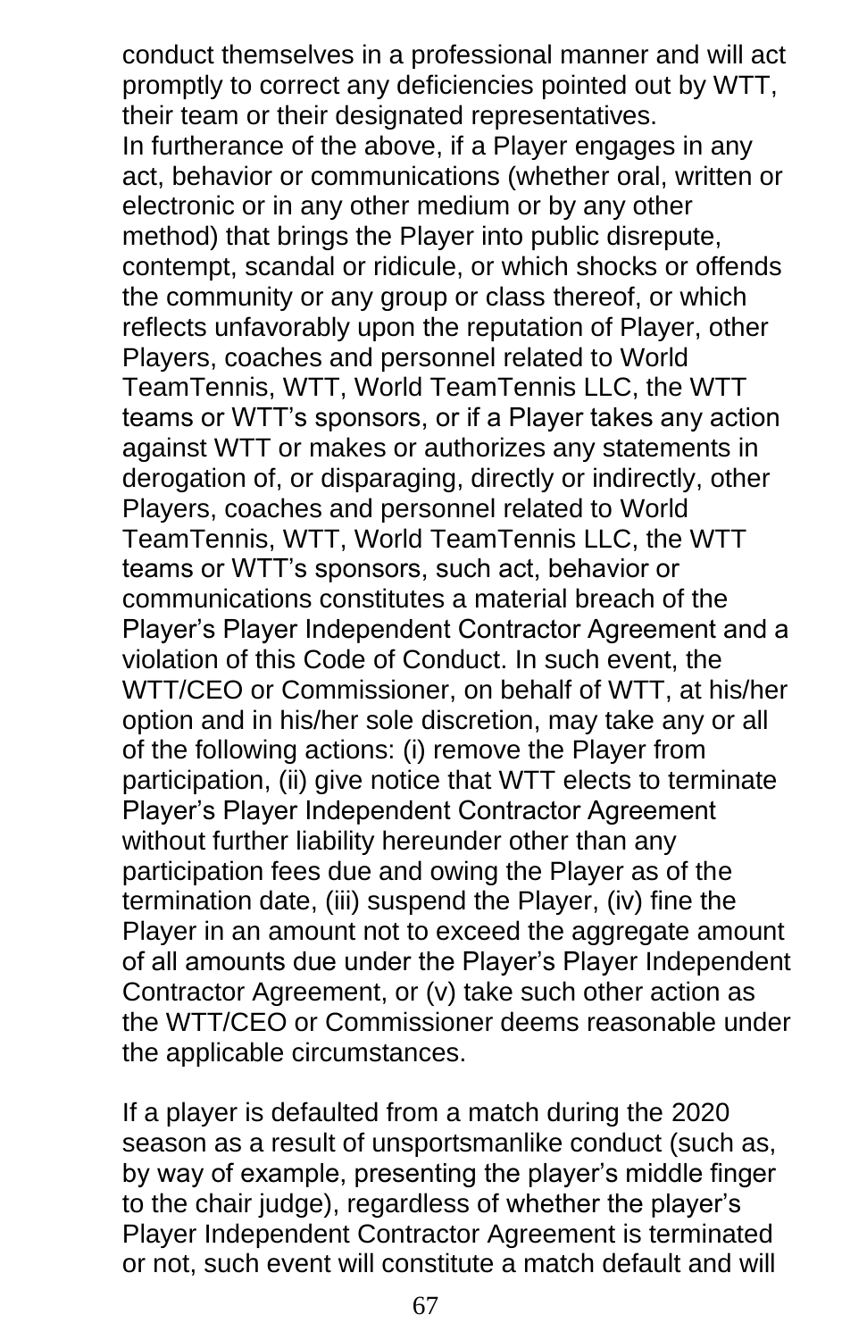conduct themselves in a professional manner and will act promptly to correct any deficiencies pointed out by WTT, their team or their designated representatives.
In furtherance of the above, if a Player engages in any act, behavior or communications (whether oral, written or electronic or in any other medium or by any other method) that brings the Player into public disrepute, contempt, scandal or ridicule, or which shocks or offends the community or any group or class thereof, or which reflects unfavorably upon the reputation of Player, other Players, coaches and personnel related to World TeamTennis, WTT, World TeamTennis LLC, the WTT teams or WTT's sponsors, or if a Player takes any action against WTT or makes or authorizes any statements in derogation of, or disparaging, directly or indirectly, other Players, coaches and personnel related to World TeamTennis, WTT, World TeamTennis LLC, the WTT teams or WTT's sponsors, such act, behavior or communications constitutes a material breach of the Player's Player Independent Contractor Agreement and a violation of this Code of Conduct. In such event, the WTT/CEO or Commissioner, on behalf of WTT, at his/her option and in his/her sole discretion, may take any or all of the following actions: (i) remove the Player from participation, (ii) give notice that WTT elects to terminate Player's Player Independent Contractor Agreement without further liability hereunder other than any participation fees due and owing the Player as of the termination date, (iii) suspend the Player, (iv) fine the Player in an amount not to exceed the aggregate amount of all amounts due under the Player's Player Independent Contractor Agreement, or (v) take such other action as the WTT/CEO or Commissioner deems reasonable under the applicable circumstances.

If a player is defaulted from a match during the 2020 season as a result of unsportsmanlike conduct (such as, by way of example, presenting the player's middle finger to the chair judge), regardless of whether the player's Player Independent Contractor Agreement is terminated or not, such event will constitute a match default and will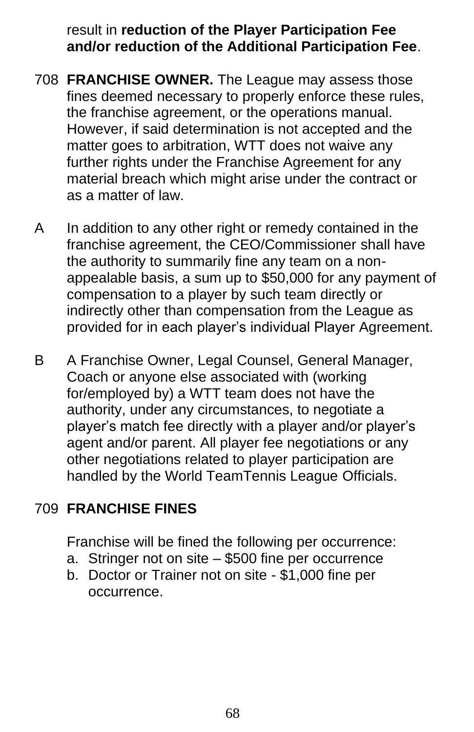result in **reduction of the Player Participation Fee and/or reduction of the Additional Participation Fee**.

708 **FRANCHISE OWNER.** The League may assess those fines deemed necessary to properly enforce these rules, the franchise agreement, or the operations manual. However, if said determination is not accepted and the matter goes to arbitration, WTT does not waive any further rights under the Franchise Agreement for any material breach which might arise under the contract or as a matter of law.

A In addition to any other right or remedy contained in the franchise agreement, the CEO/Commissioner shall have the authority to summarily fine any team on a non-appealable basis, a sum up to $50,000 for any payment of compensation to a player by such team directly or indirectly other than compensation from the League as provided for in each player's individual Player Agreement.

B A Franchise Owner, Legal Counsel, General Manager, Coach or anyone else associated with (working for/employed by) a WTT team does not have the authority, under any circumstances, to negotiate a player's match fee directly with a player and/or player's agent and/or parent. All player fee negotiations or any other negotiations related to player participation are handled by the World TeamTennis League Officials.

709 **FRANCHISE FINES**

Franchise will be fined the following per occurrence:

a. Stringer not on site – $500 fine per occurrence
b. Doctor or Trainer not on site - $1,000 fine per occurrence.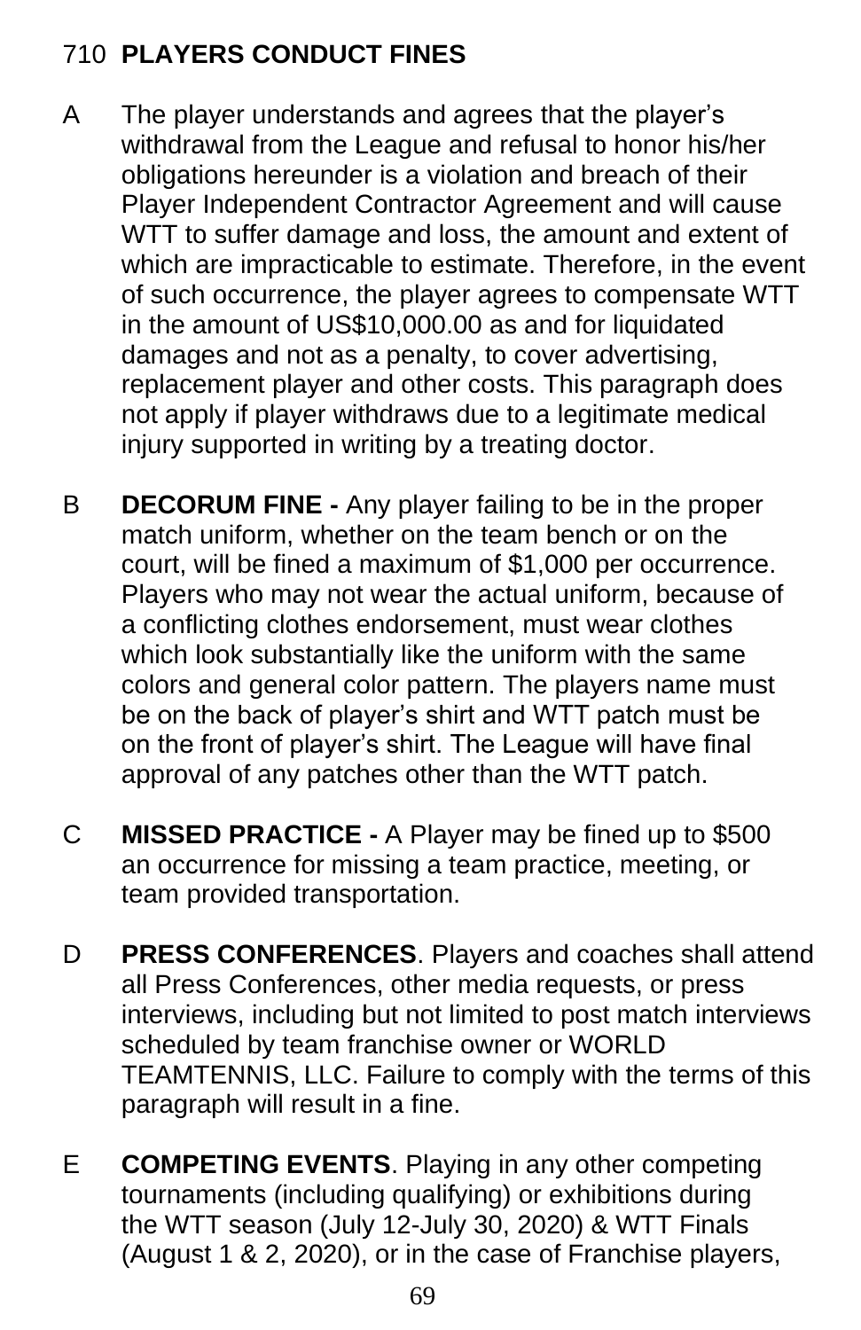## 710 PLAYERS CONDUCT FINES

A The player understands and agrees that the player's withdrawal from the League and refusal to honor his/her obligations hereunder is a violation and breach of their Player Independent Contractor Agreement and will cause WTT to suffer damage and loss, the amount and extent of which are impracticable to estimate. Therefore, in the event of such occurrence, the player agrees to compensate WTT in the amount of US$10,000.00 as and for liquidated damages and not as a penalty, to cover advertising, replacement player and other costs. This paragraph does not apply if player withdraws due to a legitimate medical injury supported in writing by a treating doctor.

B **DECORUM FINE -** Any player failing to be in the proper match uniform, whether on the team bench or on the court, will be fined a maximum of $1,000 per occurrence. Players who may not wear the actual uniform, because of a conflicting clothes endorsement, must wear clothes which look substantially like the uniform with the same colors and general color pattern. The players name must be on the back of player's shirt and WTT patch must be on the front of player's shirt. The League will have final approval of any patches other than the WTT patch.

C **MISSED PRACTICE -** A Player may be fined up to $500 an occurrence for missing a team practice, meeting, or team provided transportation.

D **PRESS CONFERENCES**. Players and coaches shall attend all Press Conferences, other media requests, or press interviews, including but not limited to post match interviews scheduled by team franchise owner or WORLD TEAMTENNIS, LLC. Failure to comply with the terms of this paragraph will result in a fine.

E **COMPETING EVENTS**. Playing in any other competing tournaments (including qualifying) or exhibitions during the WTT season (July 12-July 30, 2020) & WTT Finals (August 1 & 2, 2020), or in the case of Franchise players,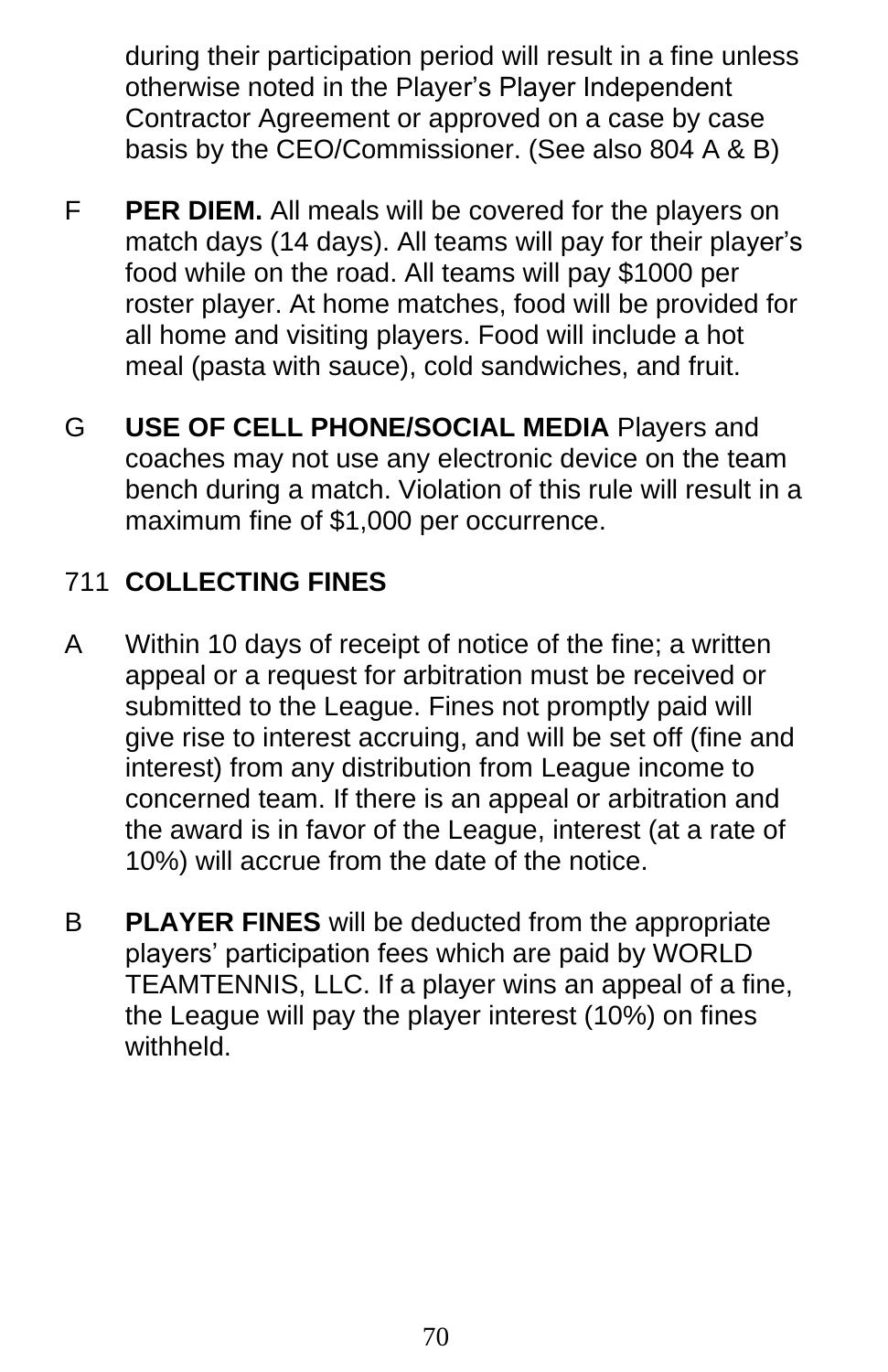during their participation period will result in a fine unless otherwise noted in the Player's Player Independent Contractor Agreement or approved on a case by case basis by the CEO/Commissioner. (See also 804 A & B)

F **PER DIEM.** All meals will be covered for the players on match days (14 days). All teams will pay for their player's food while on the road. All teams will pay $1000 per roster player. At home matches, food will be provided for all home and visiting players. Food will include a hot meal (pasta with sauce), cold sandwiches, and fruit.

G **USE OF CELL PHONE/SOCIAL MEDIA** Players and coaches may not use any electronic device on the team bench during a match. Violation of this rule will result in a maximum fine of $1,000 per occurrence.

711 **COLLECTING FINES**

A Within 10 days of receipt of notice of the fine; a written appeal or a request for arbitration must be received or submitted to the League. Fines not promptly paid will give rise to interest accruing, and will be set off (fine and interest) from any distribution from League income to concerned team. If there is an appeal or arbitration and the award is in favor of the League, interest (at a rate of 10%) will accrue from the date of the notice.

B **PLAYER FINES** will be deducted from the appropriate players' participation fees which are paid by WORLD TEAMTENNIS, LLC. If a player wins an appeal of a fine, the League will pay the player interest (10%) on fines withheld.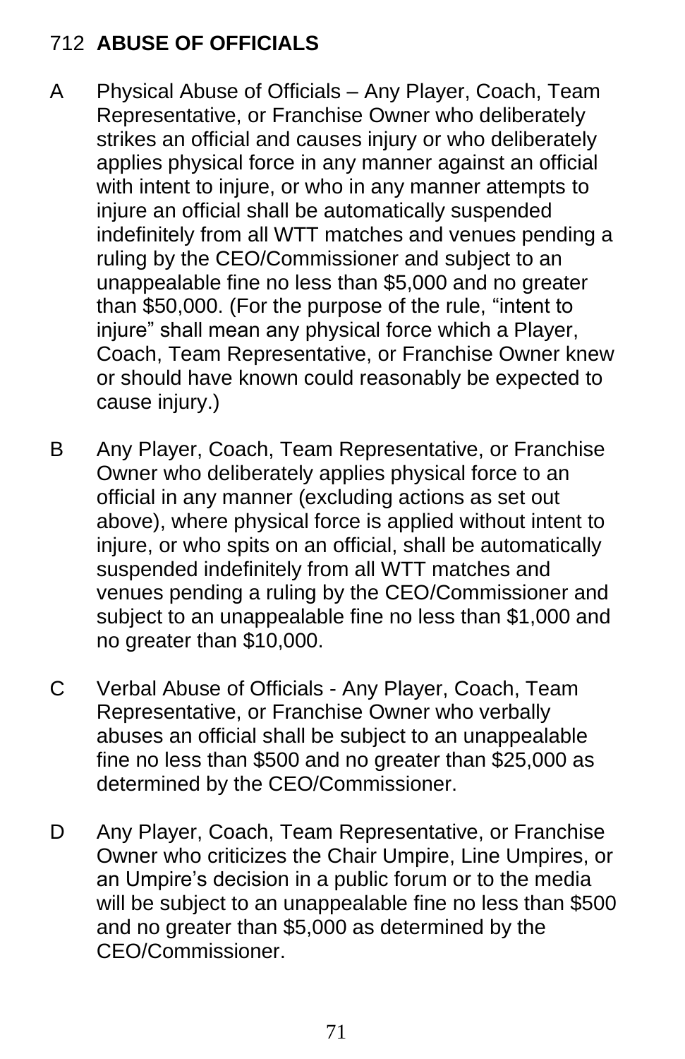## 712 **ABUSE OF OFFICIALS**

A Physical Abuse of Officials – Any Player, Coach, Team Representative, or Franchise Owner who deliberately strikes an official and causes injury or who deliberately applies physical force in any manner against an official with intent to injure, or who in any manner attempts to injure an official shall be automatically suspended indefinitely from all WTT matches and venues pending a ruling by the CEO/Commissioner and subject to an unappealable fine no less than $5,000 and no greater than $50,000. (For the purpose of the rule, "intent to injure" shall mean any physical force which a Player, Coach, Team Representative, or Franchise Owner knew or should have known could reasonably be expected to cause injury.)

B Any Player, Coach, Team Representative, or Franchise Owner who deliberately applies physical force to an official in any manner (excluding actions as set out above), where physical force is applied without intent to injure, or who spits on an official, shall be automatically suspended indefinitely from all WTT matches and venues pending a ruling by the CEO/Commissioner and subject to an unappealable fine no less than $1,000 and no greater than $10,000.

C Verbal Abuse of Officials - Any Player, Coach, Team Representative, or Franchise Owner who verbally abuses an official shall be subject to an unappealable fine no less than $500 and no greater than $25,000 as determined by the CEO/Commissioner.

D Any Player, Coach, Team Representative, or Franchise Owner who criticizes the Chair Umpire, Line Umpires, or an Umpire's decision in a public forum or to the media will be subject to an unappealable fine no less than $500 and no greater than $5,000 as determined by the CEO/Commissioner.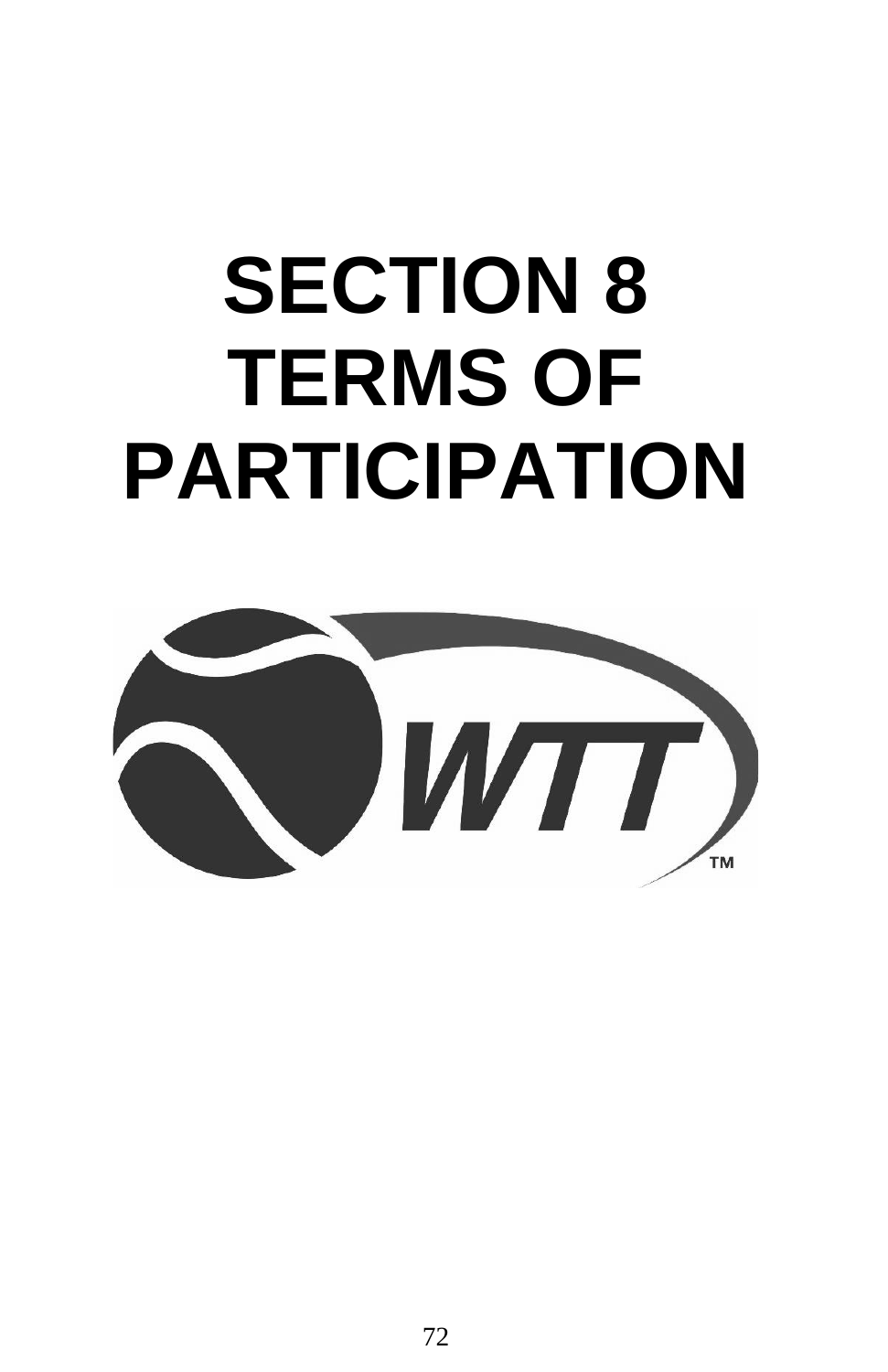# SECTION 8
# TERMS OF PARTICIPATION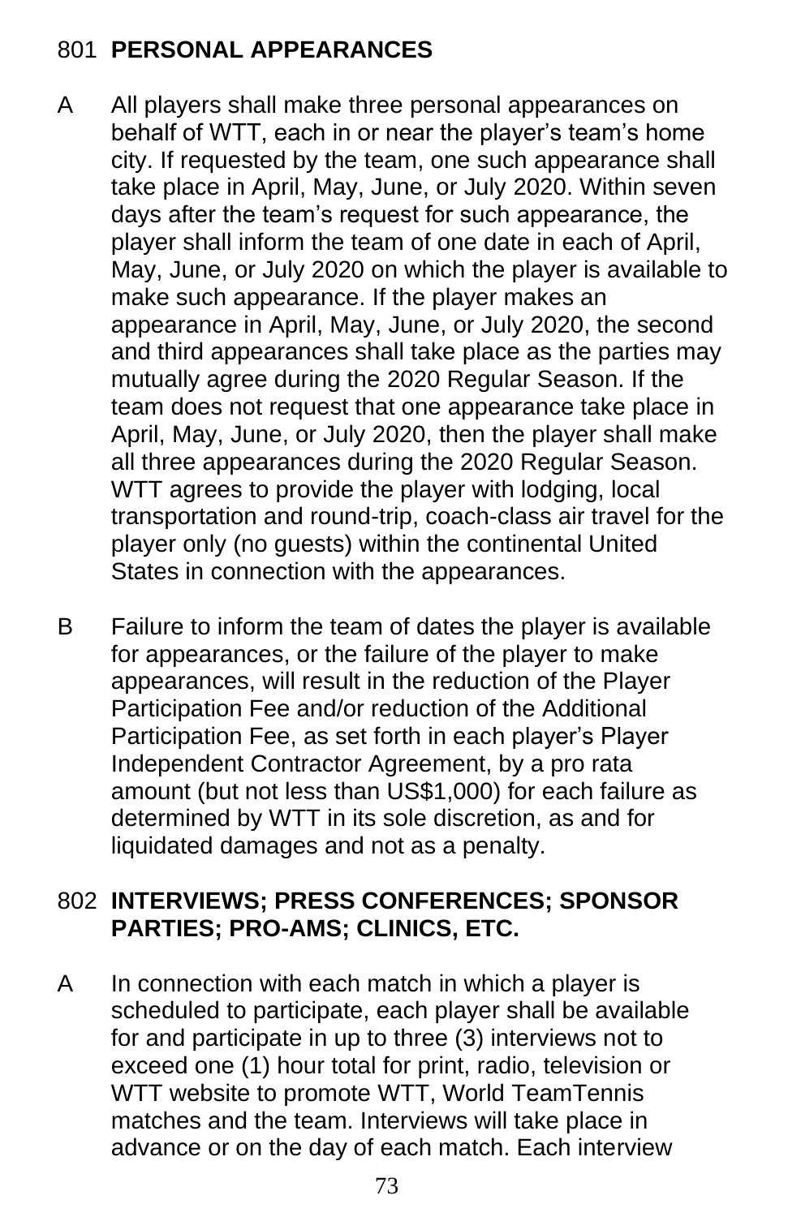## 801 PERSONAL APPEARANCES

A All players shall make three personal appearances on behalf of WTT, each in or near the player's team's home city. If requested by the team, one such appearance shall take place in April, May, June, or July 2020. Within seven days after the team's request for such appearance, the player shall inform the team of one date in each of April, May, June, or July 2020 on which the player is available to make such appearance. If the player makes an appearance in April, May, June, or July 2020, the second and third appearances shall take place as the parties may mutually agree during the 2020 Regular Season. If the team does not request that one appearance take place in April, May, June, or July 2020, then the player shall make all three appearances during the 2020 Regular Season. WTT agrees to provide the player with lodging, local transportation and round-trip, coach-class air travel for the player only (no guests) within the continental United States in connection with the appearances.

B Failure to inform the team of dates the player is available for appearances, or the failure of the player to make appearances, will result in the reduction of the Player Participation Fee and/or reduction of the Additional Participation Fee, as set forth in each player's Player Independent Contractor Agreement, by a pro rata amount (but not less than US$1,000) for each failure as determined by WTT in its sole discretion, as and for liquidated damages and not as a penalty.

## 802 INTERVIEWS; PRESS CONFERENCES; SPONSOR PARTIES; PRO-AMS; CLINICS, ETC.

A In connection with each match in which a player is scheduled to participate, each player shall be available for and participate in up to three (3) interviews not to exceed one (1) hour total for print, radio, television or WTT website to promote WTT, World TeamTennis matches and the team. Interviews will take place in advance or on the day of each match. Each interview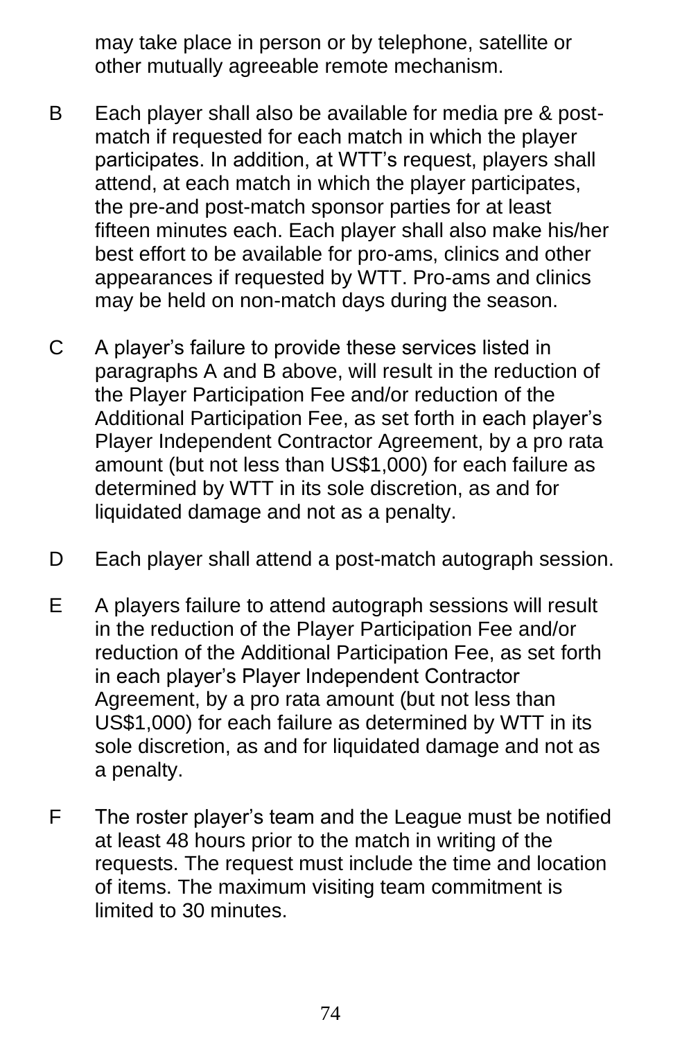may take place in person or by telephone, satellite or other mutually agreeable remote mechanism.

B Each player shall also be available for media pre & post-match if requested for each match in which the player participates. In addition, at WTT's request, players shall attend, at each match in which the player participates, the pre-and post-match sponsor parties for at least fifteen minutes each. Each player shall also make his/her best effort to be available for pro-ams, clinics and other appearances if requested by WTT. Pro-ams and clinics may be held on non-match days during the season.

C A player's failure to provide these services listed in paragraphs A and B above, will result in the reduction of the Player Participation Fee and/or reduction of the Additional Participation Fee, as set forth in each player's Player Independent Contractor Agreement, by a pro rata amount (but not less than US$1,000) for each failure as determined by WTT in its sole discretion, as and for liquidated damage and not as a penalty.

D Each player shall attend a post-match autograph session.

E A players failure to attend autograph sessions will result in the reduction of the Player Participation Fee and/or reduction of the Additional Participation Fee, as set forth in each player's Player Independent Contractor Agreement, by a pro rata amount (but not less than US$1,000) for each failure as determined by WTT in its sole discretion, as and for liquidated damage and not as a penalty.

F The roster player's team and the League must be notified at least 48 hours prior to the match in writing of the requests. The request must include the time and location of items. The maximum visiting team commitment is limited to 30 minutes.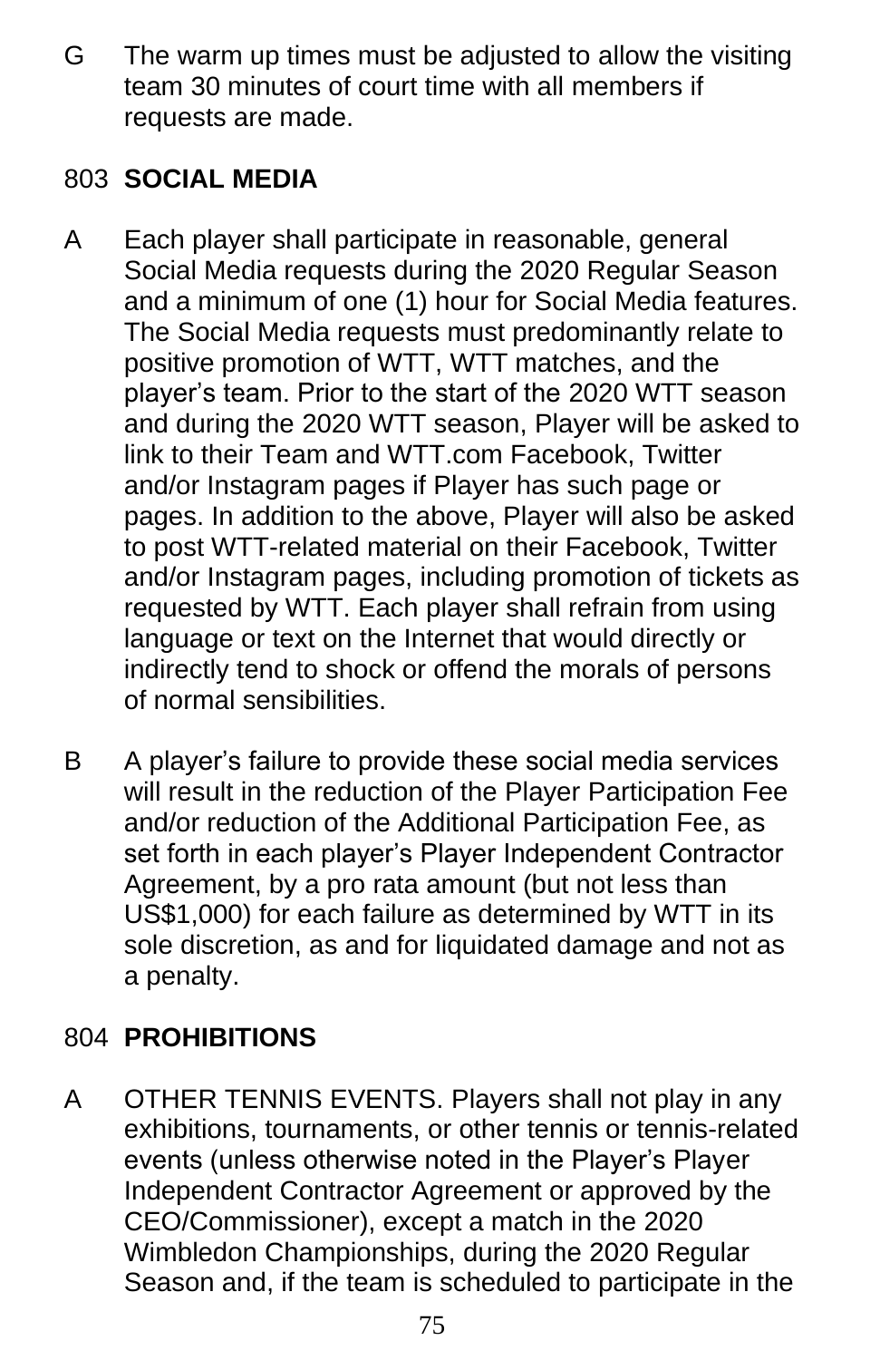G The warm up times must be adjusted to allow the visiting team 30 minutes of court time with all members if requests are made.

## 803 SOCIAL MEDIA

A Each player shall participate in reasonable, general Social Media requests during the 2020 Regular Season and a minimum of one (1) hour for Social Media features. The Social Media requests must predominantly relate to positive promotion of WTT, WTT matches, and the player's team. Prior to the start of the 2020 WTT season and during the 2020 WTT season, Player will be asked to link to their Team and WTT.com Facebook, Twitter and/or Instagram pages if Player has such page or pages. In addition to the above, Player will also be asked to post WTT-related material on their Facebook, Twitter and/or Instagram pages, including promotion of tickets as requested by WTT. Each player shall refrain from using language or text on the Internet that would directly or indirectly tend to shock or offend the morals of persons of normal sensibilities.

B A player's failure to provide these social media services will result in the reduction of the Player Participation Fee and/or reduction of the Additional Participation Fee, as set forth in each player's Player Independent Contractor Agreement, by a pro rata amount (but not less than US$1,000) for each failure as determined by WTT in its sole discretion, as and for liquidated damage and not as a penalty.

## 804 PROHIBITIONS

A OTHER TENNIS EVENTS. Players shall not play in any exhibitions, tournaments, or other tennis or tennis-related events (unless otherwise noted in the Player's Player Independent Contractor Agreement or approved by the CEO/Commissioner), except a match in the 2020 Wimbledon Championships, during the 2020 Regular Season and, if the team is scheduled to participate in the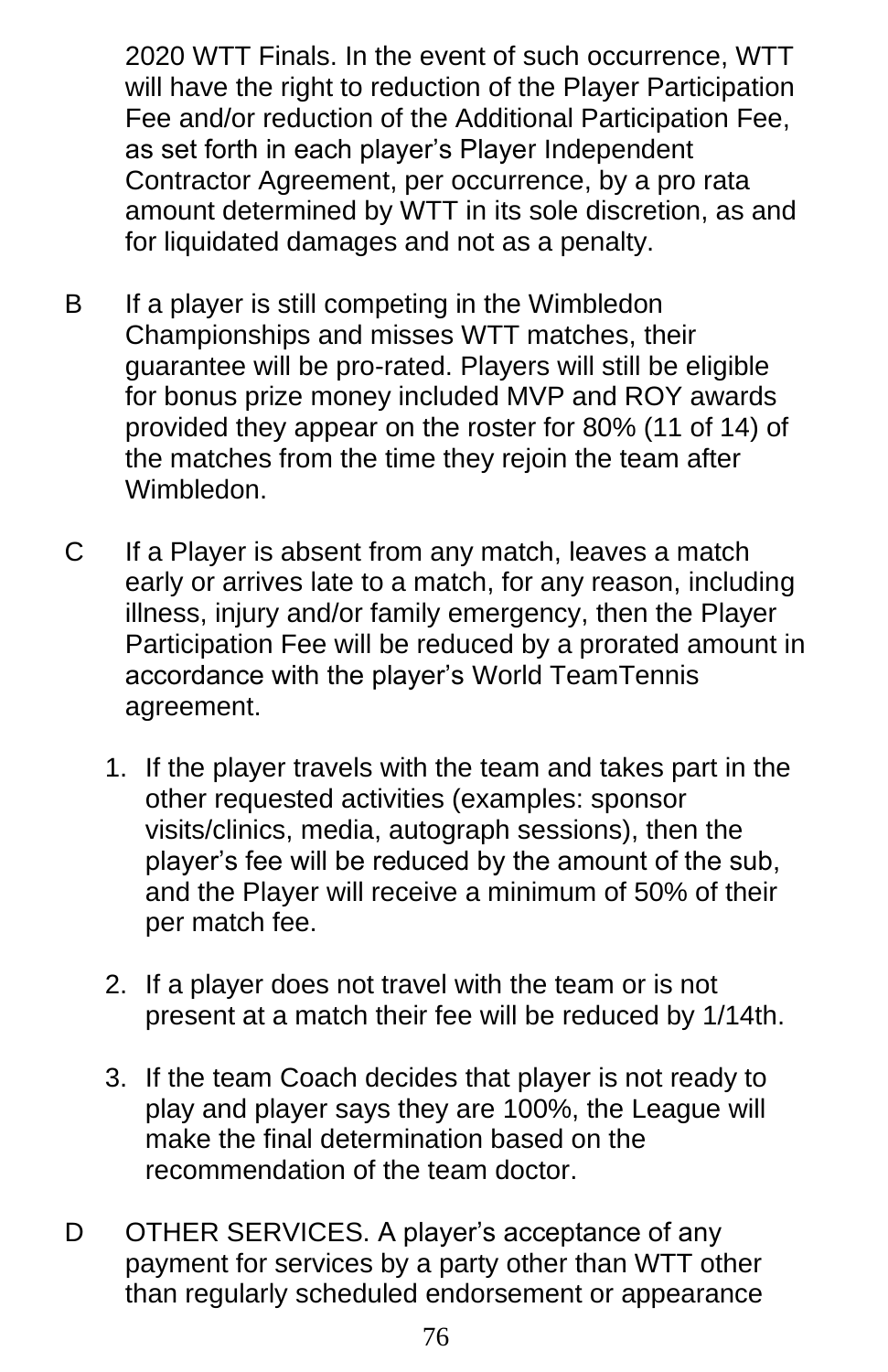2020 WTT Finals. In the event of such occurrence, WTT will have the right to reduction of the Player Participation Fee and/or reduction of the Additional Participation Fee, as set forth in each player's Player Independent Contractor Agreement, per occurrence, by a pro rata amount determined by WTT in its sole discretion, as and for liquidated damages and not as a penalty.

B If a player is still competing in the Wimbledon Championships and misses WTT matches, their guarantee will be pro-rated. Players will still be eligible for bonus prize money included MVP and ROY awards provided they appear on the roster for 80% (11 of 14) of the matches from the time they rejoin the team after Wimbledon.

C If a Player is absent from any match, leaves a match early or arrives late to a match, for any reason, including illness, injury and/or family emergency, then the Player Participation Fee will be reduced by a prorated amount in accordance with the player's World TeamTennis agreement.

1. If the player travels with the team and takes part in the other requested activities (examples: sponsor visits/clinics, media, autograph sessions), then the player's fee will be reduced by the amount of the sub, and the Player will receive a minimum of 50% of their per match fee.

2. If a player does not travel with the team or is not present at a match their fee will be reduced by 1/14th.

3. If the team Coach decides that player is not ready to play and player says they are 100%, the League will make the final determination based on the recommendation of the team doctor.

D OTHER SERVICES. A player's acceptance of any payment for services by a party other than WTT other than regularly scheduled endorsement or appearance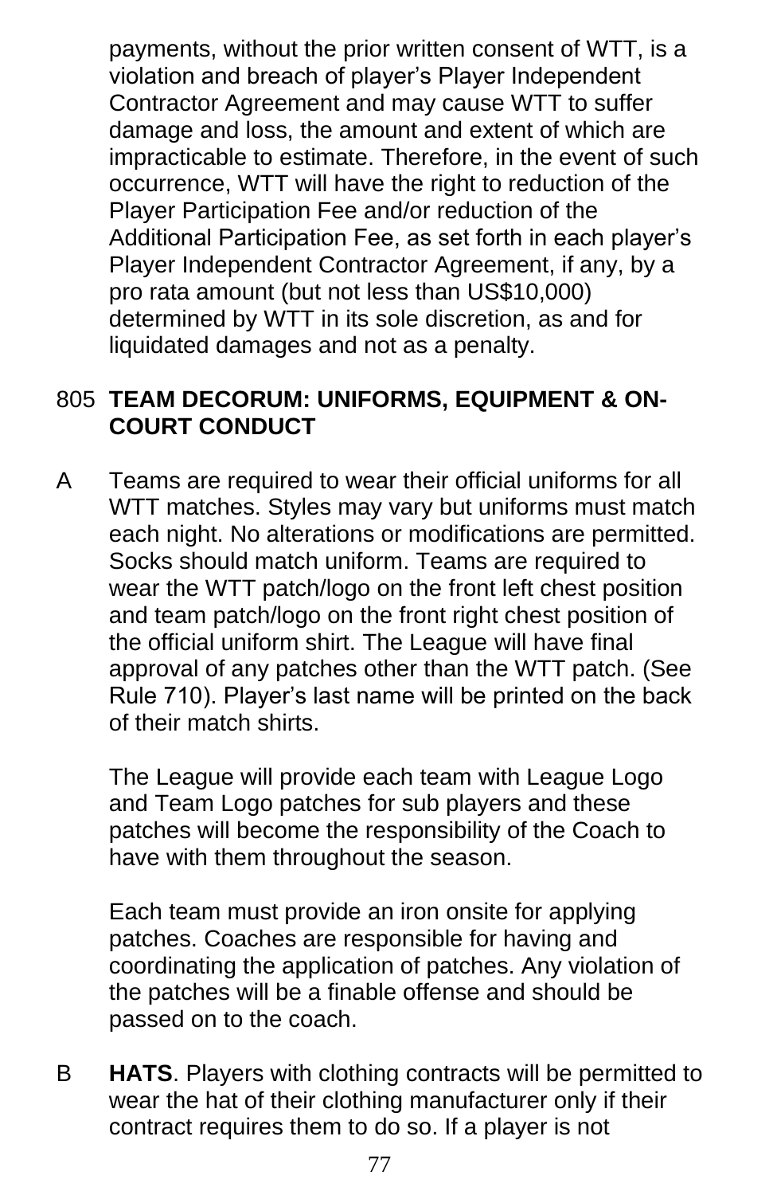payments, without the prior written consent of WTT, is a violation and breach of player's Player Independent Contractor Agreement and may cause WTT to suffer damage and loss, the amount and extent of which are impracticable to estimate. Therefore, in the event of such occurrence, WTT will have the right to reduction of the Player Participation Fee and/or reduction of the Additional Participation Fee, as set forth in each player's Player Independent Contractor Agreement, if any, by a pro rata amount (but not less than US$10,000) determined by WTT in its sole discretion, as and for liquidated damages and not as a penalty.

### 805 TEAM DECORUM: UNIFORMS, EQUIPMENT & ON-COURT CONDUCT

A Teams are required to wear their official uniforms for all WTT matches. Styles may vary but uniforms must match each night. No alterations or modifications are permitted. Socks should match uniform. Teams are required to wear the WTT patch/logo on the front left chest position and team patch/logo on the front right chest position of the official uniform shirt. The League will have final approval of any patches other than the WTT patch. (See Rule 710). Player's last name will be printed on the back of their match shirts.

The League will provide each team with League Logo and Team Logo patches for sub players and these patches will become the responsibility of the Coach to have with them throughout the season.

Each team must provide an iron onsite for applying patches. Coaches are responsible for having and coordinating the application of patches. Any violation of the patches will be a finable offense and should be passed on to the coach.

B **HATS**. Players with clothing contracts will be permitted to wear the hat of their clothing manufacturer only if their contract requires them to do so. If a player is not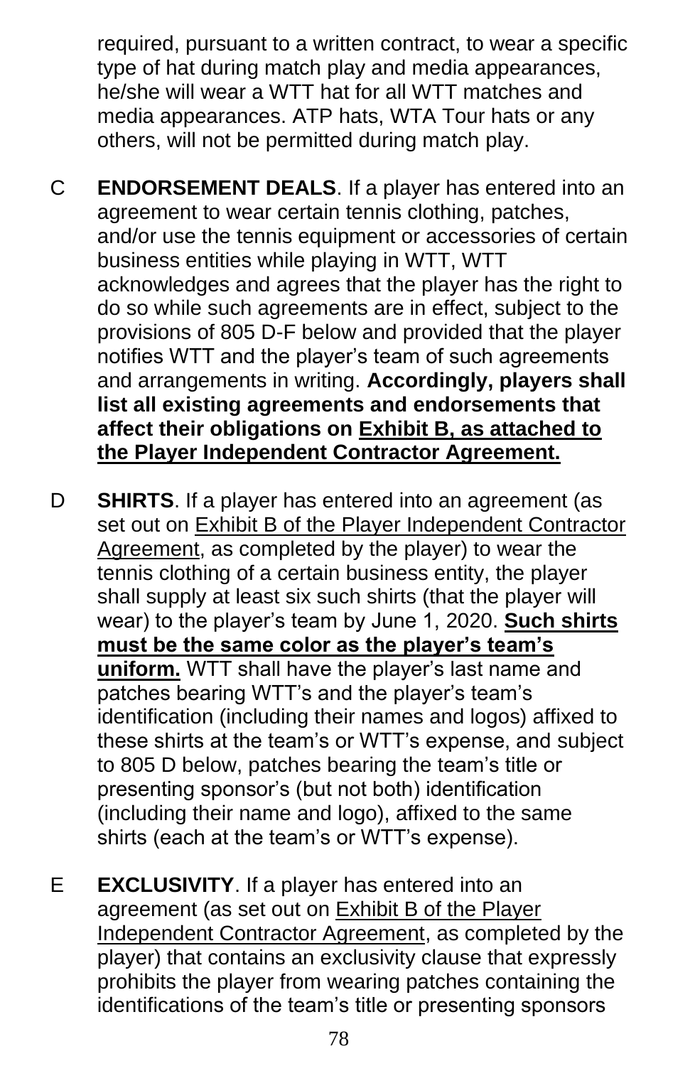required, pursuant to a written contract, to wear a specific type of hat during match play and media appearances, he/she will wear a WTT hat for all WTT matches and media appearances. ATP hats, WTA Tour hats or any others, will not be permitted during match play.

C **ENDORSEMENT DEALS**. If a player has entered into an agreement to wear certain tennis clothing, patches, and/or use the tennis equipment or accessories of certain business entities while playing in WTT, WTT acknowledges and agrees that the player has the right to do so while such agreements are in effect, subject to the provisions of 805 D-F below and provided that the player notifies WTT and the player's team of such agreements and arrangements in writing. **Accordingly, players shall list all existing agreements and endorsements that affect their obligations on <u>Exhibit B, as attached to the Player Independent Contractor Agreement.</u>**

D **SHIRTS**. If a player has entered into an agreement (as set out on <u>Exhibit B of the Player Independent Contractor Agreement</u>, as completed by the player) to wear the tennis clothing of a certain business entity, the player shall supply at least six such shirts (that the player will wear) to the player's team by June 1, 2020. **<u>Such shirts must be the same color as the player's team's uniform.</u>** WTT shall have the player's last name and patches bearing WTT's and the player's team's identification (including their names and logos) affixed to these shirts at the team's or WTT's expense, and subject to 805 D below, patches bearing the team's title or presenting sponsor's (but not both) identification (including their name and logo), affixed to the same shirts (each at the team's or WTT's expense).

E **EXCLUSIVITY**. If a player has entered into an agreement (as set out on <u>Exhibit B of the Player Independent Contractor Agreement</u>, as completed by the player) that contains an exclusivity clause that expressly prohibits the player from wearing patches containing the identifications of the team's title or presenting sponsors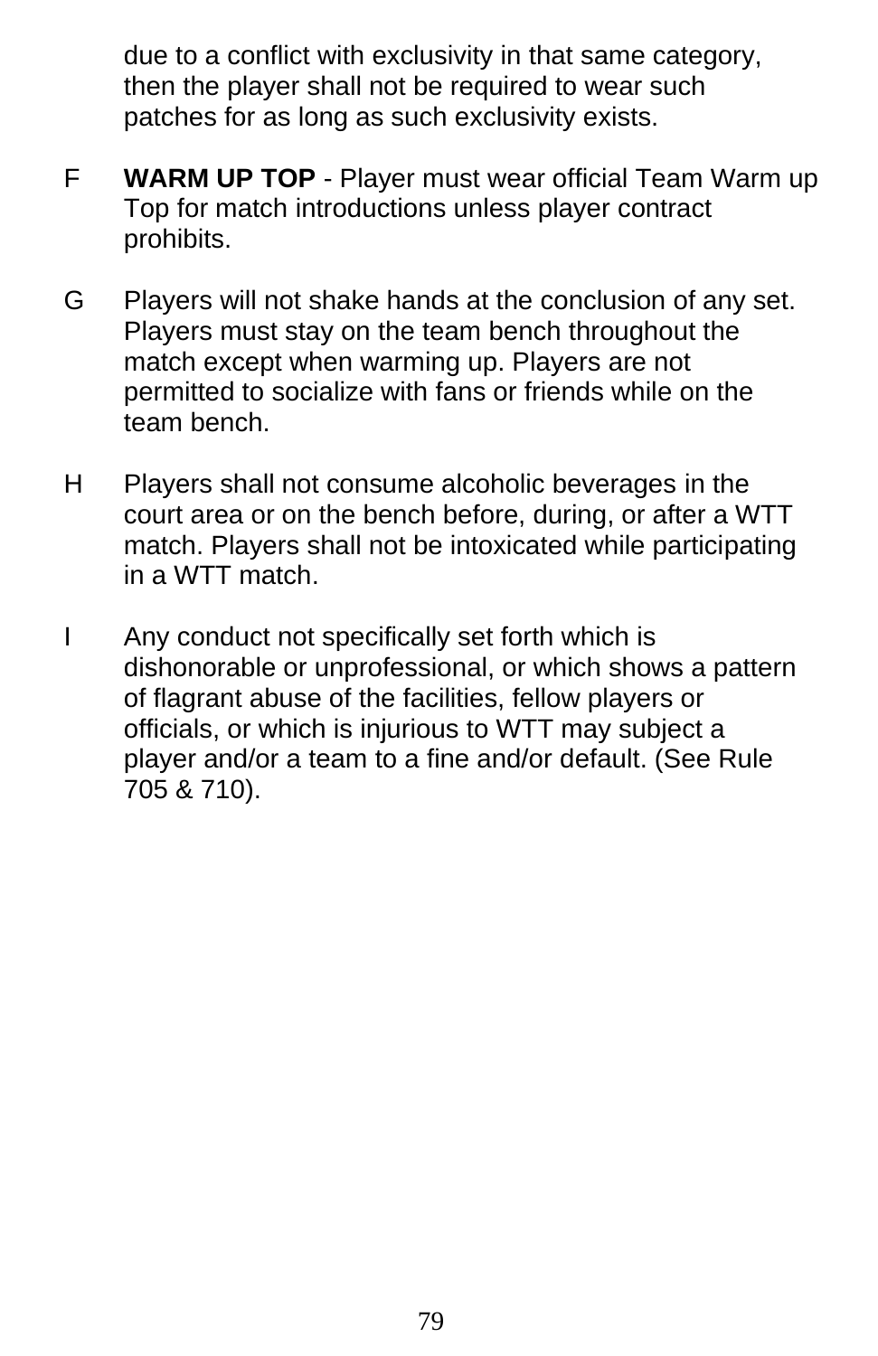due to a conflict with exclusivity in that same category, then the player shall not be required to wear such patches for as long as such exclusivity exists.

F **WARM UP TOP** - Player must wear official Team Warm up Top for match introductions unless player contract prohibits.

G Players will not shake hands at the conclusion of any set. Players must stay on the team bench throughout the match except when warming up. Players are not permitted to socialize with fans or friends while on the team bench.

H Players shall not consume alcoholic beverages in the court area or on the bench before, during, or after a WTT match. Players shall not be intoxicated while participating in a WTT match.

I Any conduct not specifically set forth which is dishonorable or unprofessional, or which shows a pattern of flagrant abuse of the facilities, fellow players or officials, or which is injurious to WTT may subject a player and/or a team to a fine and/or default. (See Rule 705 & 710).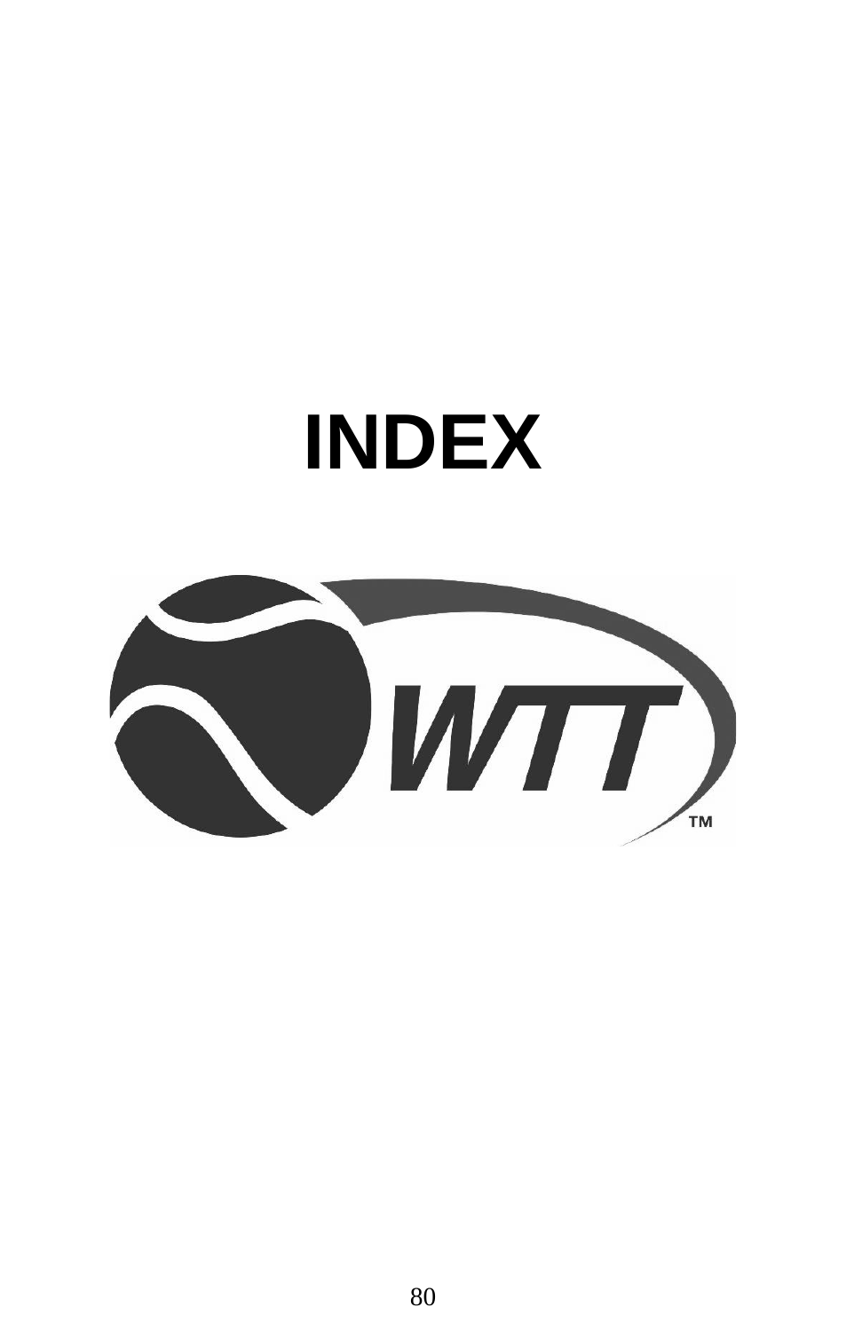# INDEX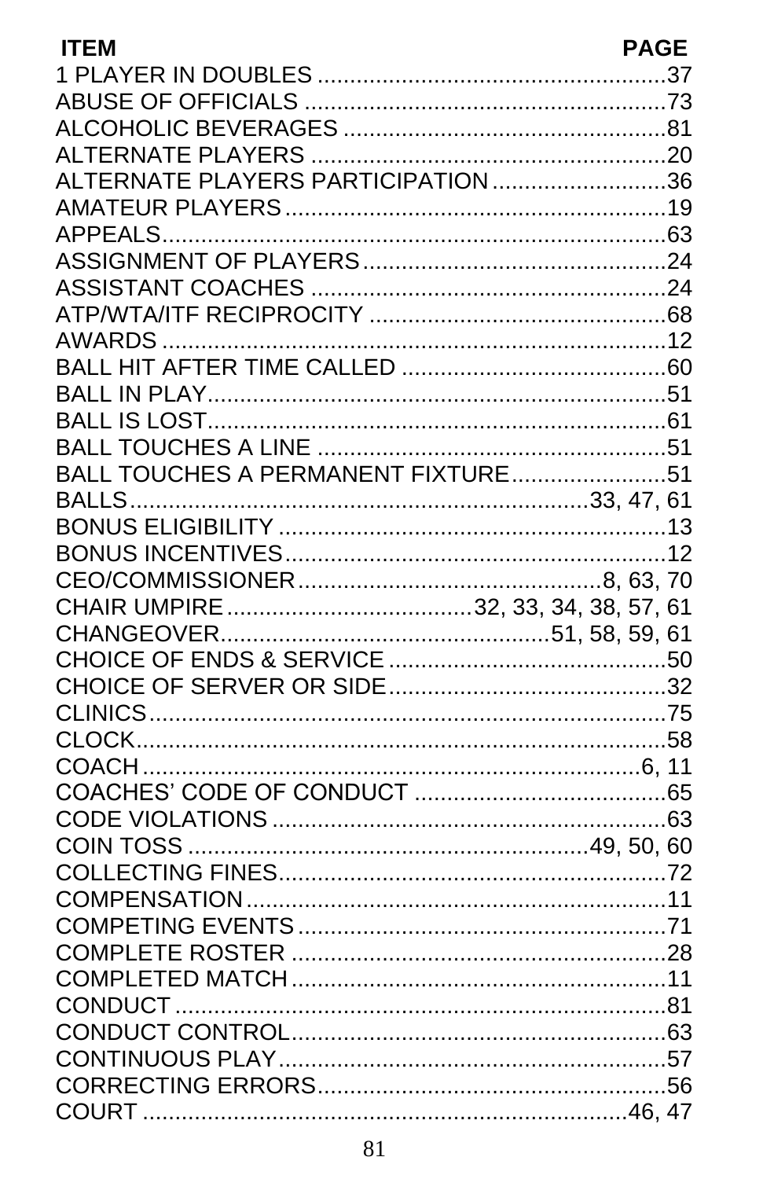| ITEM | PAGE |
|---|---|
| 1 PLAYER IN DOUBLES | 37 |
| ABUSE OF OFFICIALS | 73 |
| ALCOHOLIC BEVERAGES | 81 |
| ALTERNATE PLAYERS | 20 |
| ALTERNATE PLAYERS PARTICIPATION | 36 |
| AMATEUR PLAYERS | 19 |
| APPEALS | 63 |
| ASSIGNMENT OF PLAYERS | 24 |
| ASSISTANT COACHES | 24 |
| ATP/WTA/ITF RECIPROCITY | 68 |
| AWARDS | 12 |
| BALL HIT AFTER TIME CALLED | 60 |
| BALL IN PLAY | 51 |
| BALL IS LOST | 61 |
| BALL TOUCHES A LINE | 51 |
| BALL TOUCHES A PERMANENT FIXTURE | 51 |
| BALLS | 33, 47, 61 |
| BONUS ELIGIBILITY | 13 |
| BONUS INCENTIVES | 12 |
| CEO/COMMISSIONER | 8, 63, 70 |
| CHAIR UMPIRE | 32, 33, 34, 38, 57, 61 |
| CHANGEOVER | 51, 58, 59, 61 |
| CHOICE OF ENDS & SERVICE | 50 |
| CHOICE OF SERVER OR SIDE | 32 |
| CLINICS | 75 |
| CLOCK | 58 |
| COACH | 6, 11 |
| COACHES' CODE OF CONDUCT | 65 |
| CODE VIOLATIONS | 63 |
| COIN TOSS | 49, 50, 60 |
| COLLECTING FINES | 72 |
| COMPENSATION | 11 |
| COMPETING EVENTS | 71 |
| COMPLETE ROSTER | 28 |
| COMPLETED MATCH | 11 |
| CONDUCT | 81 |
| CONDUCT CONTROL | 63 |
| CONTINUOUS PLAY | 57 |
| CORRECTING ERRORS | 56 |
| COURT | 46, 47 |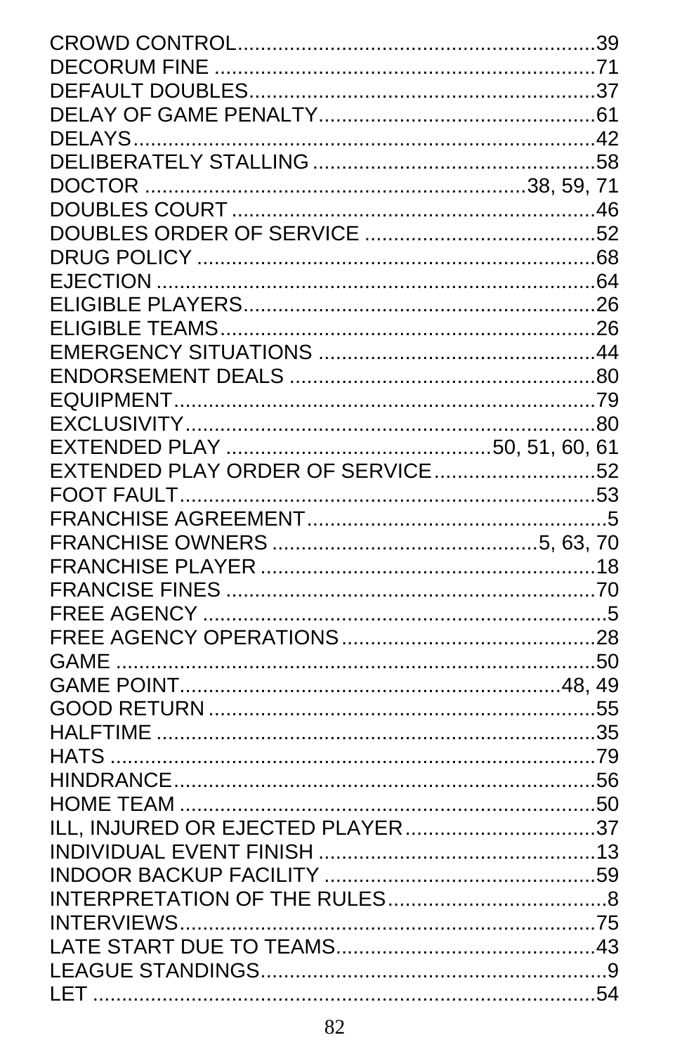CROWD CONTROL............................................................39
DECOROUM FINE ............................................................71
DEFAULT DOUBLES..........................................................37
DELAY OF GAME PENALTY...............................................61
DELAYS..........................................................................42
DELIBERATELY STALLING ...............................................58
DOCTOR ..................................................................38, 59, 71
DOUBLES COURT ............................................................46
DOUBLES ORDER OF SERVICE .......................................52
DRUG POLICY .................................................................68
EJECTION .......................................................................64
ELIGIBLE PLAYERS..........................................................26
ELIGIBLE TEAMS..............................................................26
EMERGENCY SITUATIONS ...............................................44
ENDORSEMENT DEALS ...................................................80
EQUIPMENT.....................................................................79
EXCLUSIVITY...................................................................80
EXTENDED PLAY .......................................50, 51, 60, 61
EXTENDED PLAY ORDER OF SERVICE...........................52
FOOT FAULT.....................................................................53
FRANCHISE AGREEMENT..................................................5
FRANCHISE OWNERS .......................................5, 63, 70
FRANCHISE PLAYER ........................................................18
FRANCISE FINES .............................................................70
FREE AGENCY ....................................................................5
FREE AGENCY OPERATIONS...........................................28
GAME ...............................................................................50
GAME POINT...............................................................48, 49
GOOD RETURN ................................................................55
HALFTIME ........................................................................35
HATS ................................................................................79
HINDRANCE.....................................................................56
HOME TEAM ....................................................................50
ILL, INJURED OR EJECTED PLAYER................................37
INDIVIDUAL EVENT FINISH ...............................................13
INDOOR BACKUP FACILITY ...............................................59
INTERPRETATION OF THE RULES.......................................8
INTERVIEWS.....................................................................75
LATE START DUE TO TEAMS.............................................43
LEAGUE STANDINGS............................................................9
LET ...................................................................................54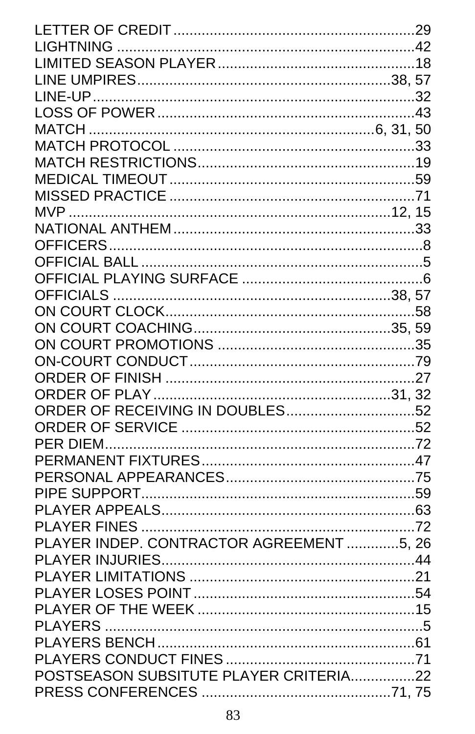LETTER OF CREDIT ........................................................29
LIGHTNING ....................................................................42
LIMITED SEASON PLAYER ..............................................18
LINE UMPIRES ..........................................................38, 57
LINE-UP .........................................................................32
LOSS OF POWER ...........................................................43
MATCH .................................................................6, 31, 50
MATCH PROTOCOL .......................................................33
MATCH RESTRICTIONS..................................................19
MEDICAL TIMEOUT ........................................................59
MISSED PRACTICE ........................................................71
MVP ......................................................................12, 15
NATIONAL ANTHEM.......................................................33
OFFICERS ........................................................................8
OFFICIAL BALL ................................................................5
OFFICIAL PLAYING SURFACE ..........................................6
OFFICIALS ...........................................................38, 57
ON COURT CLOCK..........................................................58
ON COURT COACHING...........................................35, 59
ON COURT PROMOTIONS ..............................................35
ON-COURT CONDUCT ....................................................79
ORDER OF FINISH .........................................................27
ORDER OF PLAY .....................................................31, 32
ORDER OF RECEIVING IN DOUBLES...............................52
ORDER OF SERVICE .......................................................52
PER DIEM........................................................................72
PERMANENT FIXTURES.................................................47
PERSONAL APPEARANCES............................................75
PIPE SUPPORT...............................................................59
PLAYER APPEALS..........................................................63
PLAYER FINES ...............................................................72
PLAYER INDEP. CONTRACTOR AGREEMENT .............5, 26
PLAYER INJURIES..........................................................44
PLAYER LIMITATIONS ....................................................21
PLAYER LOSES POINT ...................................................54
PLAYER OF THE WEEK ..................................................15
PLAYERS ..........................................................................5
PLAYERS BENCH ...........................................................61
PLAYERS CONDUCT FINES ...........................................71
POSTSEASON SUBSITUTE PLAYER CRITERIA................22
PRESS CONFERENCES .........................................71, 75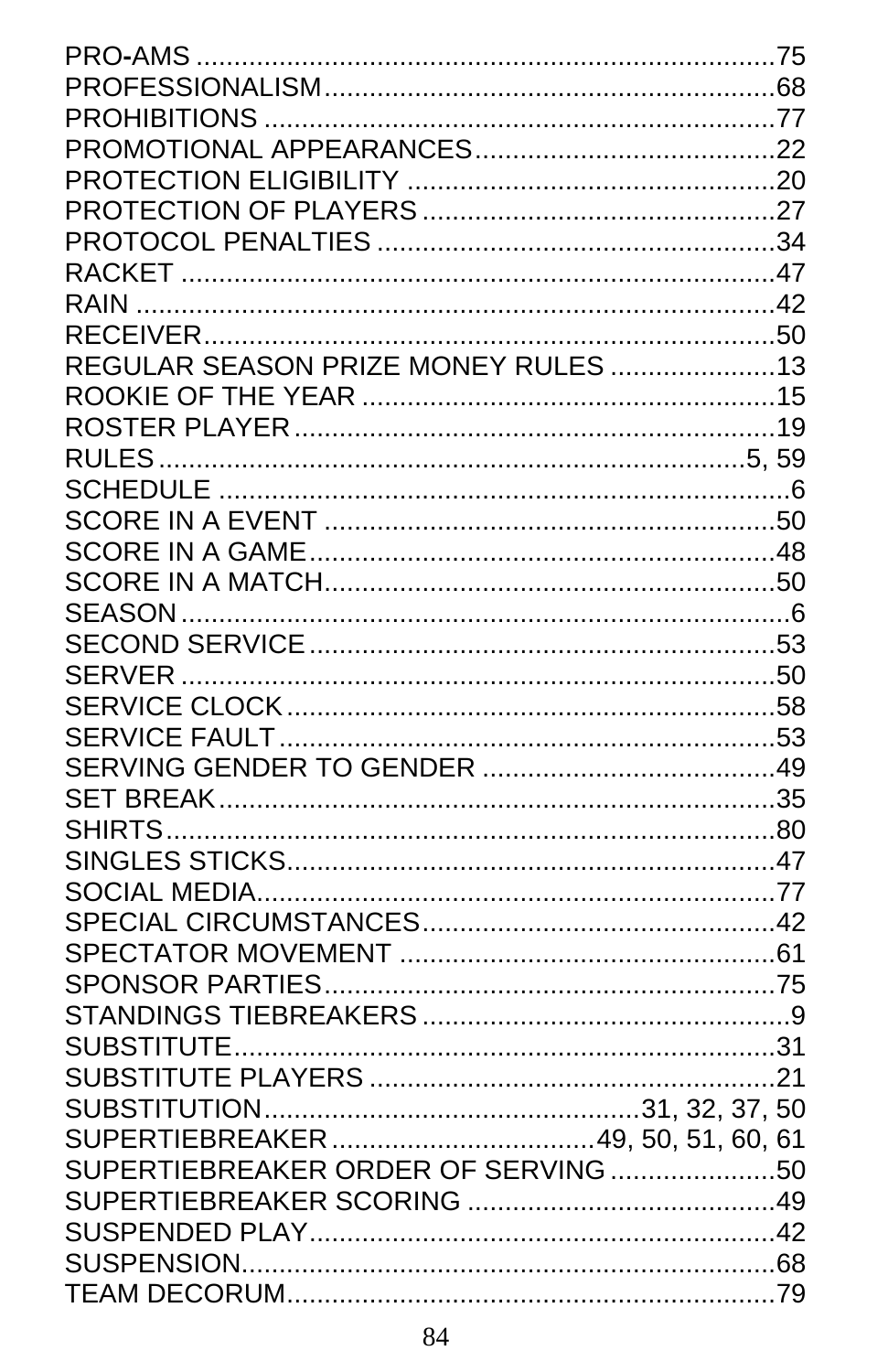PRO-AMS ............................................................................75
PROFESSIONALISM...........................................................68
PROHIBITIONS ..................................................................77
PROMOTIONAL APPEARANCES.......................................22
PROTECTION ELIGIBILITY ................................................20
PROTECTION OF PLAYERS ..............................................27
PROTOCOL PENALTIES ....................................................34
RACKET ............................................................................47
RAIN ..................................................................................42
RECEIVER..........................................................................50
REGULAR SEASON PRIZE MONEY RULES .....................13
ROOKIE OF THE YEAR ......................................................15
ROSTER PLAYER...............................................................19
RULES ..........................................................................5, 59
SCHEDULE ..........................................................................6
SCORE IN A EVENT ...........................................................50
SCORE IN A GAME.............................................................48
SCORE IN A MATCH...........................................................50
SEASON ...............................................................................6
SECOND SERVICE.............................................................53
SERVER .............................................................................50
SERVICE CLOCK................................................................58
SERVICE FAULT.................................................................53
SERVING GENDER TO GENDER ......................................49
SET BREAK.........................................................................35
SHIRTS................................................................................80
SINGLES STICKS................................................................47
SOCIAL MEDIA....................................................................77
SPECIAL CIRCUMSTANCES..............................................42
SPECTATOR MOVEMENT .................................................61
SPONSOR PARTIES...........................................................75
STANDINGS TIEBREAKERS ................................................9
SUBSTITUTE.......................................................................31
SUBSTITUTE PLAYERS .....................................................21
SUBSTITUTION.................................................31, 32, 37, 50
SUPERTIEBREAKER ................................49, 50, 51, 60, 61
SUPERTIEBREAKER ORDER OF SERVING .....................50
SUPERTIEBREAKER SCORING ........................................49
SUSPENDED PLAY.............................................................42
SUSPENSION......................................................................68
TEAM DECORUM................................................................79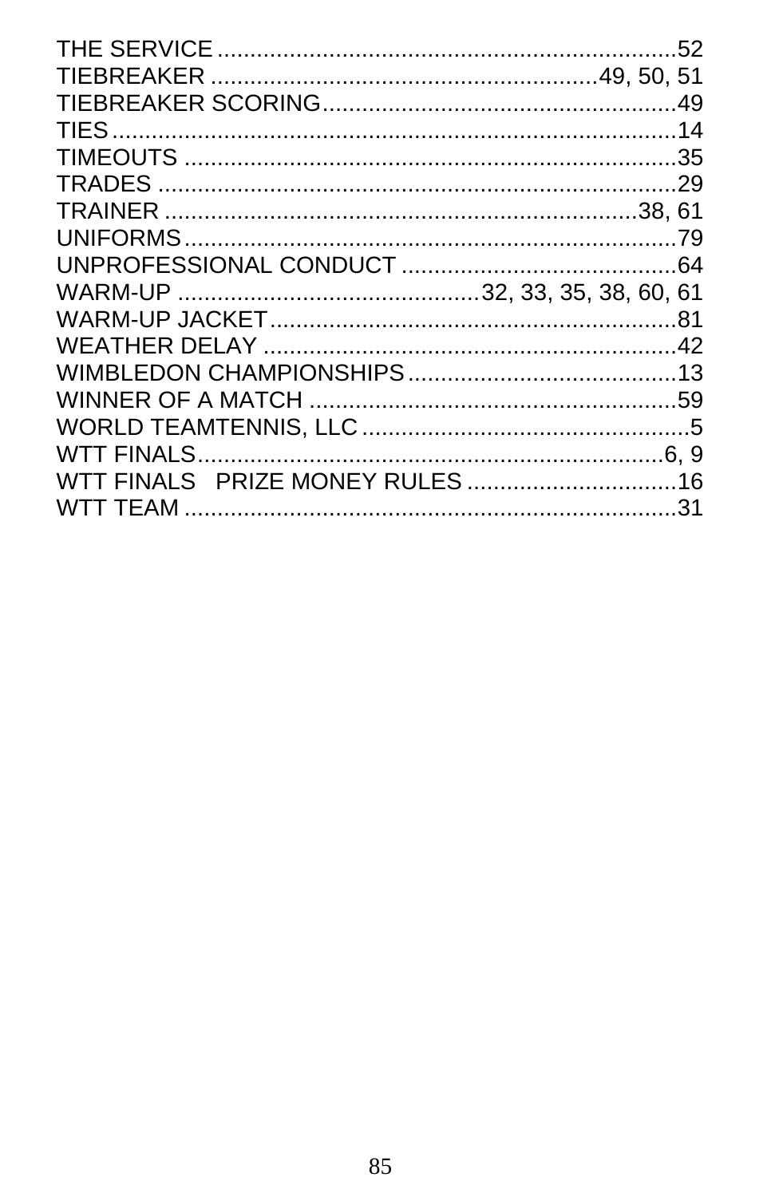THE SERVICE ....................................................................52
TIEBREAKER .......................................................49, 50, 51
TIEBREAKER SCORING.....................................................49
TIES.......................................................................................14
TIMEOUTS ..........................................................................35
TRADES ...............................................................................29
TRAINER ........................................................................38, 61
UNIFORMS...........................................................................79
UNPROFESSIONAL CONDUCT ..........................................64
WARM-UP .............................................32, 33, 35, 38, 60, 61
WARM-UP JACKET..............................................................81
WEATHER DELAY ...............................................................42
WIMBLEDON CHAMPIONSHIPS.........................................13
WINNER OF A MATCH ........................................................59
WORLD TEAMTENNIS, LLC ..................................................5
WTT FINALS.......................................................................6, 9
WTT FINALS   PRIZE MONEY RULES ................................16
WTT TEAM ...........................................................................31